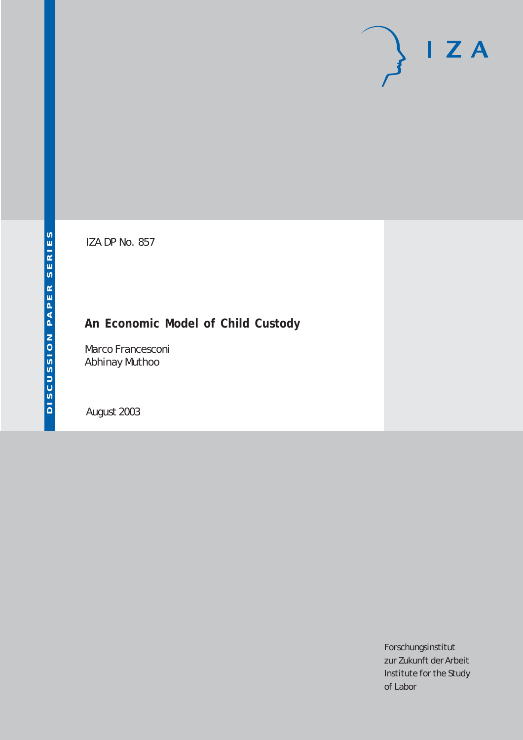IZA DP No. 857

# An Economic Model of Child Custody

Marco Francesconi
Abhinay Muthoo

August 2003

Forschungsinstitut
zur Zukunft der Arbeit
Institute for the Study
of Labor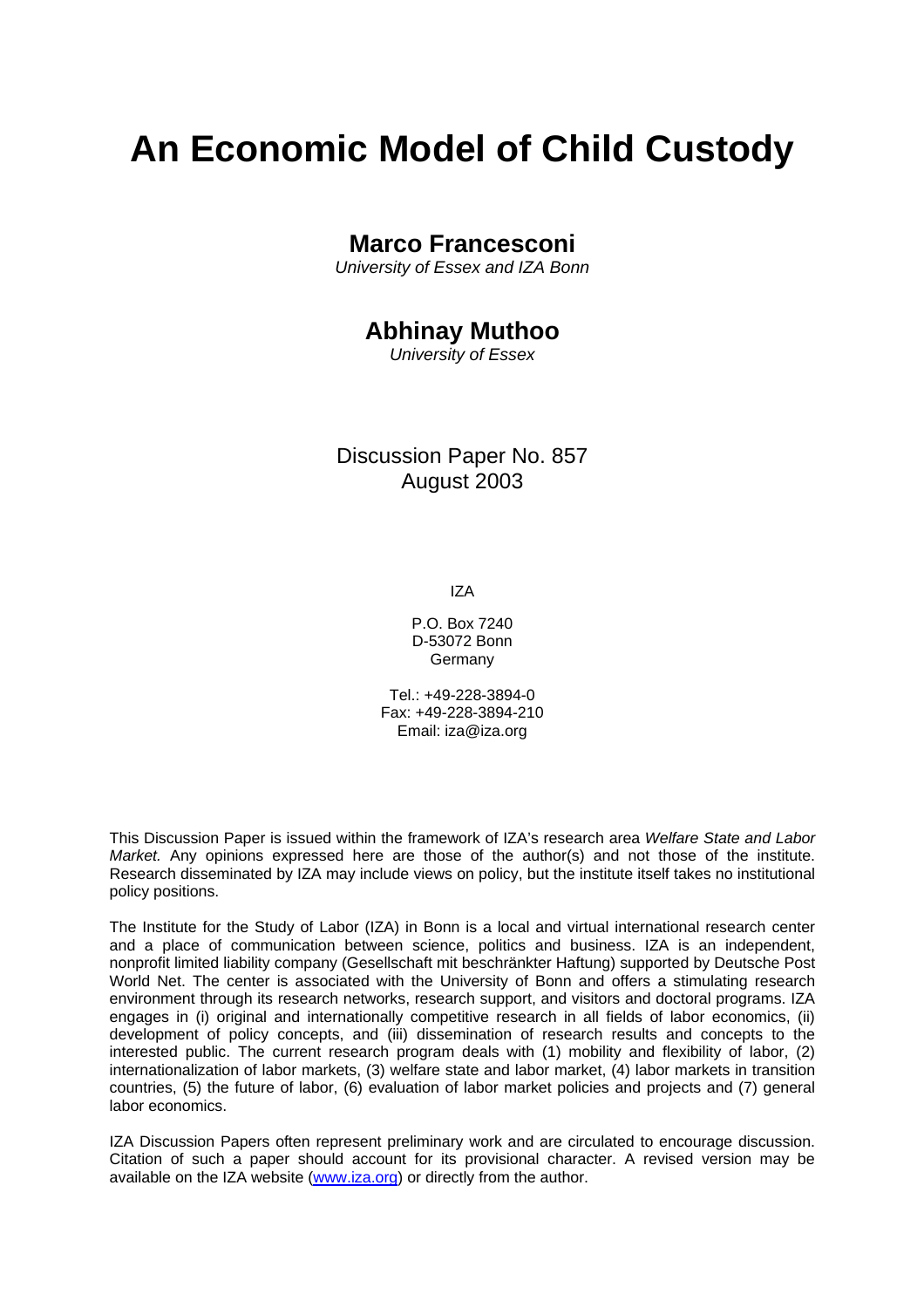# An Economic Model of Child Custody

## Marco Francesconi

*University of Essex and IZA Bonn*

## Abhinay Muthoo

*University of Essex*

Discussion Paper No. 857
August 2003

IZA

P.O. Box 7240
D-53072 Bonn
Germany

Tel.: +49-228-3894-0
Fax: +49-228-3894-210
Email: iza@iza.org

This Discussion Paper is issued within the framework of IZA's research area *Welfare State and Labor Market.* Any opinions expressed here are those of the author(s) and not those of the institute. Research disseminated by IZA may include views on policy, but the institute itself takes no institutional policy positions.

The Institute for the Study of Labor (IZA) in Bonn is a local and virtual international research center and a place of communication between science, politics and business. IZA is an independent, nonprofit limited liability company (Gesellschaft mit beschränkter Haftung) supported by Deutsche Post World Net. The center is associated with the University of Bonn and offers a stimulating research environment through its research networks, research support, and visitors and doctoral programs. IZA engages in (i) original and internationally competitive research in all fields of labor economics, (ii) development of policy concepts, and (iii) dissemination of research results and concepts to the interested public. The current research program deals with (1) mobility and flexibility of labor, (2) internationalization of labor markets, (3) welfare state and labor market, (4) labor markets in transition countries, (5) the future of labor, (6) evaluation of labor market policies and projects and (7) general labor economics.

IZA Discussion Papers often represent preliminary work and are circulated to encourage discussion. Citation of such a paper should account for its provisional character. A revised version may be available on the IZA website (www.iza.org) or directly from the author.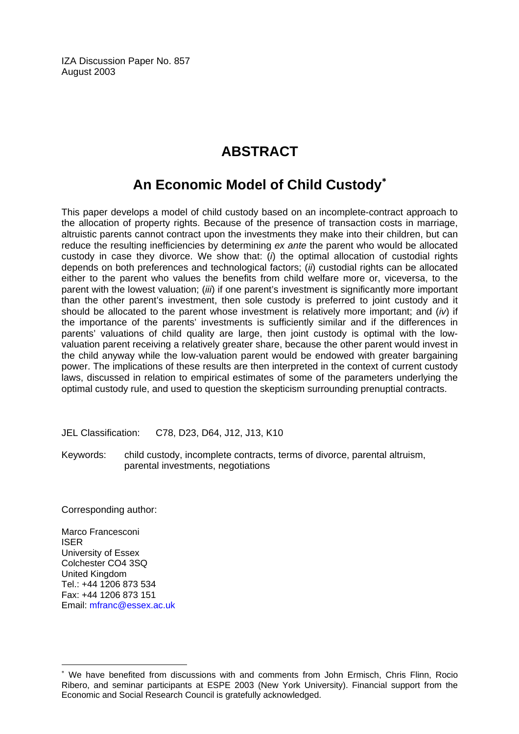IZA Discussion Paper No. 857
August 2003

# ABSTRACT

## An Economic Model of Child Custody[∗]

This paper develops a model of child custody based on an incomplete-contract approach to the allocation of property rights. Because of the presence of transaction costs in marriage, altruistic parents cannot contract upon the investments they make into their children, but can reduce the resulting inefficiencies by determining *ex ante* the parent who would be allocated custody in case they divorce. We show that: (*i*) the optimal allocation of custodial rights depends on both preferences and technological factors; (*ii*) custodial rights can be allocated either to the parent who values the benefits from child welfare more or, viceversa, to the parent with the lowest valuation; (*iii*) if one parent's investment is significantly more important than the other parent's investment, then sole custody is preferred to joint custody and it should be allocated to the parent whose investment is relatively more important; and (*iv*) if the importance of the parents' investments is sufficiently similar and if the differences in parents' valuations of child quality are large, then joint custody is optimal with the low-valuation parent receiving a relatively greater share, because the other parent would invest in the child anyway while the low-valuation parent would be endowed with greater bargaining power. The implications of these results are then interpreted in the context of current custody laws, discussed in relation to empirical estimates of some of the parameters underlying the optimal custody rule, and used to question the skepticism surrounding prenuptial contracts.

JEL Classification: C78, D23, D64, J12, J13, K10

Keywords: child custody, incomplete contracts, terms of divorce, parental altruism, parental investments, negotiations

Corresponding author:

Marco Francesconi
ISER
University of Essex
Colchester CO4 3SQ
United Kingdom
Tel.: +44 1206 873 534
Fax: +44 1206 873 151
Email: mfranc@essex.ac.uk

[∗] We have benefited from discussions with and comments from John Ermisch, Chris Flinn, Rocio Ribero, and seminar participants at ESPE 2003 (New York University). Financial support from the Economic and Social Research Council is gratefully acknowledged.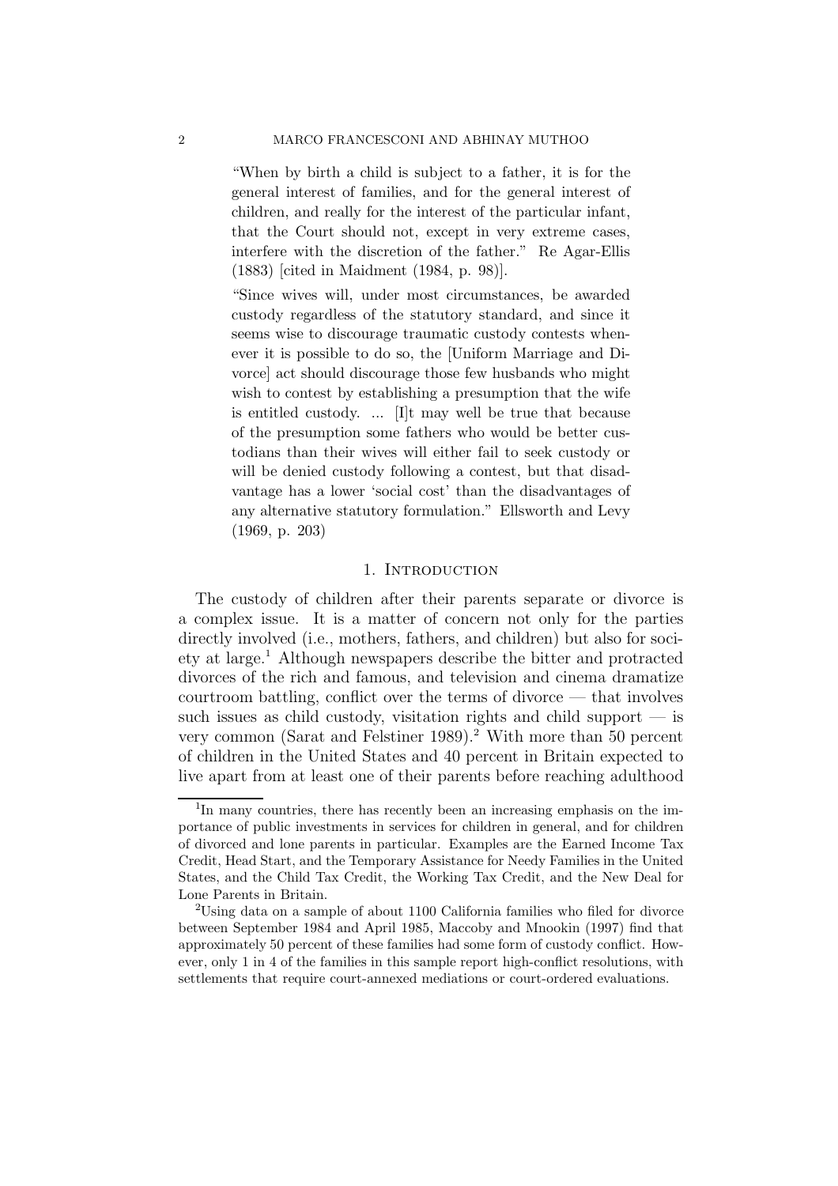> "When by birth a child is subject to a father, it is for the general interest of families, and for the general interest of children, and really for the interest of the particular infant, that the Court should not, except in very extreme cases, interfere with the discretion of the father." Re Agar-Ellis (1883) [cited in Maidment (1984, p. 98)].

> "Since wives will, under most circumstances, be awarded custody regardless of the statutory standard, and since it seems wise to discourage traumatic custody contests whenever it is possible to do so, the [Uniform Marriage and Divorce] act should discourage those few husbands who might wish to contest by establishing a presumption that the wife is entitled custody. ... [I]t may well be true that because of the presumption some fathers who would be better custodians than their wives will either fail to seek custody or will be denied custody following a contest, but that disadvantage has a lower 'social cost' than the disadvantages of any alternative statutory formulation." Ellsworth and Levy (1969, p. 203)

## 1. Introduction

The custody of children after their parents separate or divorce is a complex issue. It is a matter of concern not only for the parties directly involved (i.e., mothers, fathers, and children) but also for society at large.[1] Although newspapers describe the bitter and protracted divorces of the rich and famous, and television and cinema dramatize courtroom battling, conflict over the terms of divorce — that involves such issues as child custody, visitation rights and child support — is very common (Sarat and Felstiner 1989).[2] With more than 50 percent of children in the United States and 40 percent in Britain expected to live apart from at least one of their parents before reaching adulthood

[1] In many countries, there has recently been an increasing emphasis on the importance of public investments in services for children in general, and for children of divorced and lone parents in particular. Examples are the Earned Income Tax Credit, Head Start, and the Temporary Assistance for Needy Families in the United States, and the Child Tax Credit, the Working Tax Credit, and the New Deal for Lone Parents in Britain.

[2] Using data on a sample of about 1100 California families who filed for divorce between September 1984 and April 1985, Maccoby and Mnookin (1997) find that approximately 50 percent of these families had some form of custody conflict. However, only 1 in 4 of the families in this sample report high-conflict resolutions, with settlements that require court-annexed mediations or court-ordered evaluations.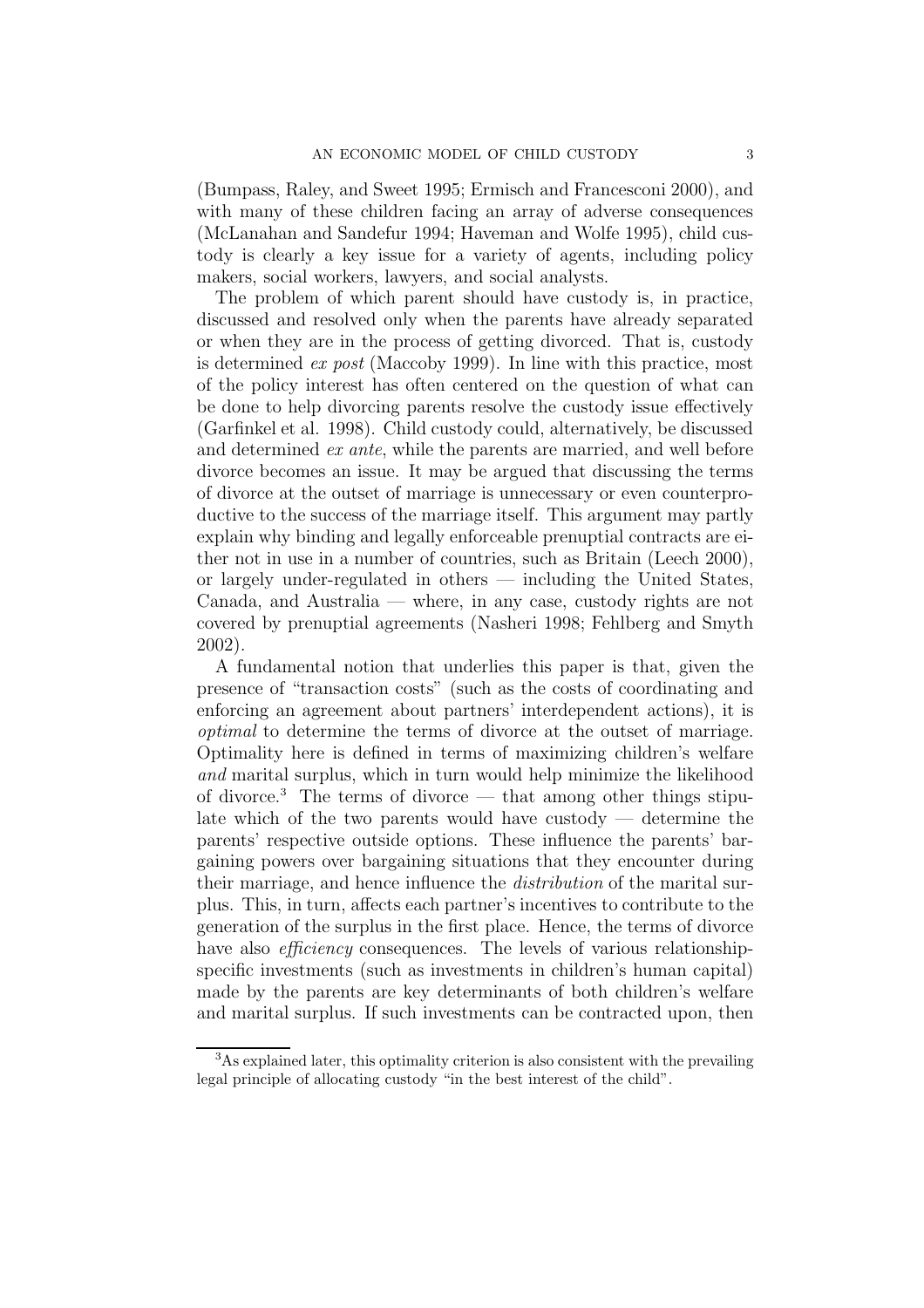(Bumpass, Raley, and Sweet 1995; Ermisch and Francesconi 2000), and with many of these children facing an array of adverse consequences (McLanahan and Sandefur 1994; Haveman and Wolfe 1995), child custody is clearly a key issue for a variety of agents, including policy makers, social workers, lawyers, and social analysts.

The problem of which parent should have custody is, in practice, discussed and resolved only when the parents have already separated or when they are in the process of getting divorced. That is, custody is determined *ex post* (Maccoby 1999). In line with this practice, most of the policy interest has often centered on the question of what can be done to help divorcing parents resolve the custody issue effectively (Garfinkel et al. 1998). Child custody could, alternatively, be discussed and determined *ex ante*, while the parents are married, and well before divorce becomes an issue. It may be argued that discussing the terms of divorce at the outset of marriage is unnecessary or even counterproductive to the success of the marriage itself. This argument may partly explain why binding and legally enforceable prenuptial contracts are either not in use in a number of countries, such as Britain (Leech 2000), or largely under-regulated in others — including the United States, Canada, and Australia — where, in any case, custody rights are not covered by prenuptial agreements (Nasheri 1998; Fehlberg and Smyth 2002).

A fundamental notion that underlies this paper is that, given the presence of "transaction costs" (such as the costs of coordinating and enforcing an agreement about partners' interdependent actions), it is *optimal* to determine the terms of divorce at the outset of marriage. Optimality here is defined in terms of maximizing children's welfare *and* marital surplus, which in turn would help minimize the likelihood of divorce.[3] The terms of divorce — that among other things stipulate which of the two parents would have custody — determine the parents' respective outside options. These influence the parents' bargaining powers over bargaining situations that they encounter during their marriage, and hence influence the *distribution* of the marital surplus. This, in turn, affects each partner's incentives to contribute to the generation of the surplus in the first place. Hence, the terms of divorce have also *efficiency* consequences. The levels of various relationship-specific investments (such as investments in children's human capital) made by the parents are key determinants of both children's welfare and marital surplus. If such investments can be contracted upon, then

[3] As explained later, this optimality criterion is also consistent with the prevailing legal principle of allocating custody "in the best interest of the child".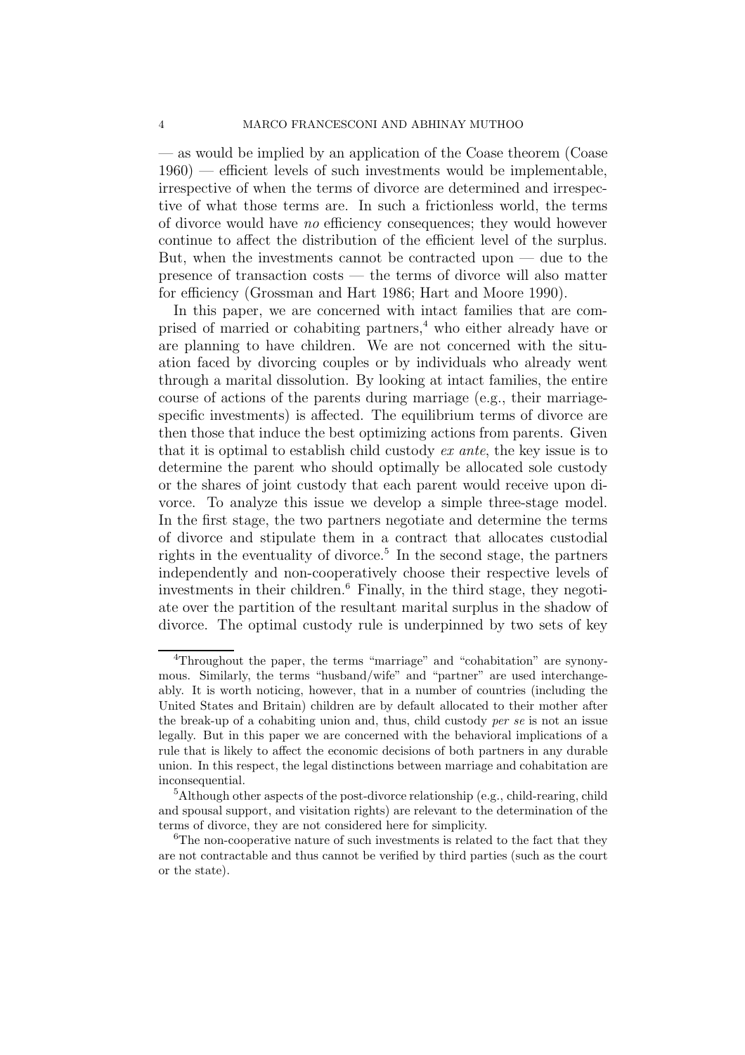— as would be implied by an application of the Coase theorem (Coase 1960) — efficient levels of such investments would be implementable, irrespective of when the terms of divorce are determined and irrespective of what those terms are. In such a frictionless world, the terms of divorce would have *no* efficiency consequences; they would however continue to affect the distribution of the efficient level of the surplus. But, when the investments cannot be contracted upon — due to the presence of transaction costs — the terms of divorce will also matter for efficiency (Grossman and Hart 1986; Hart and Moore 1990).

In this paper, we are concerned with intact families that are comprised of married or cohabiting partners,[4] who either already have or are planning to have children. We are not concerned with the situation faced by divorcing couples or by individuals who already went through a marital dissolution. By looking at intact families, the entire course of actions of the parents during marriage (e.g., their marriage-specific investments) is affected. The equilibrium terms of divorce are then those that induce the best optimizing actions from parents. Given that it is optimal to establish child custody *ex ante*, the key issue is to determine the parent who should optimally be allocated sole custody or the shares of joint custody that each parent would receive upon divorce. To analyze this issue we develop a simple three-stage model. In the first stage, the two partners negotiate and determine the terms of divorce and stipulate them in a contract that allocates custodial rights in the eventuality of divorce.[5] In the second stage, the partners independently and non-cooperatively choose their respective levels of investments in their children.[6] Finally, in the third stage, they negotiate over the partition of the resultant marital surplus in the shadow of divorce. The optimal custody rule is underpinned by two sets of key

---

[4] Throughout the paper, the terms "marriage" and "cohabitation" are synonymous. Similarly, the terms "husband/wife" and "partner" are used interchangeably. It is worth noticing, however, that in a number of countries (including the United States and Britain) children are by default allocated to their mother after the break-up of a cohabiting union and, thus, child custody *per se* is not an issue legally. But in this paper we are concerned with the behavioral implications of a rule that is likely to affect the economic decisions of both partners in any durable union. In this respect, the legal distinctions between marriage and cohabitation are inconsequential.

[5] Although other aspects of the post-divorce relationship (e.g., child-rearing, child and spousal support, and visitation rights) are relevant to the determination of the terms of divorce, they are not considered here for simplicity.

[6] The non-cooperative nature of such investments is related to the fact that they are not contractable and thus cannot be verified by third parties (such as the court or the state).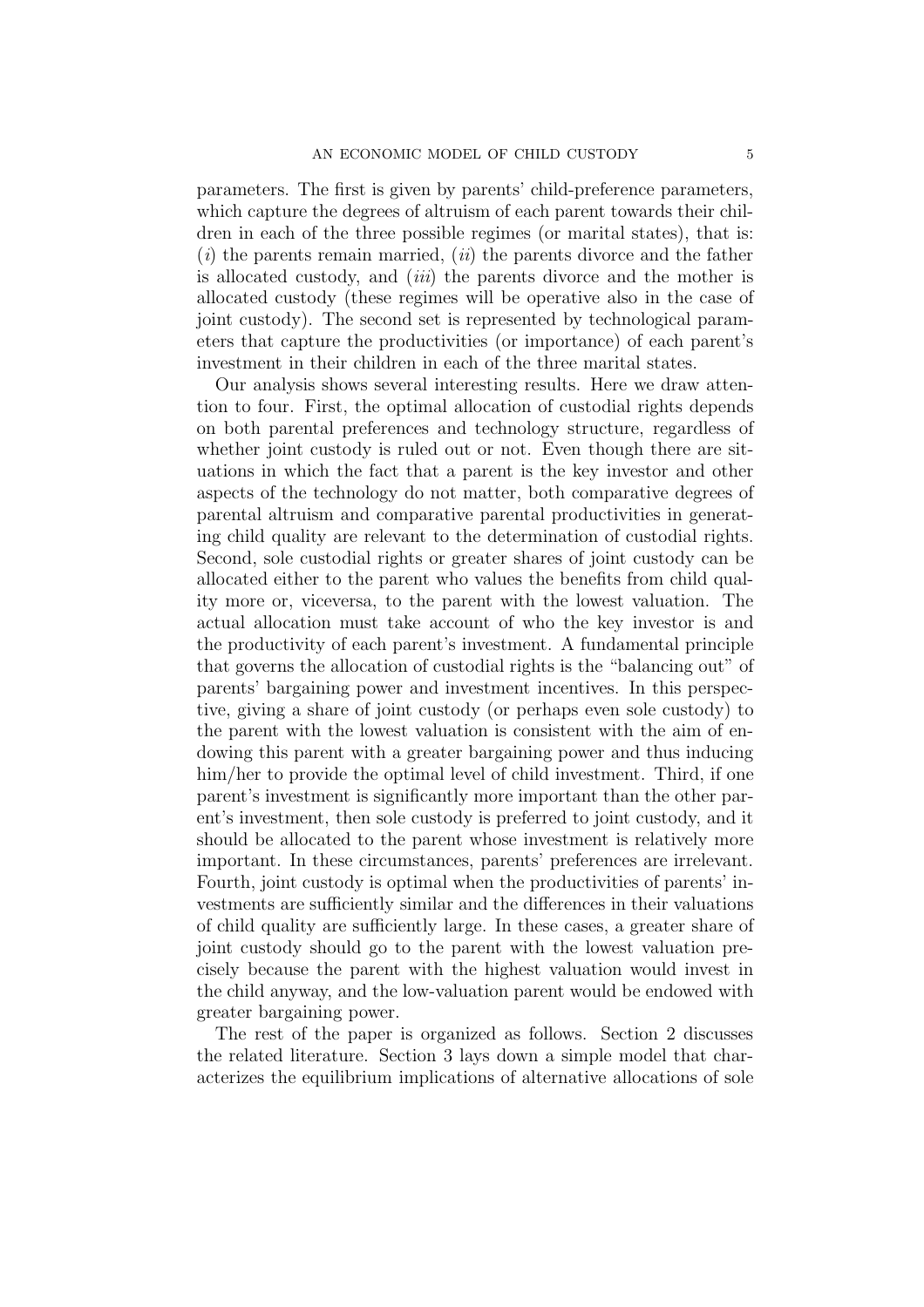parameters. The first is given by parents' child-preference parameters, which capture the degrees of altruism of each parent towards their children in each of the three possible regimes (or marital states), that is: (*i*) the parents remain married, (*ii*) the parents divorce and the father is allocated custody, and (*iii*) the parents divorce and the mother is allocated custody (these regimes will be operative also in the case of joint custody). The second set is represented by technological parameters that capture the productivities (or importance) of each parent's investment in their children in each of the three marital states.

Our analysis shows several interesting results. Here we draw attention to four. First, the optimal allocation of custodial rights depends on both parental preferences and technology structure, regardless of whether joint custody is ruled out or not. Even though there are situations in which the fact that a parent is the key investor and other aspects of the technology do not matter, both comparative degrees of parental altruism and comparative parental productivities in generating child quality are relevant to the determination of custodial rights. Second, sole custodial rights or greater shares of joint custody can be allocated either to the parent who values the benefits from child quality more or, viceversa, to the parent with the lowest valuation. The actual allocation must take account of who the key investor is and the productivity of each parent's investment. A fundamental principle that governs the allocation of custodial rights is the "balancing out" of parents' bargaining power and investment incentives. In this perspective, giving a share of joint custody (or perhaps even sole custody) to the parent with the lowest valuation is consistent with the aim of endowing this parent with a greater bargaining power and thus inducing him/her to provide the optimal level of child investment. Third, if one parent's investment is significantly more important than the other parent's investment, then sole custody is preferred to joint custody, and it should be allocated to the parent whose investment is relatively more important. In these circumstances, parents' preferences are irrelevant. Fourth, joint custody is optimal when the productivities of parents' investments are sufficiently similar and the differences in their valuations of child quality are sufficiently large. In these cases, a greater share of joint custody should go to the parent with the lowest valuation precisely because the parent with the highest valuation would invest in the child anyway, and the low-valuation parent would be endowed with greater bargaining power.

The rest of the paper is organized as follows. Section 2 discusses the related literature. Section 3 lays down a simple model that characterizes the equilibrium implications of alternative allocations of sole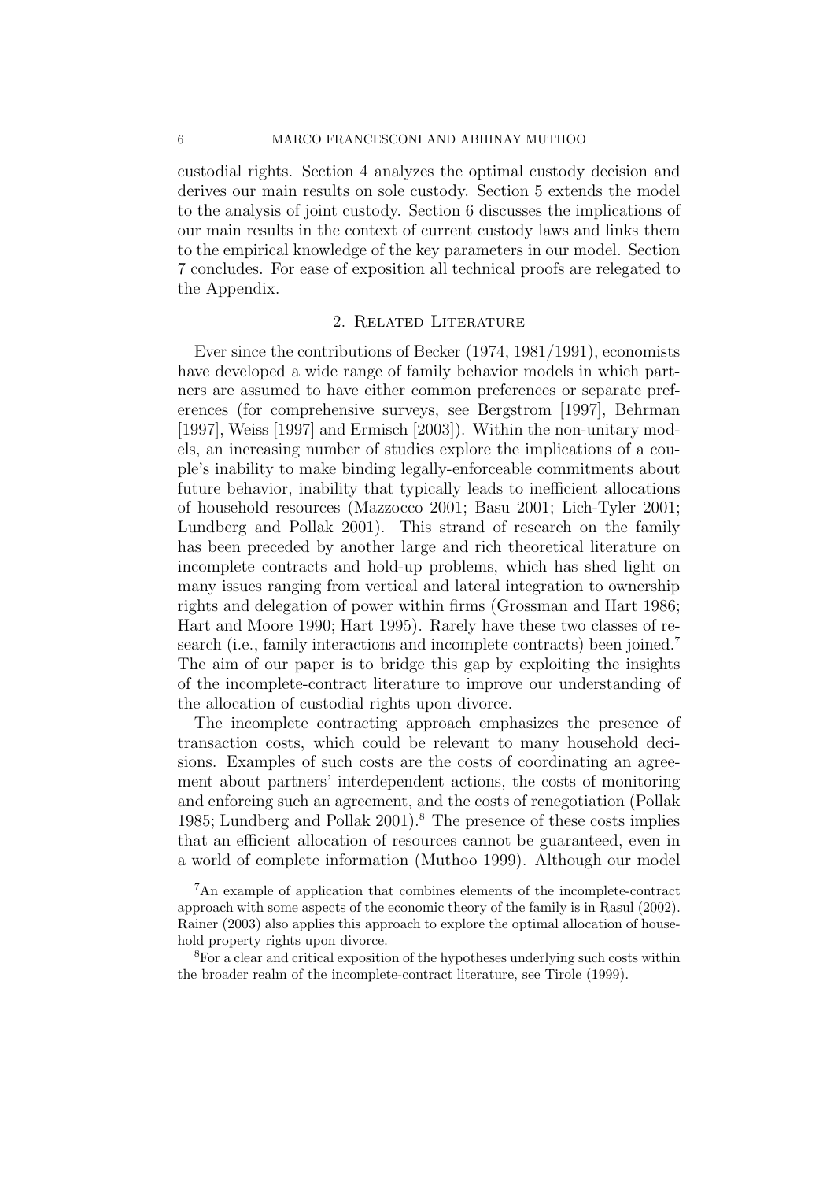custodial rights. Section 4 analyzes the optimal custody decision and derives our main results on sole custody. Section 5 extends the model to the analysis of joint custody. Section 6 discusses the implications of our main results in the context of current custody laws and links them to the empirical knowledge of the key parameters in our model. Section 7 concludes. For ease of exposition all technical proofs are relegated to the Appendix.

## 2. Related Literature

Ever since the contributions of Becker (1974, 1981/1991), economists have developed a wide range of family behavior models in which partners are assumed to have either common preferences or separate preferences (for comprehensive surveys, see Bergstrom [1997], Behrman [1997], Weiss [1997] and Ermisch [2003]). Within the non-unitary models, an increasing number of studies explore the implications of a couple's inability to make binding legally-enforceable commitments about future behavior, inability that typically leads to inefficient allocations of household resources (Mazzocco 2001; Basu 2001; Lich-Tyler 2001; Lundberg and Pollak 2001). This strand of research on the family has been preceded by another large and rich theoretical literature on incomplete contracts and hold-up problems, which has shed light on many issues ranging from vertical and lateral integration to ownership rights and delegation of power within firms (Grossman and Hart 1986; Hart and Moore 1990; Hart 1995). Rarely have these two classes of research (i.e., family interactions and incomplete contracts) been joined.[7] The aim of our paper is to bridge this gap by exploiting the insights of the incomplete-contract literature to improve our understanding of the allocation of custodial rights upon divorce.

The incomplete contracting approach emphasizes the presence of transaction costs, which could be relevant to many household decisions. Examples of such costs are the costs of coordinating an agreement about partners' interdependent actions, the costs of monitoring and enforcing such an agreement, and the costs of renegotiation (Pollak 1985; Lundberg and Pollak 2001).[8] The presence of these costs implies that an efficient allocation of resources cannot be guaranteed, even in a world of complete information (Muthoo 1999). Although our model

---

[7] An example of application that combines elements of the incomplete-contract approach with some aspects of the economic theory of the family is in Rasul (2002). Rainer (2003) also applies this approach to explore the optimal allocation of household property rights upon divorce.

[8] For a clear and critical exposition of the hypotheses underlying such costs within the broader realm of the incomplete-contract literature, see Tirole (1999).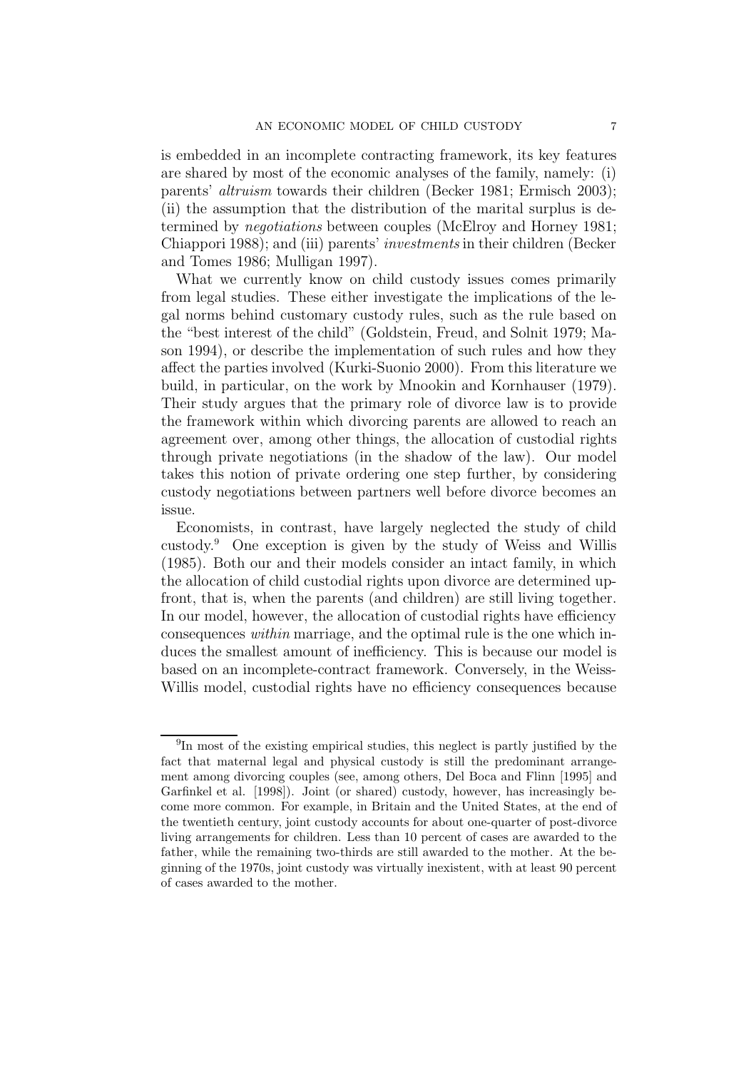is embedded in an incomplete contracting framework, its key features are shared by most of the economic analyses of the family, namely: (i) parents' *altruism* towards their children (Becker 1981; Ermisch 2003); (ii) the assumption that the distribution of the marital surplus is determined by *negotiations* between couples (McElroy and Horney 1981; Chiappori 1988); and (iii) parents' *investments* in their children (Becker and Tomes 1986; Mulligan 1997).

What we currently know on child custody issues comes primarily from legal studies. These either investigate the implications of the legal norms behind customary custody rules, such as the rule based on the "best interest of the child" (Goldstein, Freud, and Solnit 1979; Mason 1994), or describe the implementation of such rules and how they affect the parties involved (Kurki-Suonio 2000). From this literature we build, in particular, on the work by Mnookin and Kornhauser (1979). Their study argues that the primary role of divorce law is to provide the framework within which divorcing parents are allowed to reach an agreement over, among other things, the allocation of custodial rights through private negotiations (in the shadow of the law). Our model takes this notion of private ordering one step further, by considering custody negotiations between partners well before divorce becomes an issue.

Economists, in contrast, have largely neglected the study of child custody.[9] One exception is given by the study of Weiss and Willis (1985). Both our and their models consider an intact family, in which the allocation of child custodial rights upon divorce are determined upfront, that is, when the parents (and children) are still living together. In our model, however, the allocation of custodial rights have efficiency consequences *within* marriage, and the optimal rule is the one which induces the smallest amount of inefficiency. This is because our model is based on an incomplete-contract framework. Conversely, in the Weiss-Willis model, custodial rights have no efficiency consequences because

[9] In most of the existing empirical studies, this neglect is partly justified by the fact that maternal legal and physical custody is still the predominant arrangement among divorcing couples (see, among others, Del Boca and Flinn [1995] and Garfinkel et al. [1998]). Joint (or shared) custody, however, has increasingly become more common. For example, in Britain and the United States, at the end of the twentieth century, joint custody accounts for about one-quarter of post-divorce living arrangements for children. Less than 10 percent of cases are awarded to the father, while the remaining two-thirds are still awarded to the mother. At the beginning of the 1970s, joint custody was virtually inexistent, with at least 90 percent of cases awarded to the mother.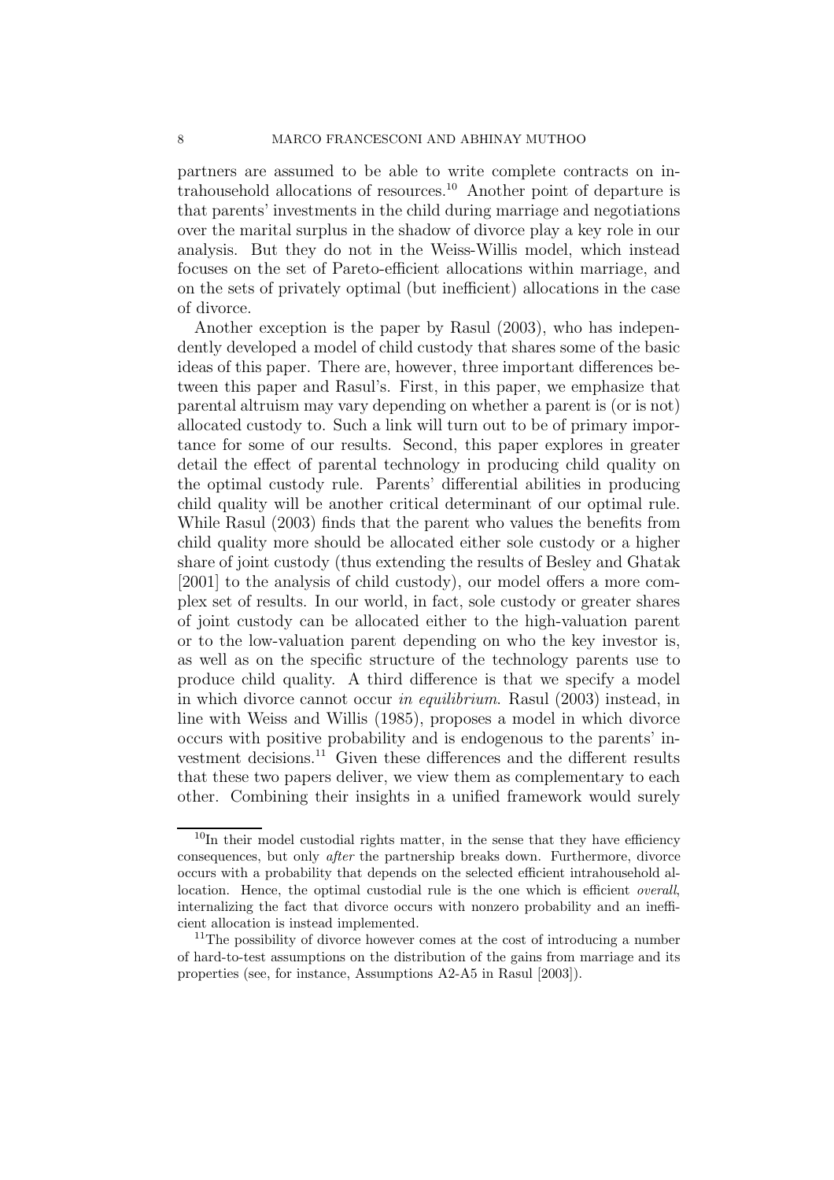partners are assumed to be able to write complete contracts on intrahousehold allocations of resources.[10] Another point of departure is that parents' investments in the child during marriage and negotiations over the marital surplus in the shadow of divorce play a key role in our analysis. But they do not in the Weiss-Willis model, which instead focuses on the set of Pareto-efficient allocations within marriage, and on the sets of privately optimal (but inefficient) allocations in the case of divorce.

Another exception is the paper by Rasul (2003), who has independently developed a model of child custody that shares some of the basic ideas of this paper. There are, however, three important differences between this paper and Rasul's. First, in this paper, we emphasize that parental altruism may vary depending on whether a parent is (or is not) allocated custody to. Such a link will turn out to be of primary importance for some of our results. Second, this paper explores in greater detail the effect of parental technology in producing child quality on the optimal custody rule. Parents' differential abilities in producing child quality will be another critical determinant of our optimal rule. While Rasul (2003) finds that the parent who values the benefits from child quality more should be allocated either sole custody or a higher share of joint custody (thus extending the results of Besley and Ghatak [2001] to the analysis of child custody), our model offers a more complex set of results. In our world, in fact, sole custody or greater shares of joint custody can be allocated either to the high-valuation parent or to the low-valuation parent depending on who the key investor is, as well as on the specific structure of the technology parents use to produce child quality. A third difference is that we specify a model in which divorce cannot occur *in equilibrium*. Rasul (2003) instead, in line with Weiss and Willis (1985), proposes a model in which divorce occurs with positive probability and is endogenous to the parents' investment decisions.[11] Given these differences and the different results that these two papers deliver, we view them as complementary to each other. Combining their insights in a unified framework would surely

[10] In their model custodial rights matter, in the sense that they have efficiency consequences, but only *after* the partnership breaks down. Furthermore, divorce occurs with a probability that depends on the selected efficient intrahousehold allocation. Hence, the optimal custodial rule is the one which is efficient *overall*, internalizing the fact that divorce occurs with nonzero probability and an inefficient allocation is instead implemented.

[11] The possibility of divorce however comes at the cost of introducing a number of hard-to-test assumptions on the distribution of the gains from marriage and its properties (see, for instance, Assumptions A2-A5 in Rasul [2003]).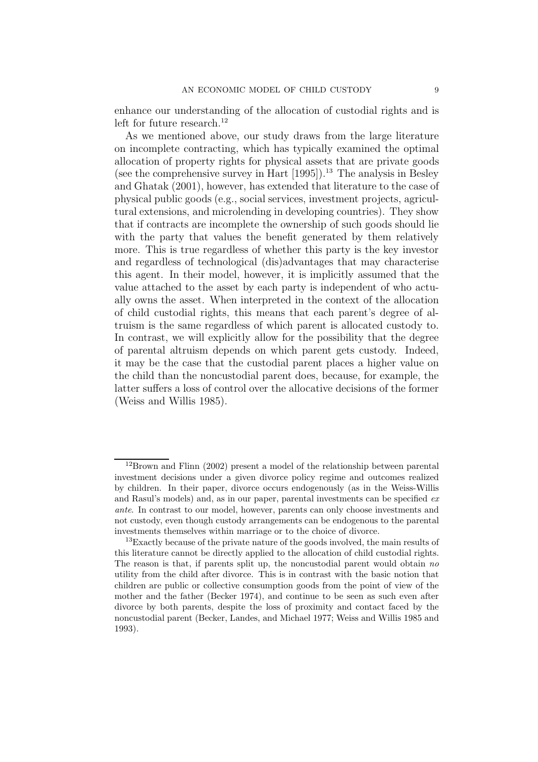enhance our understanding of the allocation of custodial rights and is left for future research.[12]

As we mentioned above, our study draws from the large literature on incomplete contracting, which has typically examined the optimal allocation of property rights for physical assets that are private goods (see the comprehensive survey in Hart [1995]).[13] The analysis in Besley and Ghatak (2001), however, has extended that literature to the case of physical public goods (e.g., social services, investment projects, agricultural extensions, and microlending in developing countries). They show that if contracts are incomplete the ownership of such goods should lie with the party that values the benefit generated by them relatively more. This is true regardless of whether this party is the key investor and regardless of technological (dis)advantages that may characterise this agent. In their model, however, it is implicitly assumed that the value attached to the asset by each party is independent of who actually owns the asset. When interpreted in the context of the allocation of child custodial rights, this means that each parent's degree of altruism is the same regardless of which parent is allocated custody to. In contrast, we will explicitly allow for the possibility that the degree of parental altruism depends on which parent gets custody. Indeed, it may be the case that the custodial parent places a higher value on the child than the noncustodial parent does, because, for example, the latter suffers a loss of control over the allocative decisions of the former (Weiss and Willis 1985).

[12] Brown and Flinn (2002) present a model of the relationship between parental investment decisions under a given divorce policy regime and outcomes realized by children. In their paper, divorce occurs endogenously (as in the Weiss-Willis and Rasul's models) and, as in our paper, parental investments can be specified *ex ante*. In contrast to our model, however, parents can only choose investments and not custody, even though custody arrangements can be endogenous to the parental investments themselves within marriage or to the choice of divorce.

[13] Exactly because of the private nature of the goods involved, the main results of this literature cannot be directly applied to the allocation of child custodial rights. The reason is that, if parents split up, the noncustodial parent would obtain *no* utility from the child after divorce. This is in contrast with the basic notion that children are public or collective consumption goods from the point of view of the mother and the father (Becker 1974), and continue to be seen as such even after divorce by both parents, despite the loss of proximity and contact faced by the noncustodial parent (Becker, Landes, and Michael 1977; Weiss and Willis 1985 and 1993).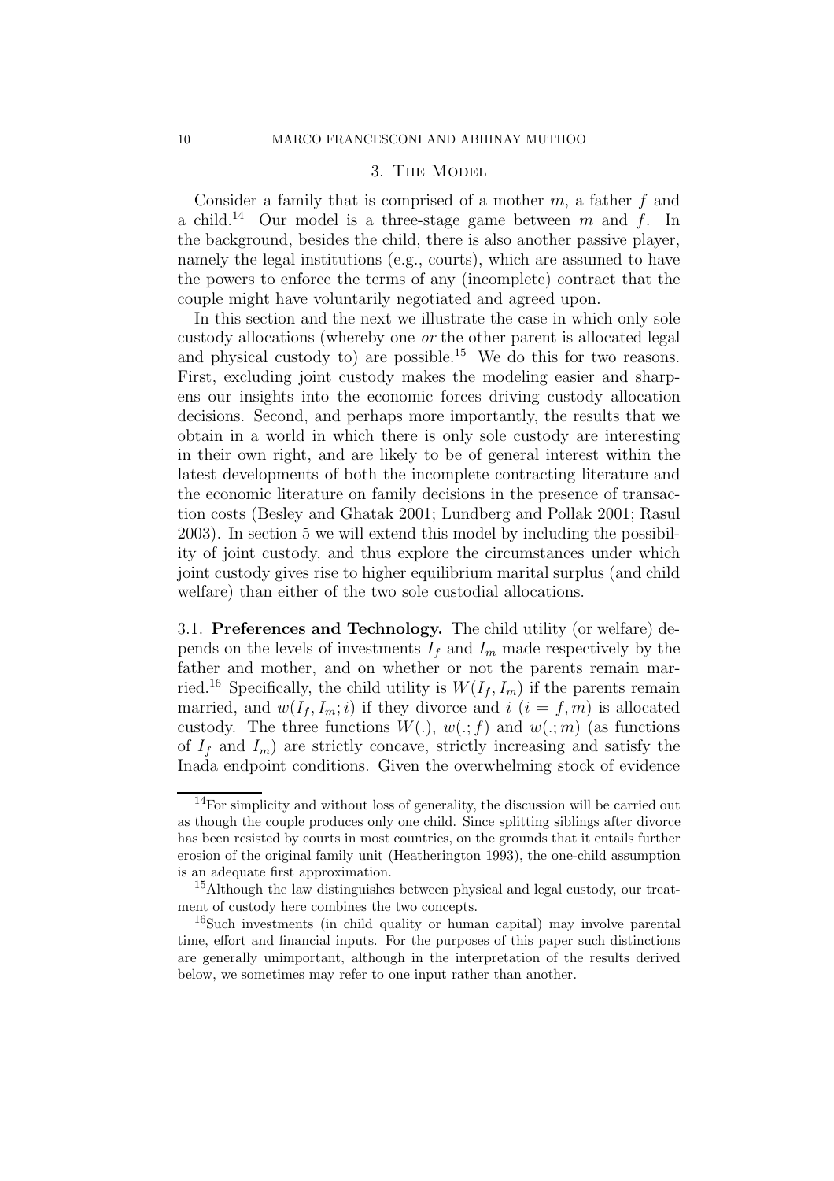## 3. The Model

Consider a family that is comprised of a mother $m$, a father $f$ and a child.[14] Our model is a three-stage game between $m$ and $f$. In the background, besides the child, there is also another passive player, namely the legal institutions (e.g., courts), which are assumed to have the powers to enforce the terms of any (incomplete) contract that the couple might have voluntarily negotiated and agreed upon.

In this section and the next we illustrate the case in which only sole custody allocations (whereby one *or* the other parent is allocated legal and physical custody to) are possible.[15] We do this for two reasons. First, excluding joint custody makes the modeling easier and sharpens our insights into the economic forces driving custody allocation decisions. Second, and perhaps more importantly, the results that we obtain in a world in which there is only sole custody are interesting in their own right, and are likely to be of general interest within the latest developments of both the incomplete contracting literature and the economic literature on family decisions in the presence of transaction costs (Besley and Ghatak 2001; Lundberg and Pollak 2001; Rasul 2003). In section 5 we will extend this model by including the possibility of joint custody, and thus explore the circumstances under which joint custody gives rise to higher equilibrium marital surplus (and child welfare) than either of the two sole custodial allocations.

### 3.1. Preferences and Technology.

The child utility (or welfare) depends on the levels of investments $I_f$ and $I_m$ made respectively by the father and mother, and on whether or not the parents remain married.[16] Specifically, the child utility is $W(I_f, I_m)$ if the parents remain married, and $w(I_f, I_m; i)$ if they divorce and $i$ ($i = f, m$) is allocated custody. The three functions $W(.)$, $w(.; f)$ and $w(.; m)$ (as functions of $I_f$ and $I_m$) are strictly concave, strictly increasing and satisfy the Inada endpoint conditions. Given the overwhelming stock of evidence

---

[14] For simplicity and without loss of generality, the discussion will be carried out as though the couple produces only one child. Since splitting siblings after divorce has been resisted by courts in most countries, on the grounds that it entails further erosion of the original family unit (Heatherington 1993), the one-child assumption is an adequate first approximation.

[15] Although the law distinguishes between physical and legal custody, our treatment of custody here combines the two concepts.

[16] Such investments (in child quality or human capital) may involve parental time, effort and financial inputs. For the purposes of this paper such distinctions are generally unimportant, although in the interpretation of the results derived below, we sometimes may refer to one input rather than another.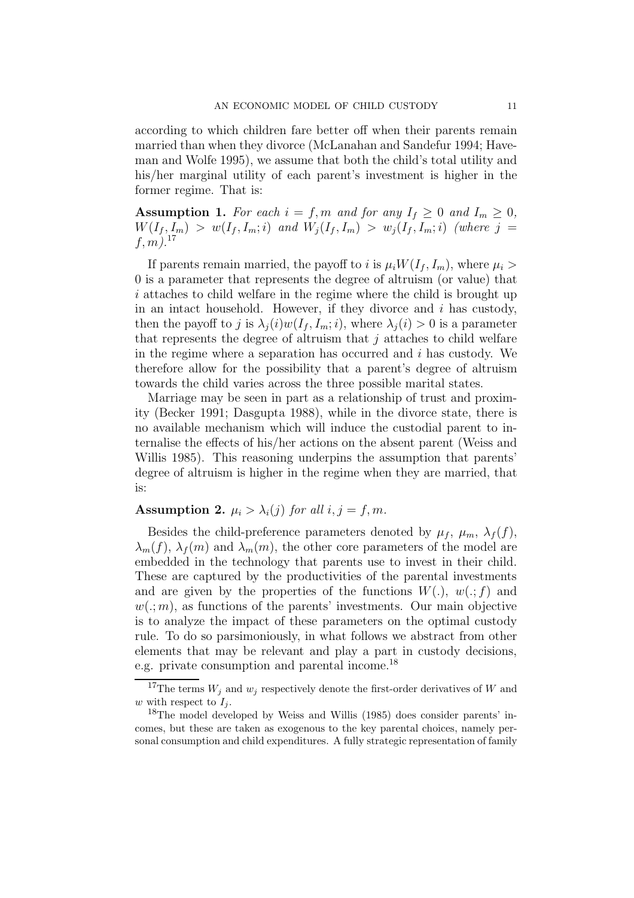according to which children fare better off when their parents remain married than when they divorce (McLanahan and Sandefur 1994; Haveman and Wolfe 1995), we assume that both the child's total utility and his/her marginal utility of each parent's investment is higher in the former regime. That is:

**Assumption 1.** *For each $i = f, m$ and for any $I_f \geq 0$ and $I_m \geq 0$, $W(I_f, I_m) > w(I_f, I_m; i)$ and $W_j(I_f, I_m) > w_j(I_f, I_m; i)$ (where $j = f, m$).*[17]

If parents remain married, the payoff to $i$ is $\mu_i W(I_f, I_m)$, where $\mu_i > 0$ is a parameter that represents the degree of altruism (or value) that $i$ attaches to child welfare in the regime where the child is brought up in an intact household. However, if they divorce and $i$ has custody, then the payoff to $j$ is $\lambda_j(i) w(I_f, I_m; i)$, where $\lambda_j(i) > 0$ is a parameter that represents the degree of altruism that $j$ attaches to child welfare in the regime where a separation has occurred and $i$ has custody. We therefore allow for the possibility that a parent's degree of altruism towards the child varies across the three possible marital states.

Marriage may be seen in part as a relationship of trust and proximity (Becker 1991; Dasgupta 1988), while in the divorce state, there is no available mechanism which will induce the custodial parent to internalise the effects of his/her actions on the absent parent (Weiss and Willis 1985). This reasoning underpins the assumption that parents' degree of altruism is higher in the regime when they are married, that is:

**Assumption 2.** $\mu_i > \lambda_i(j)$ *for all* $i, j = f, m$.

Besides the child-preference parameters denoted by $\mu_f$, $\mu_m$, $\lambda_f(f)$, $\lambda_m(f)$, $\lambda_f(m)$ and $\lambda_m(m)$, the other core parameters of the model are embedded in the technology that parents use to invest in their child. These are captured by the productivities of the parental investments and are given by the properties of the functions $W(.)$, $w(.; f)$ and $w(.; m)$, as functions of the parents' investments. Our main objective is to analyze the impact of these parameters on the optimal custody rule. To do so parsimoniously, in what follows we abstract from other elements that may be relevant and play a part in custody decisions, e.g. private consumption and parental income.[18]

[17] The terms $W_j$ and $w_j$ respectively denote the first-order derivatives of $W$ and $w$ with respect to $I_j$.

[18] The model developed by Weiss and Willis (1985) does consider parents' incomes, but these are taken as exogenous to the key parental choices, namely personal consumption and child expenditures. A fully strategic representation of family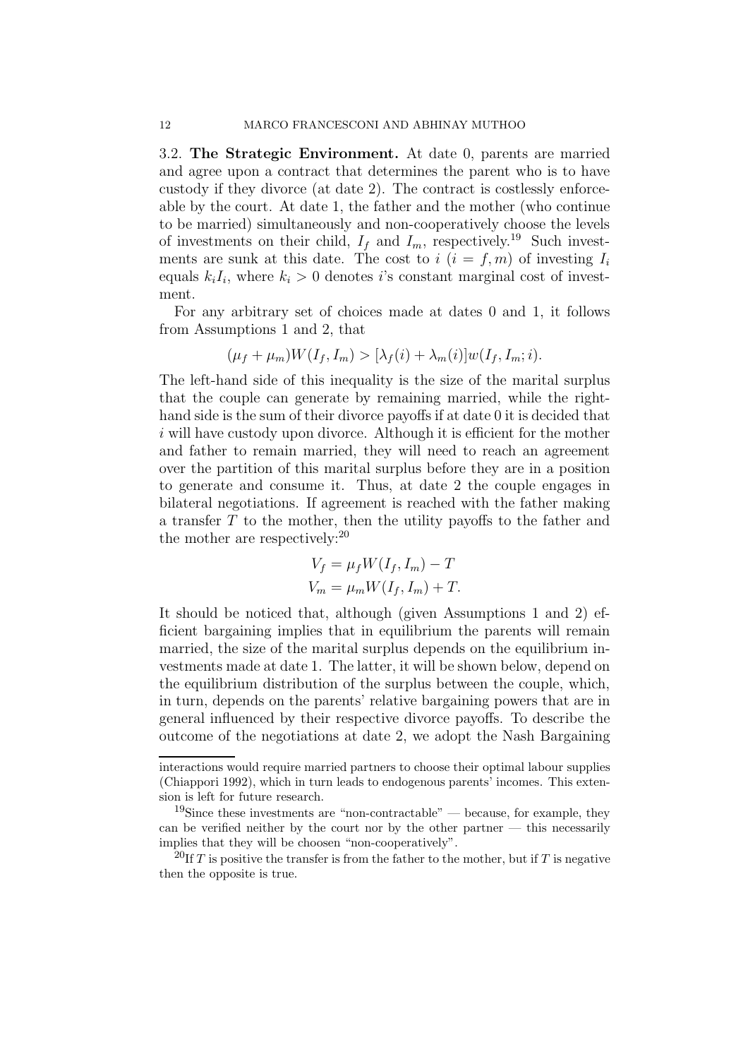3.2. **The Strategic Environment.** At date 0, parents are married and agree upon a contract that determines the parent who is to have custody if they divorce (at date 2). The contract is costlessly enforceable by the court. At date 1, the father and the mother (who continue to be married) simultaneously and non-cooperatively choose the levels of investments on their child, $I_f$ and $I_m$, respectively.[19] Such investments are sunk at this date. The cost to $i$ ($i = f, m$) of investing $I_i$ equals $k_i I_i$, where $k_i > 0$ denotes $i$'s constant marginal cost of investment.

For any arbitrary set of choices made at dates 0 and 1, it follows from Assumptions 1 and 2, that

$$(\mu_f + \mu_m)W(I_f, I_m) > [\lambda_f(i) + \lambda_m(i)]w(I_f, I_m; i).$$

The left-hand side of this inequality is the size of the marital surplus that the couple can generate by remaining married, while the right-hand side is the sum of their divorce payoffs if at date 0 it is decided that $i$ will have custody upon divorce. Although it is efficient for the mother and father to remain married, they will need to reach an agreement over the partition of this marital surplus before they are in a position to generate and consume it. Thus, at date 2 the couple engages in bilateral negotiations. If agreement is reached with the father making a transfer $T$ to the mother, then the utility payoffs to the father and the mother are respectively:[20]

$$V_f = \mu_f W(I_f, I_m) - T$$
$$V_m = \mu_m W(I_f, I_m) + T.$$

It should be noticed that, although (given Assumptions 1 and 2) efficient bargaining implies that in equilibrium the parents will remain married, the size of the marital surplus depends on the equilibrium investments made at date 1. The latter, it will be shown below, depend on the equilibrium distribution of the surplus between the couple, which, in turn, depends on the parents' relative bargaining powers that are in general influenced by their respective divorce payoffs. To describe the outcome of the negotiations at date 2, we adopt the Nash Bargaining

---

interactions would require married partners to choose their optimal labour supplies (Chiappori 1992), which in turn leads to endogenous parents' incomes. This extension is left for future research.

[19]Since these investments are "non-contractable" — because, for example, they can be verified neither by the court nor by the other partner — this necessarily implies that they will be choosen "non-cooperatively".

[20]If $T$ is positive the transfer is from the father to the mother, but if $T$ is negative then the opposite is true.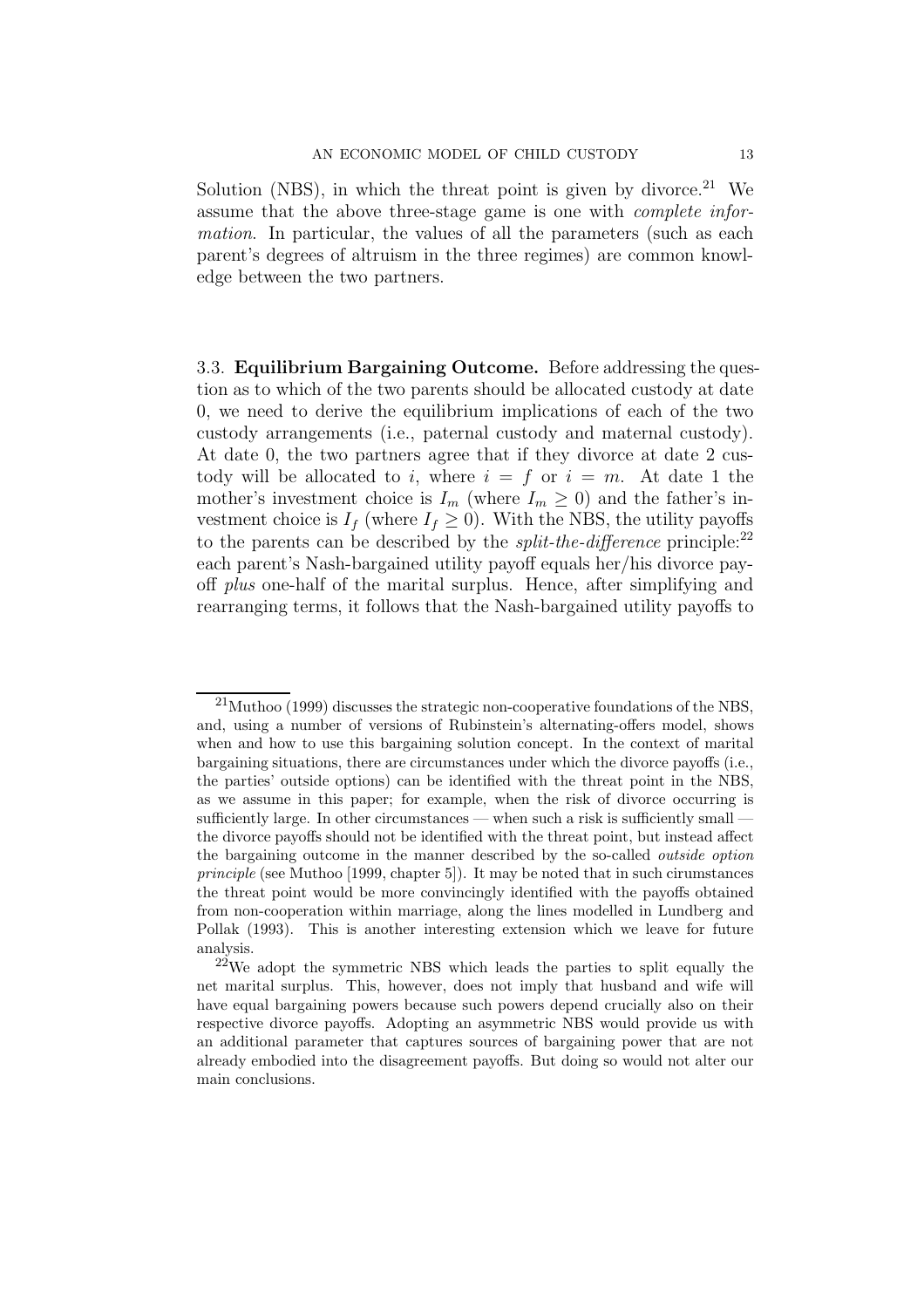Solution (NBS), in which the threat point is given by divorce.[21] We assume that the above three-stage game is one with *complete information*. In particular, the values of all the parameters (such as each parent's degrees of altruism in the three regimes) are common knowledge between the two partners.

### 3.3. **Equilibrium Bargaining Outcome.**

Before addressing the question as to which of the two parents should be allocated custody at date 0, we need to derive the equilibrium implications of each of the two custody arrangements (i.e., paternal custody and maternal custody). At date 0, the two partners agree that if they divorce at date 2 custody will be allocated to $i$, where $i = f$ or $i = m$. At date 1 the mother's investment choice is $I_m$ (where $I_m \geq 0$) and the father's investment choice is $I_f$ (where $I_f \geq 0$). With the NBS, the utility payoffs to the parents can be described by the *split-the-difference* principle:[22] each parent's Nash-bargained utility payoff equals her/his divorce payoff *plus* one-half of the marital surplus. Hence, after simplifying and rearranging terms, it follows that the Nash-bargained utility payoffs to

---

[21] Muthoo (1999) discusses the strategic non-cooperative foundations of the NBS, and, using a number of versions of Rubinstein's alternating-offers model, shows when and how to use this bargaining solution concept. In the context of marital bargaining situations, there are circumstances under which the divorce payoffs (i.e., the parties' outside options) can be identified with the threat point in the NBS, as we assume in this paper; for example, when the risk of divorce occurring is sufficiently large. In other circumstances — when such a risk is sufficiently small — the divorce payoffs should not be identified with the threat point, but instead affect the bargaining outcome in the manner described by the so-called *outside option principle* (see Muthoo [1999, chapter 5]). It may be noted that in such cirumstances the threat point would be more convincingly identified with the payoffs obtained from non-cooperation within marriage, along the lines modelled in Lundberg and Pollak (1993). This is another interesting extension which we leave for future analysis.

[22] We adopt the symmetric NBS which leads the parties to split equally the net marital surplus. This, however, does not imply that husband and wife will have equal bargaining powers because such powers depend crucially also on their respective divorce payoffs. Adopting an asymmetric NBS would provide us with an additional parameter that captures sources of bargaining power that are not already embodied into the disagreement payoffs. But doing so would not alter our main conclusions.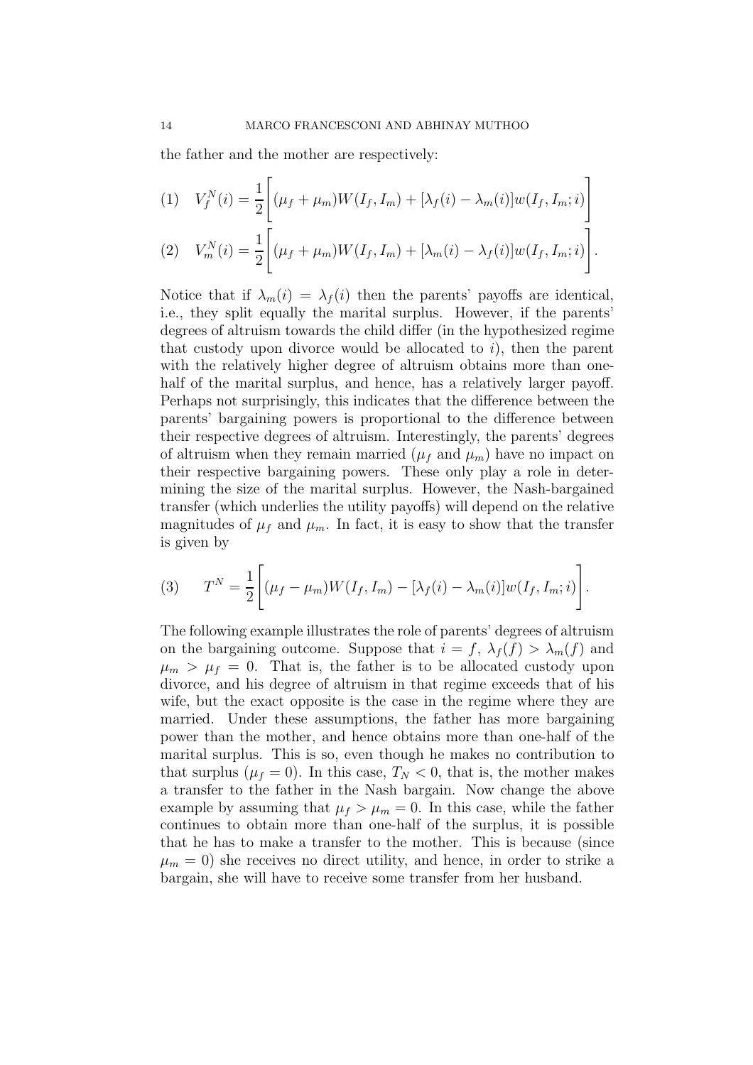the father and the mother are respectively:

$$(1) \quad V_f^N(i) = \frac{1}{2}\Bigg[(\mu_f + \mu_m)W(I_f, I_m) + [\lambda_f(i) - \lambda_m(i)]w(I_f, I_m; i)\Bigg]$$

$$(2) \quad V_m^N(i) = \frac{1}{2}\Bigg[(\mu_f + \mu_m)W(I_f, I_m) + [\lambda_m(i) - \lambda_f(i)]w(I_f, I_m; i)\Bigg].$$

Notice that if $\lambda_m(i) = \lambda_f(i)$ then the parents' payoffs are identical, i.e., they split equally the marital surplus. However, if the parents' degrees of altruism towards the child differ (in the hypothesized regime that custody upon divorce would be allocated to $i$), then the parent with the relatively higher degree of altruism obtains more than one-half of the marital surplus, and hence, has a relatively larger payoff. Perhaps not surprisingly, this indicates that the difference between the parents' bargaining powers is proportional to the difference between their respective degrees of altruism. Interestingly, the parents' degrees of altruism when they remain married ($\mu_f$ and $\mu_m$) have no impact on their respective bargaining powers. These only play a role in determining the size of the marital surplus. However, the Nash-bargained transfer (which underlies the utility payoffs) will depend on the relative magnitudes of $\mu_f$ and $\mu_m$. In fact, it is easy to show that the transfer is given by

$$(3) \qquad T^N = \frac{1}{2}\Bigg[(\mu_f - \mu_m)W(I_f, I_m) - [\lambda_f(i) - \lambda_m(i)]w(I_f, I_m; i)\Bigg].$$

The following example illustrates the role of parents' degrees of altruism on the bargaining outcome. Suppose that $i = f$, $\lambda_f(f) > \lambda_m(f)$ and $\mu_m > \mu_f = 0$. That is, the father is to be allocated custody upon divorce, and his degree of altruism in that regime exceeds that of his wife, but the exact opposite is the case in the regime where they are married. Under these assumptions, the father has more bargaining power than the mother, and hence obtains more than one-half of the marital surplus. This is so, even though he makes no contribution to that surplus ($\mu_f = 0$). In this case, $T_N < 0$, that is, the mother makes a transfer to the father in the Nash bargain. Now change the above example by assuming that $\mu_f > \mu_m = 0$. In this case, while the father continues to obtain more than one-half of the surplus, it is possible that he has to make a transfer to the mother. This is because (since $\mu_m = 0$) she receives no direct utility, and hence, in order to strike a bargain, she will have to receive some transfer from her husband.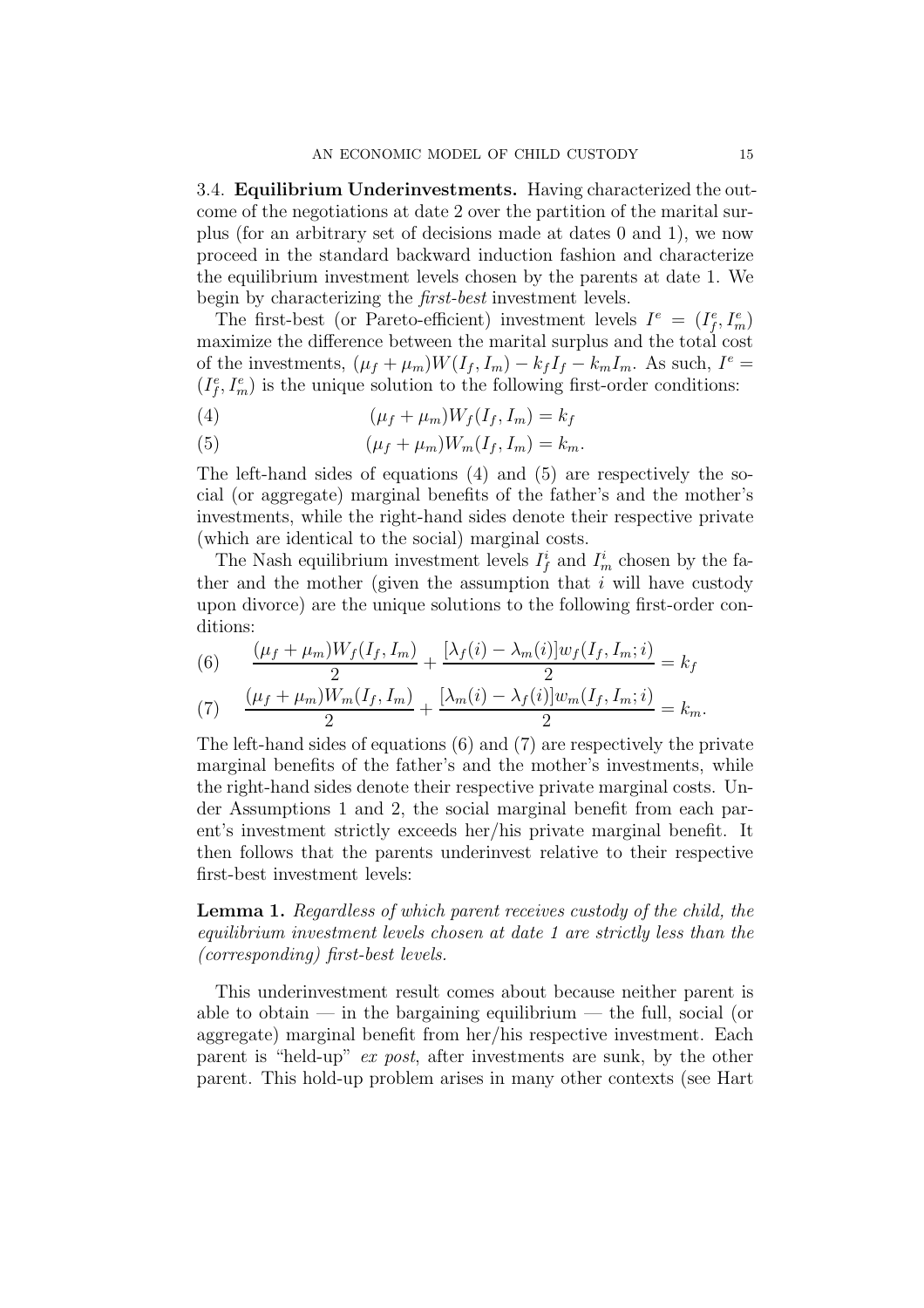### 3.4. **Equilibrium Underinvestments.**

Having characterized the outcome of the negotiations at date 2 over the partition of the marital surplus (for an arbitrary set of decisions made at dates 0 and 1), we now proceed in the standard backward induction fashion and characterize the equilibrium investment levels chosen by the parents at date 1. We begin by characterizing the *first-best* investment levels.

The first-best (or Pareto-efficient) investment levels $I^e = (I^e_f, I^e_m)$ maximize the difference between the marital surplus and the total cost of the investments, $(\mu_f + \mu_m)W(I_f, I_m) - k_f I_f - k_m I_m$. As such, $I^e = (I^e_f, I^e_m)$ is the unique solution to the following first-order conditions:

$$(\mu_f + \mu_m)W_f(I_f, I_m) = k_f \tag{4}$$

$$(\mu_f + \mu_m)W_m(I_f, I_m) = k_m. \tag{5}$$

The left-hand sides of equations (4) and (5) are respectively the social (or aggregate) marginal benefits of the father's and the mother's investments, while the right-hand sides denote their respective private (which are identical to the social) marginal costs.

The Nash equilibrium investment levels $I^i_f$ and $I^i_m$ chosen by the father and the mother (given the assumption that $i$ will have custody upon divorce) are the unique solutions to the following first-order conditions:

$$\frac{(\mu_f + \mu_m)W_f(I_f, I_m)}{2} + \frac{[\lambda_f(i) - \lambda_m(i)]w_f(I_f, I_m; i)}{2} = k_f \tag{6}$$

$$\frac{(\mu_f + \mu_m)W_m(I_f, I_m)}{2} + \frac{[\lambda_m(i) - \lambda_f(i)]w_m(I_f, I_m; i)}{2} = k_m. \tag{7}$$

The left-hand sides of equations (6) and (7) are respectively the private marginal benefits of the father's and the mother's investments, while the right-hand sides denote their respective private marginal costs. Under Assumptions 1 and 2, the social marginal benefit from each parent's investment strictly exceeds her/his private marginal benefit. It then follows that the parents underinvest relative to their respective first-best investment levels:

**Lemma 1.** *Regardless of which parent receives custody of the child, the equilibrium investment levels chosen at date 1 are strictly less than the (corresponding) first-best levels.*

This underinvestment result comes about because neither parent is able to obtain — in the bargaining equilibrium — the full, social (or aggregate) marginal benefit from her/his respective investment. Each parent is "held-up" *ex post*, after investments are sunk, by the other parent. This hold-up problem arises in many other contexts (see Hart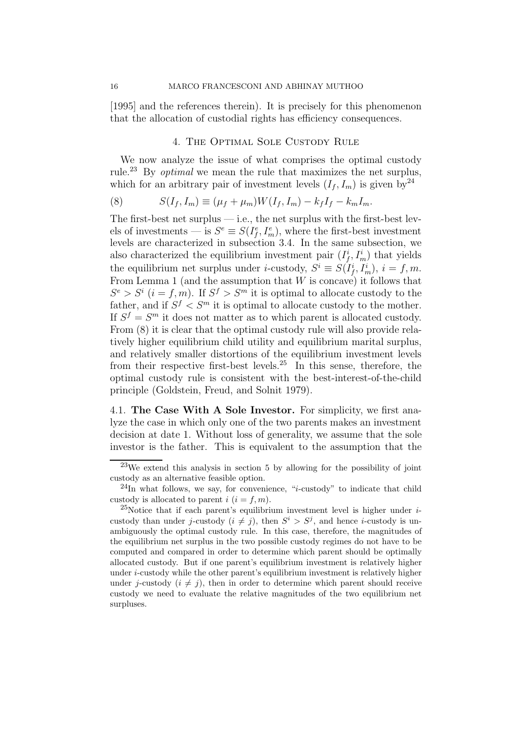[1995] and the references therein). It is precisely for this phenomenon that the allocation of custodial rights has efficiency consequences.

## 4. The Optimal Sole Custody Rule

We now analyze the issue of what comprises the optimal custody rule.[23] By *optimal* we mean the rule that maximizes the net surplus, which for an arbitrary pair of investment levels $(I_f, I_m)$ is given by[24]

$$S(I_f, I_m) \equiv (\mu_f + \mu_m)W(I_f, I_m) - k_f I_f - k_m I_m. \tag{8}$$

The first-best net surplus — i.e., the net surplus with the first-best levels of investments — is $S^e \equiv S(I_f^e, I_m^e)$, where the first-best investment levels are characterized in subsection 3.4. In the same subsection, we also characterized the equilibrium investment pair $(I_f^i, I_m^i)$ that yields the equilibrium net surplus under $i$-custody, $S^i \equiv S(I_f^i, I_m^i)$, $i = f, m$. From Lemma 1 (and the assumption that $W$ is concave) it follows that $S^e > S^i$ $(i = f, m)$. If $S^f > S^m$ it is optimal to allocate custody to the father, and if $S^f < S^m$ it is optimal to allocate custody to the mother. If $S^f = S^m$ it does not matter as to which parent is allocated custody. From (8) it is clear that the optimal custody rule will also provide relatively higher equilibrium child utility and equilibrium marital surplus, and relatively smaller distortions of the equilibrium investment levels from their respective first-best levels.[25] In this sense, therefore, the optimal custody rule is consistent with the best-interest-of-the-child principle (Goldstein, Freud, and Solnit 1979).

### 4.1. The Case With A Sole Investor.

For simplicity, we first analyze the case in which only one of the two parents makes an investment decision at date 1. Without loss of generality, we assume that the sole investor is the father. This is equivalent to the assumption that the

---

[23] We extend this analysis in section 5 by allowing for the possibility of joint custody as an alternative feasible option.

[24] In what follows, we say, for convenience, "$i$-custody" to indicate that child custody is allocated to parent $i$ $(i = f, m)$.

[25] Notice that if each parent's equilibrium investment level is higher under $i$-custody than under $j$-custody $(i \neq j)$, then $S^i > S^j$, and hence $i$-custody is unambiguously the optimal custody rule. In this case, therefore, the magnitudes of the equilibrium net surplus in the two possible custody regimes do not have to be computed and compared in order to determine which parent should be optimally allocated custody. But if one parent's equilibrium investment is relatively higher under $i$-custody while the other parent's equilibrium investment is relatively higher under $j$-custody $(i \neq j)$, then in order to determine which parent should receive custody we need to evaluate the relative magnitudes of the two equilibrium net surpluses.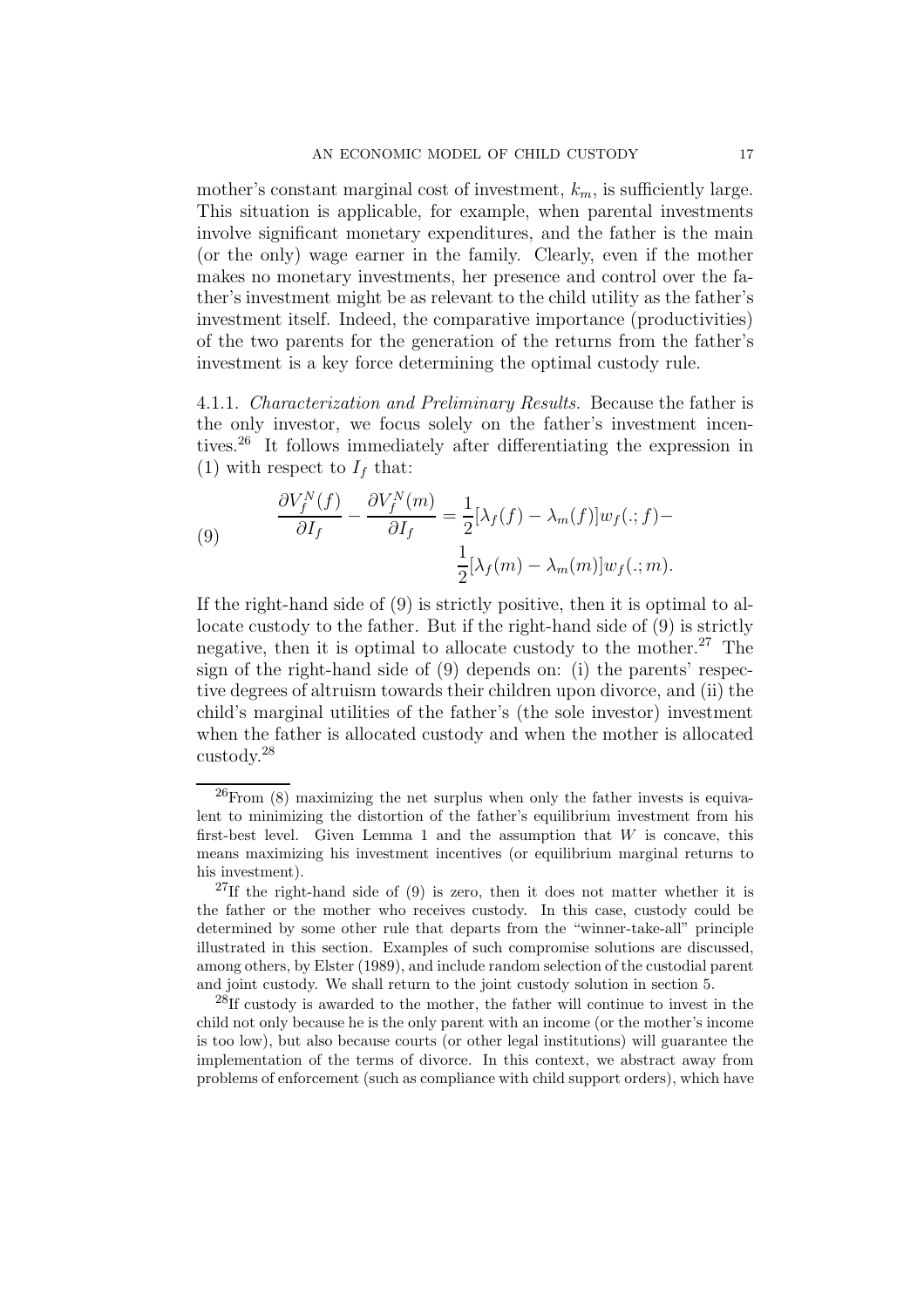mother's constant marginal cost of investment, $k_m$, is sufficiently large. This situation is applicable, for example, when parental investments involve significant monetary expenditures, and the father is the main (or the only) wage earner in the family. Clearly, even if the mother makes no monetary investments, her presence and control over the father's investment might be as relevant to the child utility as the father's investment itself. Indeed, the comparative importance (productivities) of the two parents for the generation of the returns from the father's investment is a key force determining the optimal custody rule.

4.1.1. *Characterization and Preliminary Results.* Because the father is the only investor, we focus solely on the father's investment incentives.[26] It follows immediately after differentiating the expression in (1) with respect to $I_f$ that:

$$\frac{\partial V_f^N(f)}{\partial I_f} - \frac{\partial V_f^N(m)}{\partial I_f} = \frac{1}{2}[\lambda_f(f) - \lambda_m(f)]w_f(.;f) - \frac{1}{2}[\lambda_f(m) - \lambda_m(m)]w_f(.;m). \tag{9}$$

If the right-hand side of (9) is strictly positive, then it is optimal to allocate custody to the father. But if the right-hand side of (9) is strictly negative, then it is optimal to allocate custody to the mother.[27] The sign of the right-hand side of (9) depends on: (i) the parents' respective degrees of altruism towards their children upon divorce, and (ii) the child's marginal utilities of the father's (the sole investor) investment when the father is allocated custody and when the mother is allocated custody.[28]

---

[26]From (8) maximizing the net surplus when only the father invests is equivalent to minimizing the distortion of the father's equilibrium investment from his first-best level. Given Lemma 1 and the assumption that $W$ is concave, this means maximizing his investment incentives (or equilibrium marginal returns to his investment).

[27]If the right-hand side of (9) is zero, then it does not matter whether it is the father or the mother who receives custody. In this case, custody could be determined by some other rule that departs from the "winner-take-all" principle illustrated in this section. Examples of such compromise solutions are discussed, among others, by Elster (1989), and include random selection of the custodial parent and joint custody. We shall return to the joint custody solution in section 5.

[28]If custody is awarded to the mother, the father will continue to invest in the child not only because he is the only parent with an income (or the mother's income is too low), but also because courts (or other legal institutions) will guarantee the implementation of the terms of divorce. In this context, we abstract away from problems of enforcement (such as compliance with child support orders), which have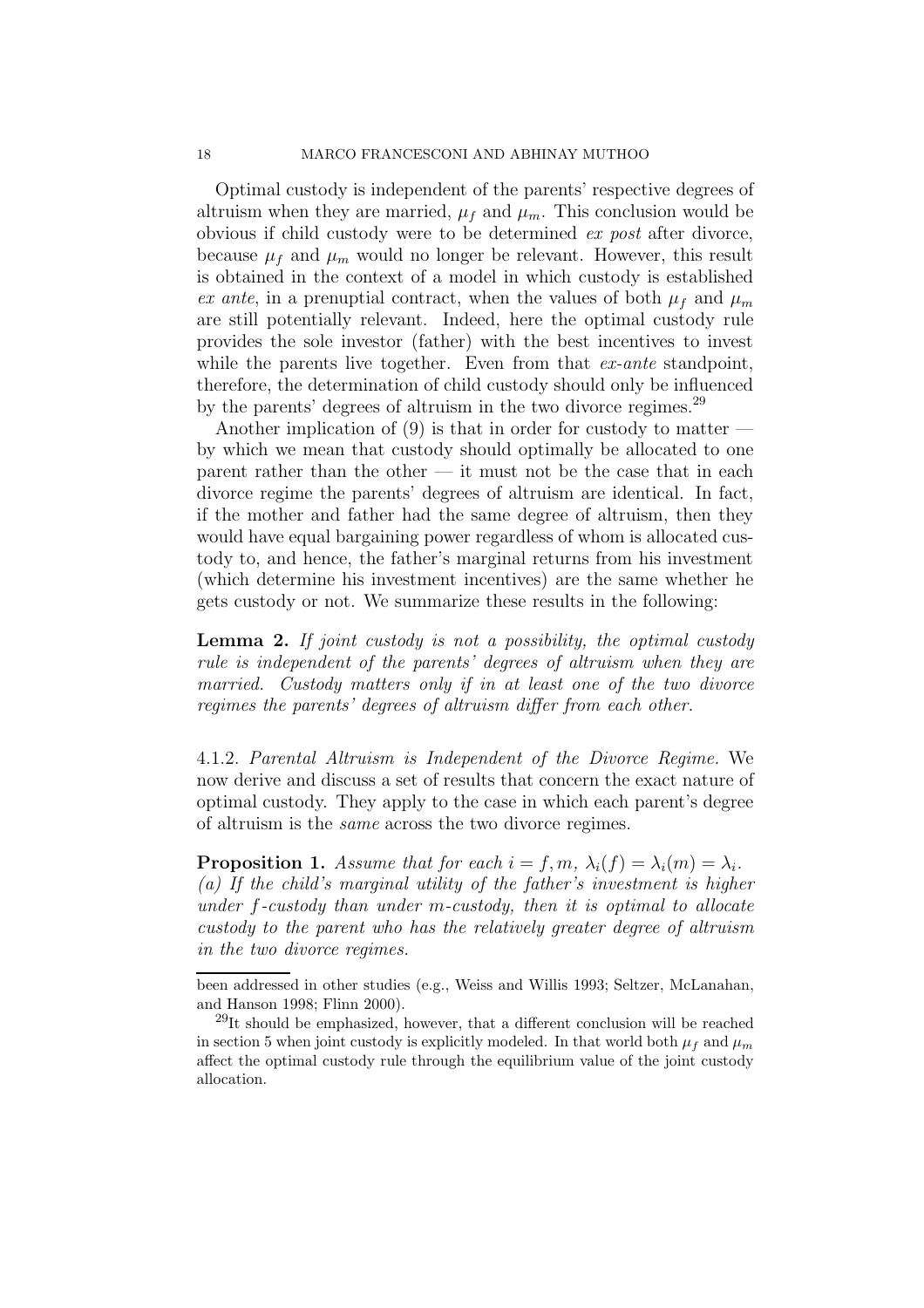Optimal custody is independent of the parents' respective degrees of altruism when they are married, $\mu_f$ and $\mu_m$. This conclusion would be obvious if child custody were to be determined *ex post* after divorce, because $\mu_f$ and $\mu_m$ would no longer be relevant. However, this result is obtained in the context of a model in which custody is established *ex ante*, in a prenuptial contract, when the values of both $\mu_f$ and $\mu_m$ are still potentially relevant. Indeed, here the optimal custody rule provides the sole investor (father) with the best incentives to invest while the parents live together. Even from that *ex-ante* standpoint, therefore, the determination of child custody should only be influenced by the parents' degrees of altruism in the two divorce regimes.[29]

Another implication of (9) is that in order for custody to matter — by which we mean that custody should optimally be allocated to one parent rather than the other — it must not be the case that in each divorce regime the parents' degrees of altruism are identical. In fact, if the mother and father had the same degree of altruism, then they would have equal bargaining power regardless of whom is allocated custody to, and hence, the father's marginal returns from his investment (which determine his investment incentives) are the same whether he gets custody or not. We summarize these results in the following:

**Lemma 2.** *If joint custody is not a possibility, the optimal custody rule is independent of the parents' degrees of altruism when they are married. Custody matters only if in at least one of the two divorce regimes the parents' degrees of altruism differ from each other.*

4.1.2. *Parental Altruism is Independent of the Divorce Regime.* We now derive and discuss a set of results that concern the exact nature of optimal custody. They apply to the case in which each parent's degree of altruism is the *same* across the two divorce regimes.

**Proposition 1.** *Assume that for each $i = f, m$, $\lambda_i(f) = \lambda_i(m) = \lambda_i$.*
*(a) If the child's marginal utility of the father's investment is higher under $f$-custody than under $m$-custody, then it is optimal to allocate custody to the parent who has the relatively greater degree of altruism in the two divorce regimes.*

---

been addressed in other studies (e.g., Weiss and Willis 1993; Seltzer, McLanahan, and Hanson 1998; Flinn 2000).

[29]It should be emphasized, however, that a different conclusion will be reached in section 5 when joint custody is explicitly modeled. In that world both $\mu_f$ and $\mu_m$ affect the optimal custody rule through the equilibrium value of the joint custody allocation.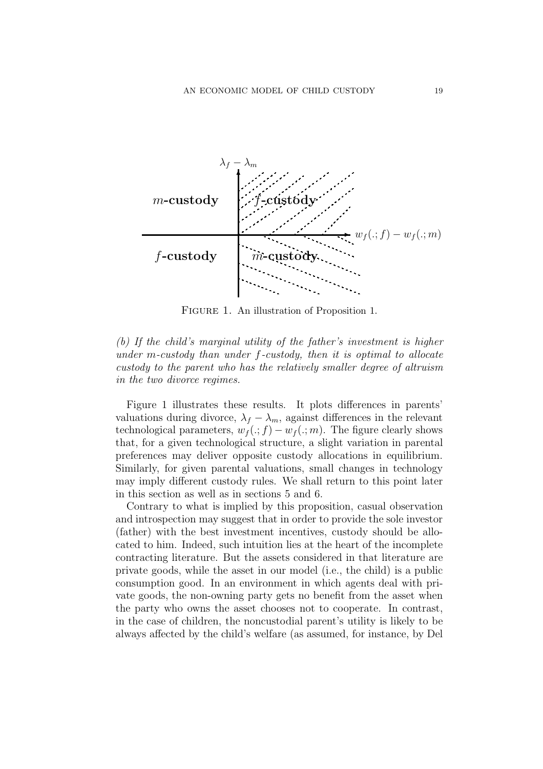FIGURE 1. An illustration of Proposition 1.

*(b) If the child's marginal utility of the father's investment is higher under m-custody than under f-custody, then it is optimal to allocate custody to the parent who has the relatively smaller degree of altruism in the two divorce regimes.*

Figure 1 illustrates these results. It plots differences in parents' valuations during divorce, $\lambda_f - \lambda_m$, against differences in the relevant technological parameters, $w_f(.; f) - w_f(.; m)$. The figure clearly shows that, for a given technological structure, a slight variation in parental preferences may deliver opposite custody allocations in equilibrium. Similarly, for given parental valuations, small changes in technology may imply different custody rules. We shall return to this point later in this section as well as in sections 5 and 6.

Contrary to what is implied by this proposition, casual observation and introspection may suggest that in order to provide the sole investor (father) with the best investment incentives, custody should be allocated to him. Indeed, such intuition lies at the heart of the incomplete contracting literature. But the assets considered in that literature are private goods, while the asset in our model (i.e., the child) is a public consumption good. In an environment in which agents deal with private goods, the non-owning party gets no benefit from the asset when the party who owns the asset chooses not to cooperate. In contrast, in the case of children, the noncustodial parent's utility is likely to be always affected by the child's welfare (as assumed, for instance, by Del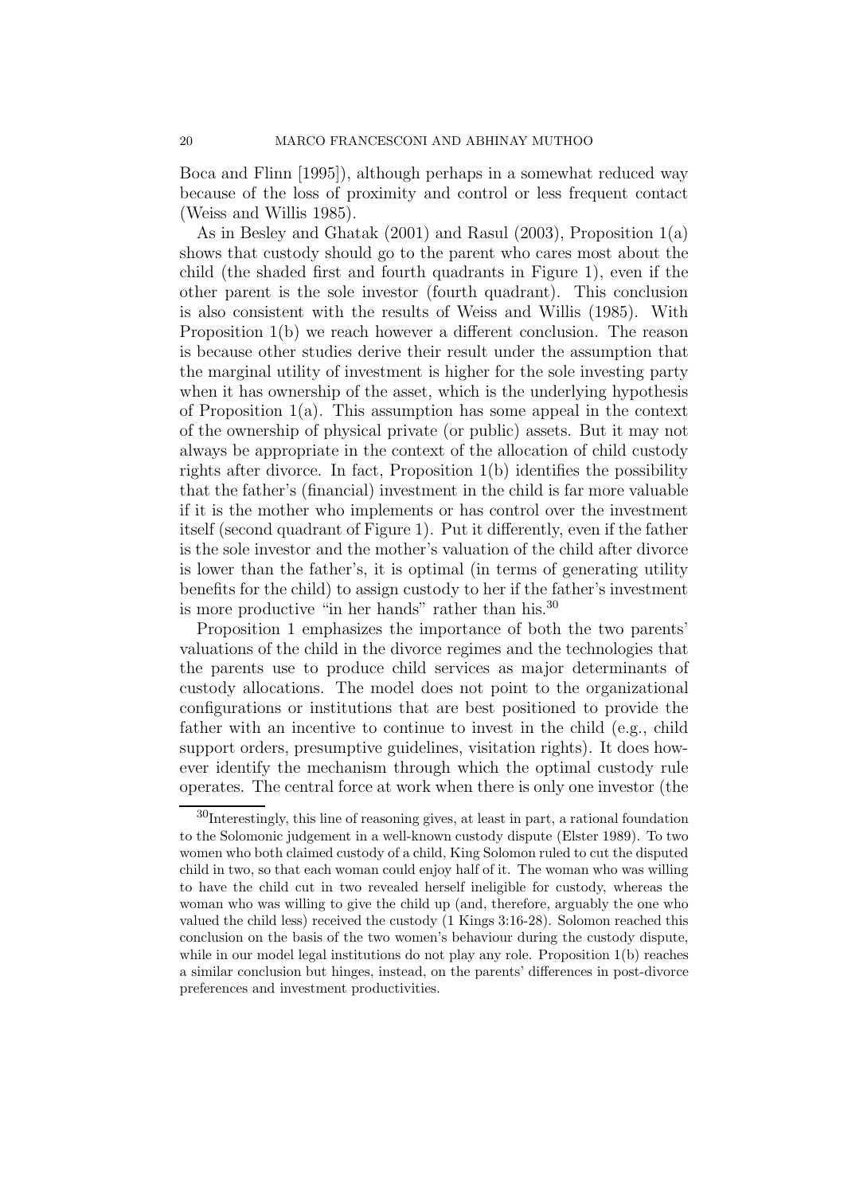Boca and Flinn [1995]), although perhaps in a somewhat reduced way because of the loss of proximity and control or less frequent contact (Weiss and Willis 1985).

As in Besley and Ghatak (2001) and Rasul (2003), Proposition 1(a) shows that custody should go to the parent who cares most about the child (the shaded first and fourth quadrants in Figure 1), even if the other parent is the sole investor (fourth quadrant). This conclusion is also consistent with the results of Weiss and Willis (1985). With Proposition 1(b) we reach however a different conclusion. The reason is because other studies derive their result under the assumption that the marginal utility of investment is higher for the sole investing party when it has ownership of the asset, which is the underlying hypothesis of Proposition 1(a). This assumption has some appeal in the context of the ownership of physical private (or public) assets. But it may not always be appropriate in the context of the allocation of child custody rights after divorce. In fact, Proposition 1(b) identifies the possibility that the father's (financial) investment in the child is far more valuable if it is the mother who implements or has control over the investment itself (second quadrant of Figure 1). Put it differently, even if the father is the sole investor and the mother's valuation of the child after divorce is lower than the father's, it is optimal (in terms of generating utility benefits for the child) to assign custody to her if the father's investment is more productive "in her hands" rather than his.[30]

Proposition 1 emphasizes the importance of both the two parents' valuations of the child in the divorce regimes and the technologies that the parents use to produce child services as major determinants of custody allocations. The model does not point to the organizational configurations or institutions that are best positioned to provide the father with an incentive to continue to invest in the child (e.g., child support orders, presumptive guidelines, visitation rights). It does however identify the mechanism through which the optimal custody rule operates. The central force at work when there is only one investor (the

[30]Interestingly, this line of reasoning gives, at least in part, a rational foundation to the Solomonic judgement in a well-known custody dispute (Elster 1989). To two women who both claimed custody of a child, King Solomon ruled to cut the disputed child in two, so that each woman could enjoy half of it. The woman who was willing to have the child cut in two revealed herself ineligible for custody, whereas the woman who was willing to give the child up (and, therefore, arguably the one who valued the child less) received the custody (1 Kings 3:16-28). Solomon reached this conclusion on the basis of the two women's behaviour during the custody dispute, while in our model legal institutions do not play any role. Proposition 1(b) reaches a similar conclusion but hinges, instead, on the parents' differences in post-divorce preferences and investment productivities.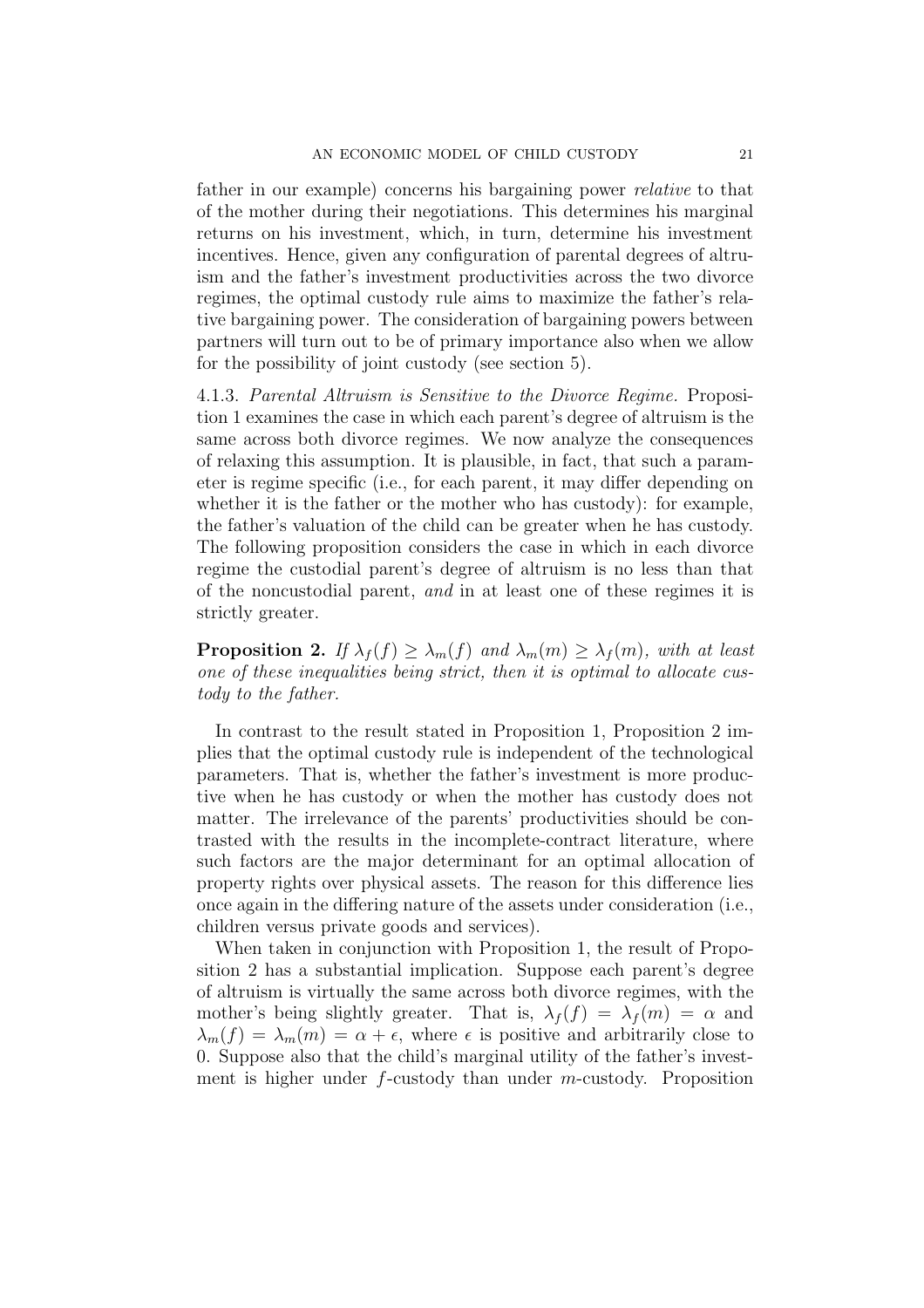father in our example) concerns his bargaining power *relative* to that of the mother during their negotiations. This determines his marginal returns on his investment, which, in turn, determine his investment incentives. Hence, given any configuration of parental degrees of altruism and the father's investment productivities across the two divorce regimes, the optimal custody rule aims to maximize the father's relative bargaining power. The consideration of bargaining powers between partners will turn out to be of primary importance also when we allow for the possibility of joint custody (see section 5).

4.1.3. *Parental Altruism is Sensitive to the Divorce Regime.* Proposition 1 examines the case in which each parent's degree of altruism is the same across both divorce regimes. We now analyze the consequences of relaxing this assumption. It is plausible, in fact, that such a parameter is regime specific (i.e., for each parent, it may differ depending on whether it is the father or the mother who has custody): for example, the father's valuation of the child can be greater when he has custody. The following proposition considers the case in which in each divorce regime the custodial parent's degree of altruism is no less than that of the noncustodial parent, *and* in at least one of these regimes it is strictly greater.

**Proposition 2.** *If $\lambda_f(f) \geq \lambda_m(f)$ and $\lambda_m(m) \geq \lambda_f(m)$, with at least one of these inequalities being strict, then it is optimal to allocate custody to the father.*

In contrast to the result stated in Proposition 1, Proposition 2 implies that the optimal custody rule is independent of the technological parameters. That is, whether the father's investment is more productive when he has custody or when the mother has custody does not matter. The irrelevance of the parents' productivities should be contrasted with the results in the incomplete-contract literature, where such factors are the major determinant for an optimal allocation of property rights over physical assets. The reason for this difference lies once again in the differing nature of the assets under consideration (i.e., children versus private goods and services).

When taken in conjunction with Proposition 1, the result of Proposition 2 has a substantial implication. Suppose each parent's degree of altruism is virtually the same across both divorce regimes, with the mother's being slightly greater. That is, $\lambda_f(f) = \lambda_f(m) = \alpha$ and $\lambda_m(f) = \lambda_m(m) = \alpha + \epsilon$, where $\epsilon$ is positive and arbitrarily close to 0. Suppose also that the child's marginal utility of the father's investment is higher under $f$-custody than under $m$-custody. Proposition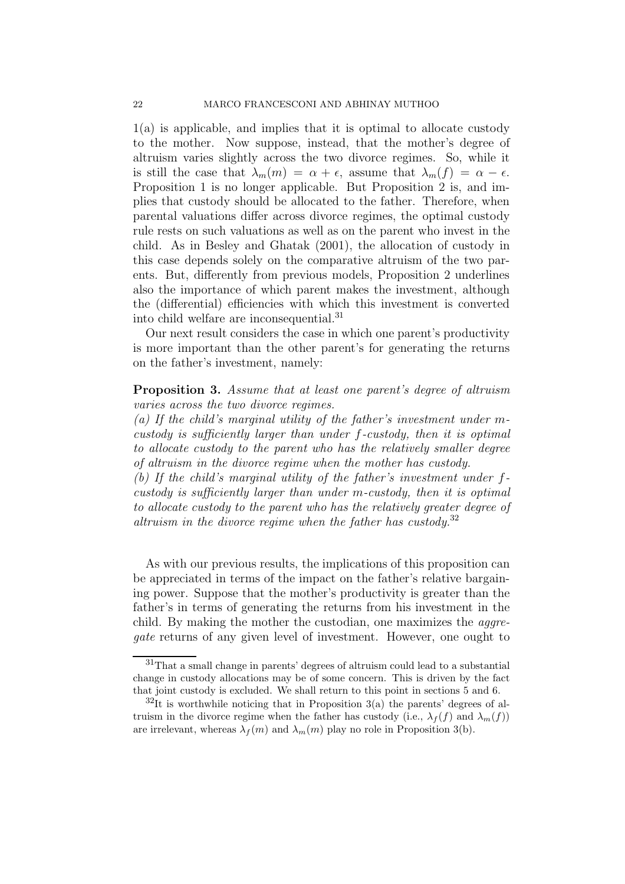1(a) is applicable, and implies that it is optimal to allocate custody to the mother. Now suppose, instead, that the mother's degree of altruism varies slightly across the two divorce regimes. So, while it is still the case that $\lambda_m(m) = \alpha + \epsilon$, assume that $\lambda_m(f) = \alpha - \epsilon$. Proposition 1 is no longer applicable. But Proposition 2 is, and implies that custody should be allocated to the father. Therefore, when parental valuations differ across divorce regimes, the optimal custody rule rests on such valuations as well as on the parent who invest in the child. As in Besley and Ghatak (2001), the allocation of custody in this case depends solely on the comparative altruism of the two parents. But, differently from previous models, Proposition 2 underlines also the importance of which parent makes the investment, although the (differential) efficiencies with which this investment is converted into child welfare are inconsequential.[31]

Our next result considers the case in which one parent's productivity is more important than the other parent's for generating the returns on the father's investment, namely:

**Proposition 3.** *Assume that at least one parent's degree of altruism varies across the two divorce regimes.*

*(a) If the child's marginal utility of the father's investment under m-custody is sufficiently larger than under f-custody, then it is optimal to allocate custody to the parent who has the relatively smaller degree of altruism in the divorce regime when the mother has custody.*

*(b) If the child's marginal utility of the father's investment under f-custody is sufficiently larger than under m-custody, then it is optimal to allocate custody to the parent who has the relatively greater degree of altruism in the divorce regime when the father has custody.*[32]

As with our previous results, the implications of this proposition can be appreciated in terms of the impact on the father's relative bargaining power. Suppose that the mother's productivity is greater than the father's in terms of generating the returns from his investment in the child. By making the mother the custodian, one maximizes the *aggregate* returns of any given level of investment. However, one ought to

[31] That a small change in parents' degrees of altruism could lead to a substantial change in custody allocations may be of some concern. This is driven by the fact that joint custody is excluded. We shall return to this point in sections 5 and 6.

[32] It is worthwhile noticing that in Proposition 3(a) the parents' degrees of altruism in the divorce regime when the father has custody (i.e., $\lambda_f(f)$ and $\lambda_m(f)$) are irrelevant, whereas $\lambda_f(m)$ and $\lambda_m(m)$ play no role in Proposition 3(b).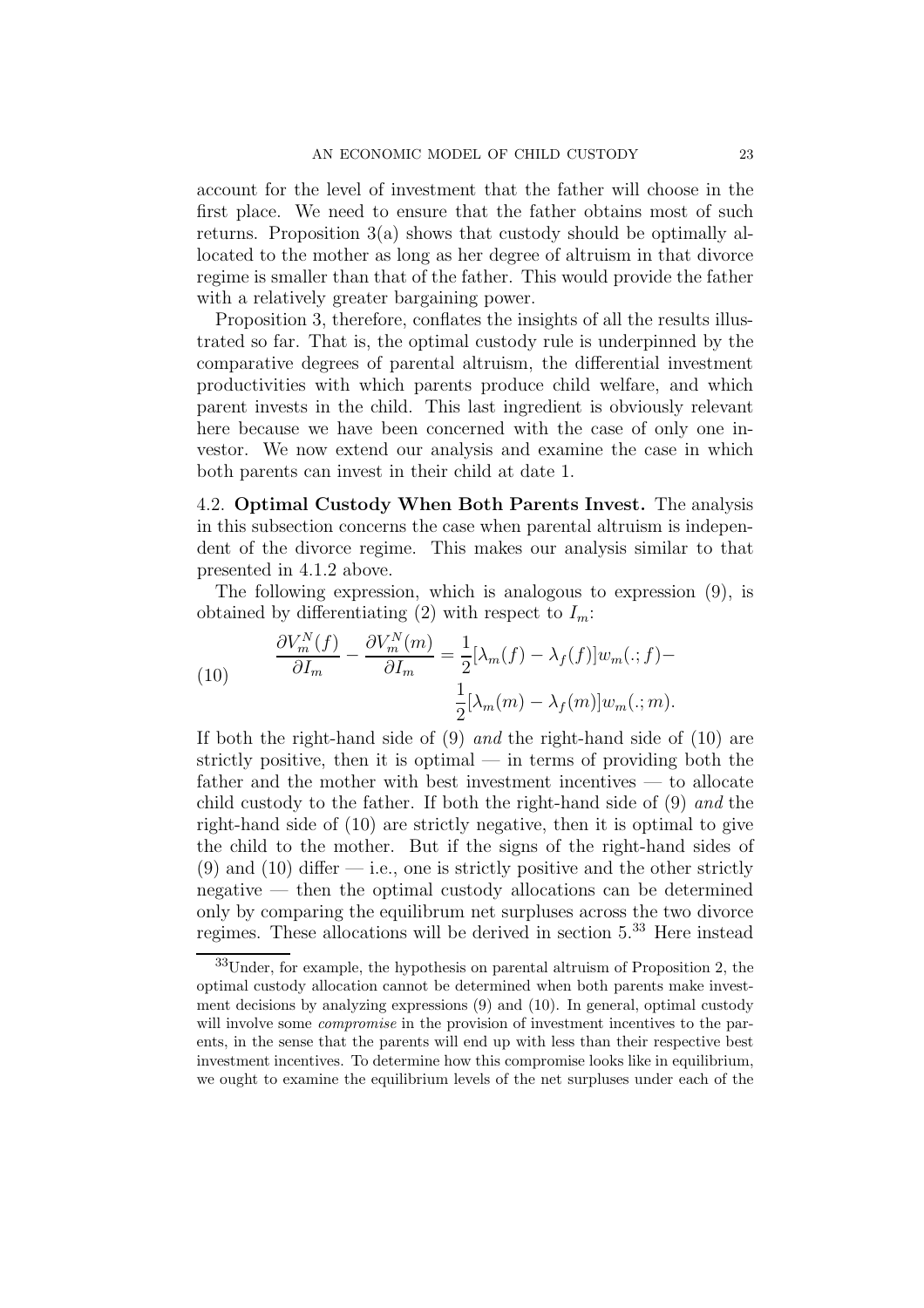account for the level of investment that the father will choose in the first place. We need to ensure that the father obtains most of such returns. Proposition 3(a) shows that custody should be optimally allocated to the mother as long as her degree of altruism in that divorce regime is smaller than that of the father. This would provide the father with a relatively greater bargaining power.

Proposition 3, therefore, conflates the insights of all the results illustrated so far. That is, the optimal custody rule is underpinned by the comparative degrees of parental altruism, the differential investment productivities with which parents produce child welfare, and which parent invests in the child. This last ingredient is obviously relevant here because we have been concerned with the case of only one investor. We now extend our analysis and examine the case in which both parents can invest in their child at date 1.

### 4.2. Optimal Custody When Both Parents Invest.

The analysis in this subsection concerns the case when parental altruism is independent of the divorce regime. This makes our analysis similar to that presented in 4.1.2 above.

The following expression, which is analogous to expression (9), is obtained by differentiating (2) with respect to $I_m$:

$$\frac{\partial V_m^N(f)}{\partial I_m} - \frac{\partial V_m^N(m)}{\partial I_m} = \frac{1}{2}[\lambda_m(f) - \lambda_f(f)]w_m(.;f) - \frac{1}{2}[\lambda_m(m) - \lambda_f(m)]w_m(.;m). \tag{10}$$

If both the right-hand side of (9) *and* the right-hand side of (10) are strictly positive, then it is optimal — in terms of providing both the father and the mother with best investment incentives — to allocate child custody to the father. If both the right-hand side of (9) *and* the right-hand side of (10) are strictly negative, then it is optimal to give the child to the mother. But if the signs of the right-hand sides of (9) and (10) differ — i.e., one is strictly positive and the other strictly negative — then the optimal custody allocations can be determined only by comparing the equilibrum net surpluses across the two divorce regimes. These allocations will be derived in section 5.[33] Here instead

[33] Under, for example, the hypothesis on parental altruism of Proposition 2, the optimal custody allocation cannot be determined when both parents make investment decisions by analyzing expressions (9) and (10). In general, optimal custody will involve some *compromise* in the provision of investment incentives to the parents, in the sense that the parents will end up with less than their respective best investment incentives. To determine how this compromise looks like in equilibrium, we ought to examine the equilibrium levels of the net surpluses under each of the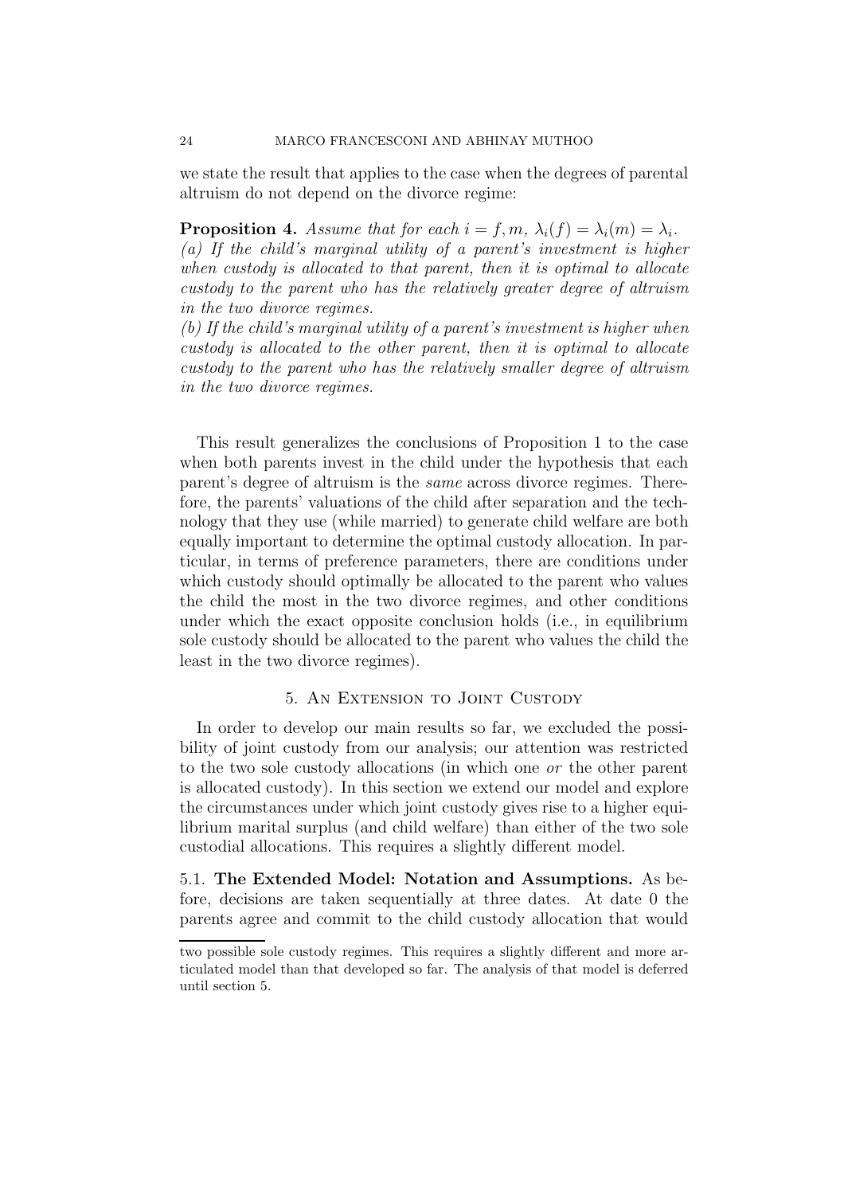we state the result that applies to the case when the degrees of parental altruism do not depend on the divorce regime:

**Proposition 4.** *Assume that for each $i = f, m$, $\lambda_i(f) = \lambda_i(m) = \lambda_i$.*
*(a) If the child's marginal utility of a parent's investment is higher when custody is allocated to that parent, then it is optimal to allocate custody to the parent who has the relatively greater degree of altruism in the two divorce regimes.*
*(b) If the child's marginal utility of a parent's investment is higher when custody is allocated to the other parent, then it is optimal to allocate custody to the parent who has the relatively smaller degree of altruism in the two divorce regimes.*

This result generalizes the conclusions of Proposition 1 to the case when both parents invest in the child under the hypothesis that each parent's degree of altruism is the *same* across divorce regimes. Therefore, the parents' valuations of the child after separation and the technology that they use (while married) to generate child welfare are both equally important to determine the optimal custody allocation. In particular, in terms of preference parameters, there are conditions under which custody should optimally be allocated to the parent who values the child the most in the two divorce regimes, and other conditions under which the exact opposite conclusion holds (i.e., in equilibrium sole custody should be allocated to the parent who values the child the least in the two divorce regimes).

## 5. An Extension to Joint Custody

In order to develop our main results so far, we excluded the possibility of joint custody from our analysis; our attention was restricted to the two sole custody allocations (in which one *or* the other parent is allocated custody). In this section we extend our model and explore the circumstances under which joint custody gives rise to a higher equilibrium marital surplus (and child welfare) than either of the two sole custodial allocations. This requires a slightly different model.

### 5.1. **The Extended Model: Notation and Assumptions.**

As before, decisions are taken sequentially at three dates. At date 0 the parents agree and commit to the child custody allocation that would

---

two possible sole custody regimes. This requires a slightly different and more articulated model than that developed so far. The analysis of that model is deferred until section 5.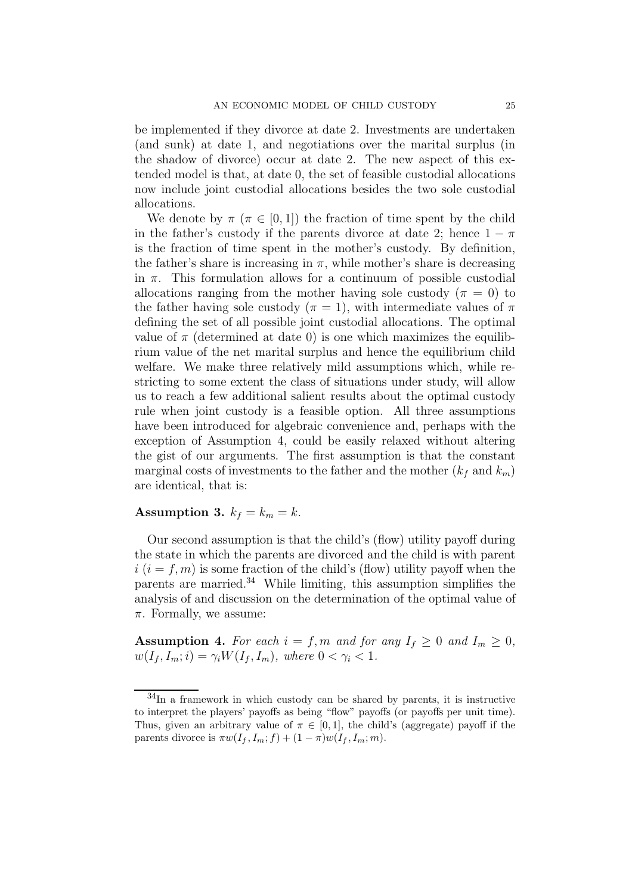be implemented if they divorce at date 2. Investments are undertaken (and sunk) at date 1, and negotiations over the marital surplus (in the shadow of divorce) occur at date 2. The new aspect of this extended model is that, at date 0, the set of feasible custodial allocations now include joint custodial allocations besides the two sole custodial allocations.

We denote by $\pi$ ($\pi \in [0, 1]$) the fraction of time spent by the child in the father's custody if the parents divorce at date 2; hence $1 - \pi$ is the fraction of time spent in the mother's custody. By definition, the father's share is increasing in $\pi$, while mother's share is decreasing in $\pi$. This formulation allows for a continuum of possible custodial allocations ranging from the mother having sole custody ($\pi = 0$) to the father having sole custody ($\pi = 1$), with intermediate values of $\pi$ defining the set of all possible joint custodial allocations. The optimal value of $\pi$ (determined at date 0) is one which maximizes the equilibrium value of the net marital surplus and hence the equilibrium child welfare. We make three relatively mild assumptions which, while restricting to some extent the class of situations under study, will allow us to reach a few additional salient results about the optimal custody rule when joint custody is a feasible option. All three assumptions have been introduced for algebraic convenience and, perhaps with the exception of Assumption 4, could be easily relaxed without altering the gist of our arguments. The first assumption is that the constant marginal costs of investments to the father and the mother ($k_f$ and $k_m$) are identical, that is:

**Assumption 3.** $k_f = k_m = k$.

Our second assumption is that the child's (flow) utility payoff during the state in which the parents are divorced and the child is with parent $i$ ($i = f, m$) is some fraction of the child's (flow) utility payoff when the parents are married.[34] While limiting, this assumption simplifies the analysis of and discussion on the determination of the optimal value of $\pi$. Formally, we assume:

**Assumption 4.** *For each $i = f, m$ and for any $I_f \geq 0$ and $I_m \geq 0$, $w(I_f, I_m; i) = \gamma_i W(I_f, I_m)$, where $0 < \gamma_i < 1$.*

[34] In a framework in which custody can be shared by parents, it is instructive to interpret the players' payoffs as being "flow" payoffs (or payoffs per unit time). Thus, given an arbitrary value of $\pi \in [0, 1]$, the child's (aggregate) payoff if the parents divorce is $\pi w(I_f, I_m; f) + (1 - \pi)w(I_f, I_m; m)$.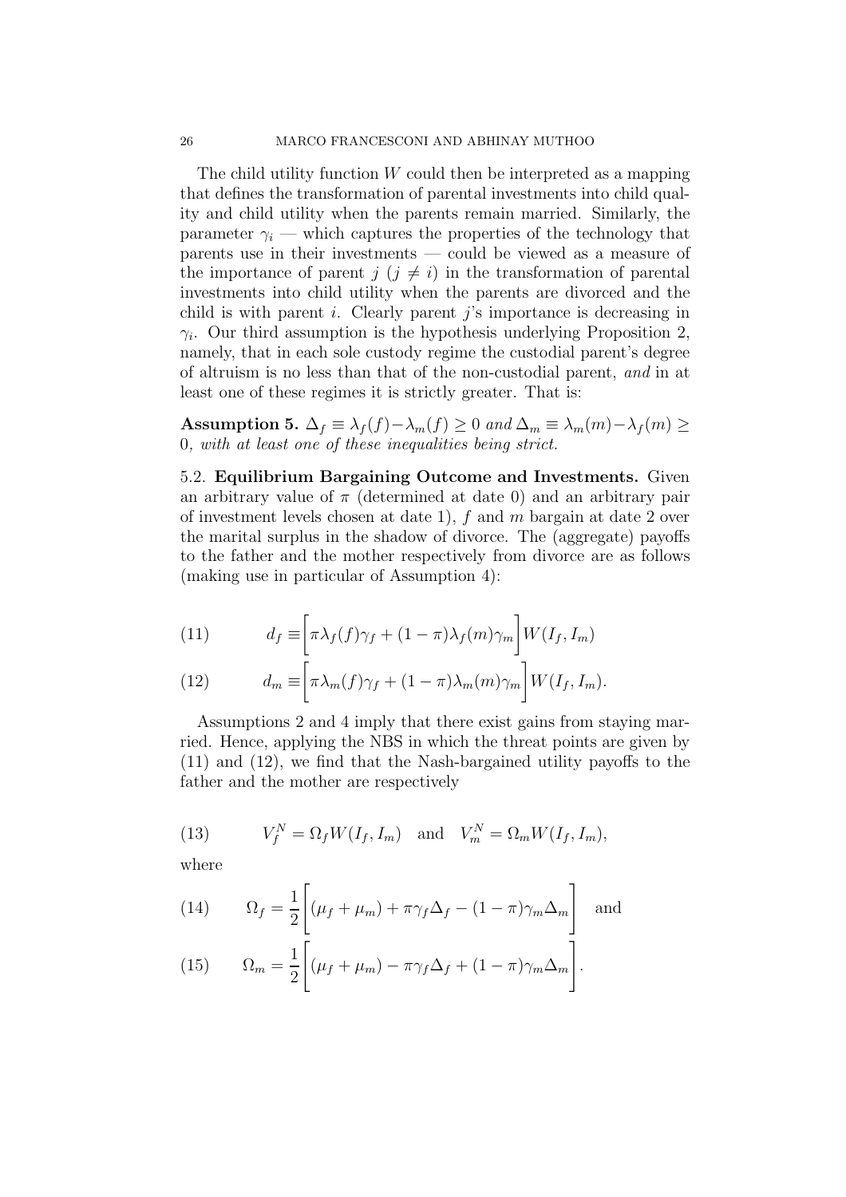The child utility function $W$ could then be interpreted as a mapping that defines the transformation of parental investments into child quality and child utility when the parents remain married. Similarly, the parameter $\gamma_i$ — which captures the properties of the technology that parents use in their investments — could be viewed as a measure of the importance of parent $j$ ($j \neq i$) in the transformation of parental investments into child utility when the parents are divorced and the child is with parent $i$. Clearly parent $j$'s importance is decreasing in $\gamma_i$. Our third assumption is the hypothesis underlying Proposition 2, namely, that in each sole custody regime the custodial parent's degree of altruism is no less than that of the non-custodial parent, *and* in at least one of these regimes it is strictly greater. That is:

**Assumption 5.** *$\Delta_f \equiv \lambda_f(f) - \lambda_m(f) \geq 0$ and $\Delta_m \equiv \lambda_m(m) - \lambda_f(m) \geq 0$, with at least one of these inequalities being strict.*

5.2. **Equilibrium Bargaining Outcome and Investments.** Given an arbitrary value of $\pi$ (determined at date 0) and an arbitrary pair of investment levels chosen at date 1), $f$ and $m$ bargain at date 2 over the marital surplus in the shadow of divorce. The (aggregate) payoffs to the father and the mother respectively from divorce are as follows (making use in particular of Assumption 4):

$$d_f \equiv \left[\pi \lambda_f(f)\gamma_f + (1-\pi)\lambda_f(m)\gamma_m\right] W(I_f, I_m) \tag{11}$$

$$d_m \equiv \left[\pi \lambda_m(f)\gamma_f + (1-\pi)\lambda_m(m)\gamma_m\right] W(I_f, I_m). \tag{12}$$

Assumptions 2 and 4 imply that there exist gains from staying married. Hence, applying the NBS in which the threat points are given by (11) and (12), we find that the Nash-bargained utility payoffs to the father and the mother are respectively

$$V_f^N = \Omega_f W(I_f, I_m) \quad \text{and} \quad V_m^N = \Omega_m W(I_f, I_m), \tag{13}$$

where

$$\Omega_f = \frac{1}{2}\left[(\mu_f + \mu_m) + \pi\gamma_f\Delta_f - (1-\pi)\gamma_m\Delta_m\right] \quad \text{and} \tag{14}$$

$$\Omega_m = \frac{1}{2}\left[(\mu_f + \mu_m) - \pi\gamma_f\Delta_f + (1-\pi)\gamma_m\Delta_m\right]. \tag{15}$$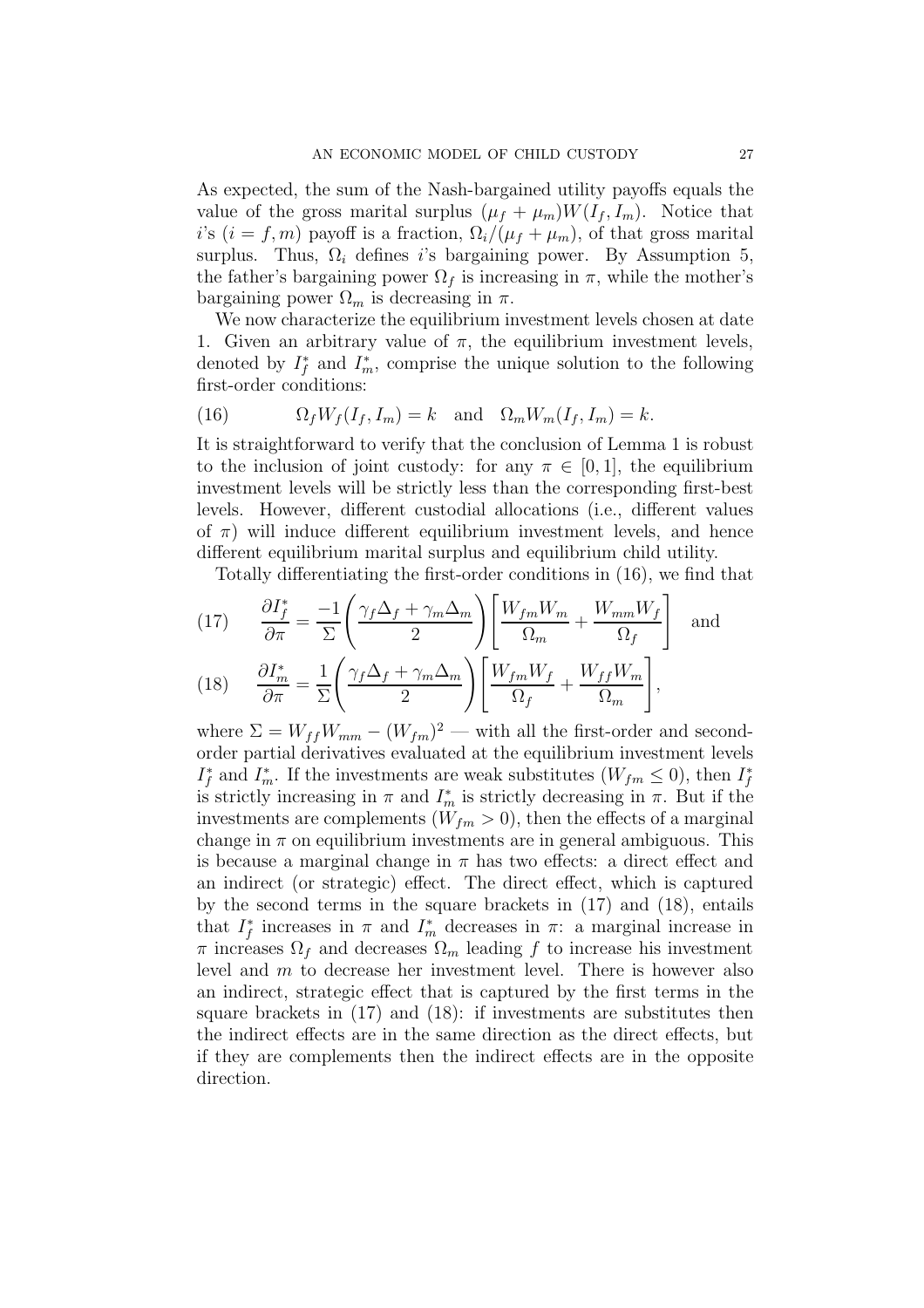As expected, the sum of the Nash-bargained utility payoffs equals the value of the gross marital surplus $(\mu_f + \mu_m)W(I_f, I_m)$. Notice that $i$'s ($i = f, m$) payoff is a fraction, $\Omega_i/(\mu_f + \mu_m)$, of that gross marital surplus. Thus, $\Omega_i$ defines $i$'s bargaining power. By Assumption 5, the father's bargaining power $\Omega_f$ is increasing in $\pi$, while the mother's bargaining power $\Omega_m$ is decreasing in $\pi$.

We now characterize the equilibrium investment levels chosen at date 1. Given an arbitrary value of $\pi$, the equilibrium investment levels, denoted by $I_f^*$ and $I_m^*$, comprise the unique solution to the following first-order conditions:

$$\Omega_f W_f(I_f, I_m) = k \quad \text{and} \quad \Omega_m W_m(I_f, I_m) = k. \tag{16}$$

It is straightforward to verify that the conclusion of Lemma 1 is robust to the inclusion of joint custody: for any $\pi \in [0, 1]$, the equilibrium investment levels will be strictly less than the corresponding first-best levels. However, different custodial allocations (i.e., different values of $\pi$) will induce different equilibrium investment levels, and hence different equilibrium marital surplus and equilibrium child utility.

Totally differentiating the first-order conditions in (16), we find that

$$\frac{\partial I_f^*}{\partial \pi} = \frac{-1}{\Sigma}\left(\frac{\gamma_f \Delta_f + \gamma_m \Delta_m}{2}\right)\left[\frac{W_{fm}W_m}{\Omega_m} + \frac{W_{mm}W_f}{\Omega_f}\right] \quad \text{and} \tag{17}$$

$$\frac{\partial I_m^*}{\partial \pi} = \frac{1}{\Sigma}\left(\frac{\gamma_f \Delta_f + \gamma_m \Delta_m}{2}\right)\left[\frac{W_{fm}W_f}{\Omega_f} + \frac{W_{ff}W_m}{\Omega_m}\right], \tag{18}$$

where $\Sigma = W_{ff}W_{mm} - (W_{fm})^2$ — with all the first-order and second-order partial derivatives evaluated at the equilibrium investment levels $I_f^*$ and $I_m^*$. If the investments are weak substitutes ($W_{fm} \leq 0$), then $I_f^*$ is strictly increasing in $\pi$ and $I_m^*$ is strictly decreasing in $\pi$. But if the investments are complements ($W_{fm} > 0$), then the effects of a marginal change in $\pi$ on equilibrium investments are in general ambiguous. This is because a marginal change in $\pi$ has two effects: a direct effect and an indirect (or strategic) effect. The direct effect, which is captured by the second terms in the square brackets in (17) and (18), entails that $I_f^*$ increases in $\pi$ and $I_m^*$ decreases in $\pi$: a marginal increase in $\pi$ increases $\Omega_f$ and decreases $\Omega_m$ leading $f$ to increase his investment level and $m$ to decrease her investment level. There is however also an indirect, strategic effect that is captured by the first terms in the square brackets in (17) and (18): if investments are substitutes then the indirect effects are in the same direction as the direct effects, but if they are complements then the indirect effects are in the opposite direction.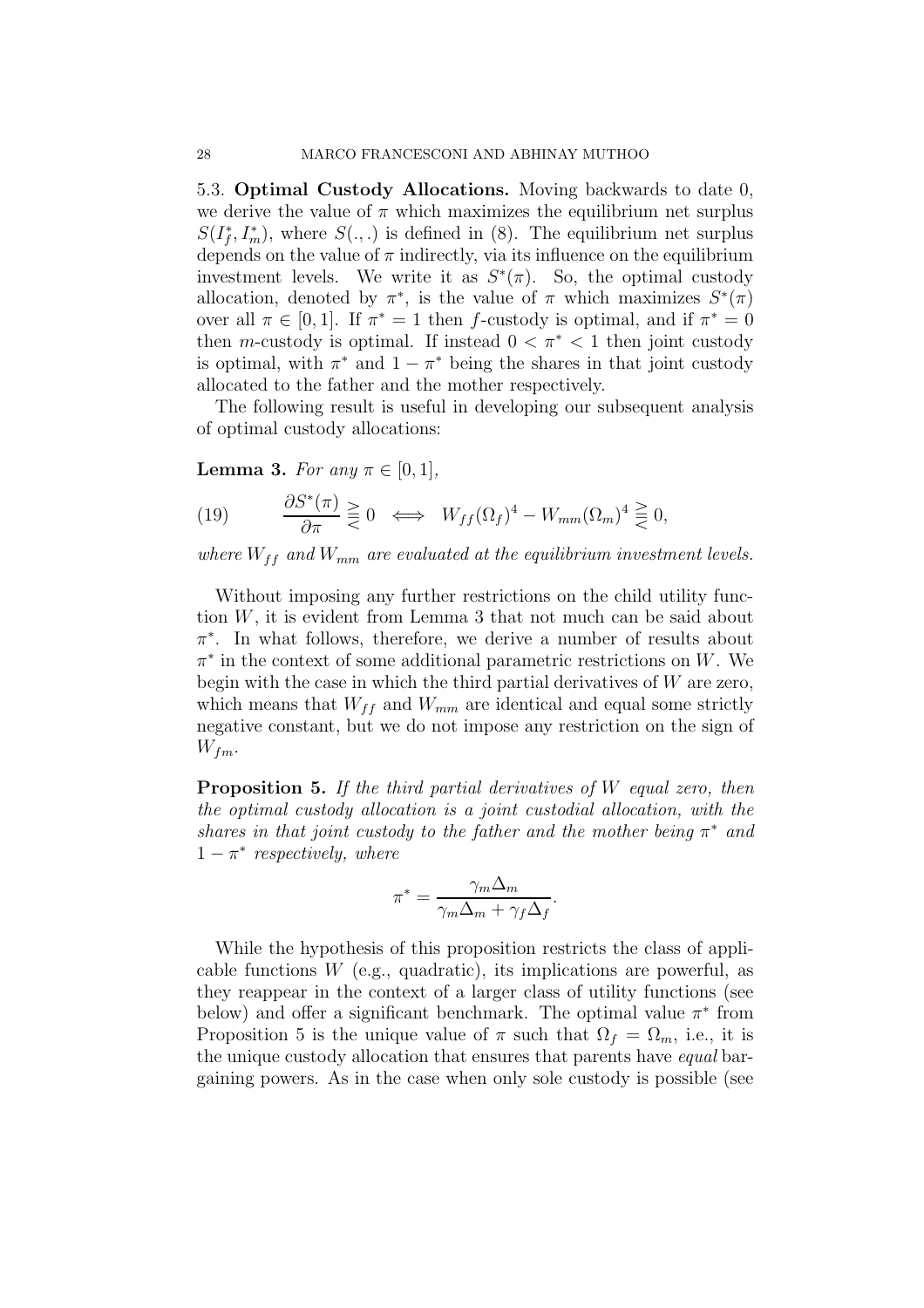5.3. **Optimal Custody Allocations.** Moving backwards to date 0, we derive the value of $\pi$ which maximizes the equilibrium net surplus $S(I_f^*, I_m^*)$, where $S(.,.)$ is defined in (8). The equilibrium net surplus depends on the value of $\pi$ indirectly, via its influence on the equilibrium investment levels. We write it as $S^*(\pi)$. So, the optimal custody allocation, denoted by $\pi^*$, is the value of $\pi$ which maximizes $S^*(\pi)$ over all $\pi \in [0,1]$. If $\pi^* = 1$ then $f$-custody is optimal, and if $\pi^* = 0$ then $m$-custody is optimal. If instead $0 < \pi^* < 1$ then joint custody is optimal, with $\pi^*$ and $1 - \pi^*$ being the shares in that joint custody allocated to the father and the mother respectively.

The following result is useful in developing our subsequent analysis of optimal custody allocations:

**Lemma 3.** *For any $\pi \in [0,1]$,*

$$\frac{\partial S^*(\pi)}{\partial \pi} \gtreqless 0 \iff W_{ff}(\Omega_f)^4 - W_{mm}(\Omega_m)^4 \gtreqless 0, \tag{19}$$

*where $W_{ff}$ and $W_{mm}$ are evaluated at the equilibrium investment levels.*

Without imposing any further restrictions on the child utility function $W$, it is evident from Lemma 3 that not much can be said about $\pi^*$. In what follows, therefore, we derive a number of results about $\pi^*$ in the context of some additional parametric restrictions on $W$. We begin with the case in which the third partial derivatives of $W$ are zero, which means that $W_{ff}$ and $W_{mm}$ are identical and equal some strictly negative constant, but we do not impose any restriction on the sign of $W_{fm}$.

**Proposition 5.** *If the third partial derivatives of $W$ equal zero, then the optimal custody allocation is a joint custodial allocation, with the shares in that joint custody to the father and the mother being $\pi^*$ and $1 - \pi^*$ respectively, where*

$$\pi^* = \frac{\gamma_m \Delta_m}{\gamma_m \Delta_m + \gamma_f \Delta_f}.$$

While the hypothesis of this proposition restricts the class of applicable functions $W$ (e.g., quadratic), its implications are powerful, as they reappear in the context of a larger class of utility functions (see below) and offer a significant benchmark. The optimal value $\pi^*$ from Proposition 5 is the unique value of $\pi$ such that $\Omega_f = \Omega_m$, i.e., it is the unique custody allocation that ensures that parents have *equal* bargaining powers. As in the case when only sole custody is possible (see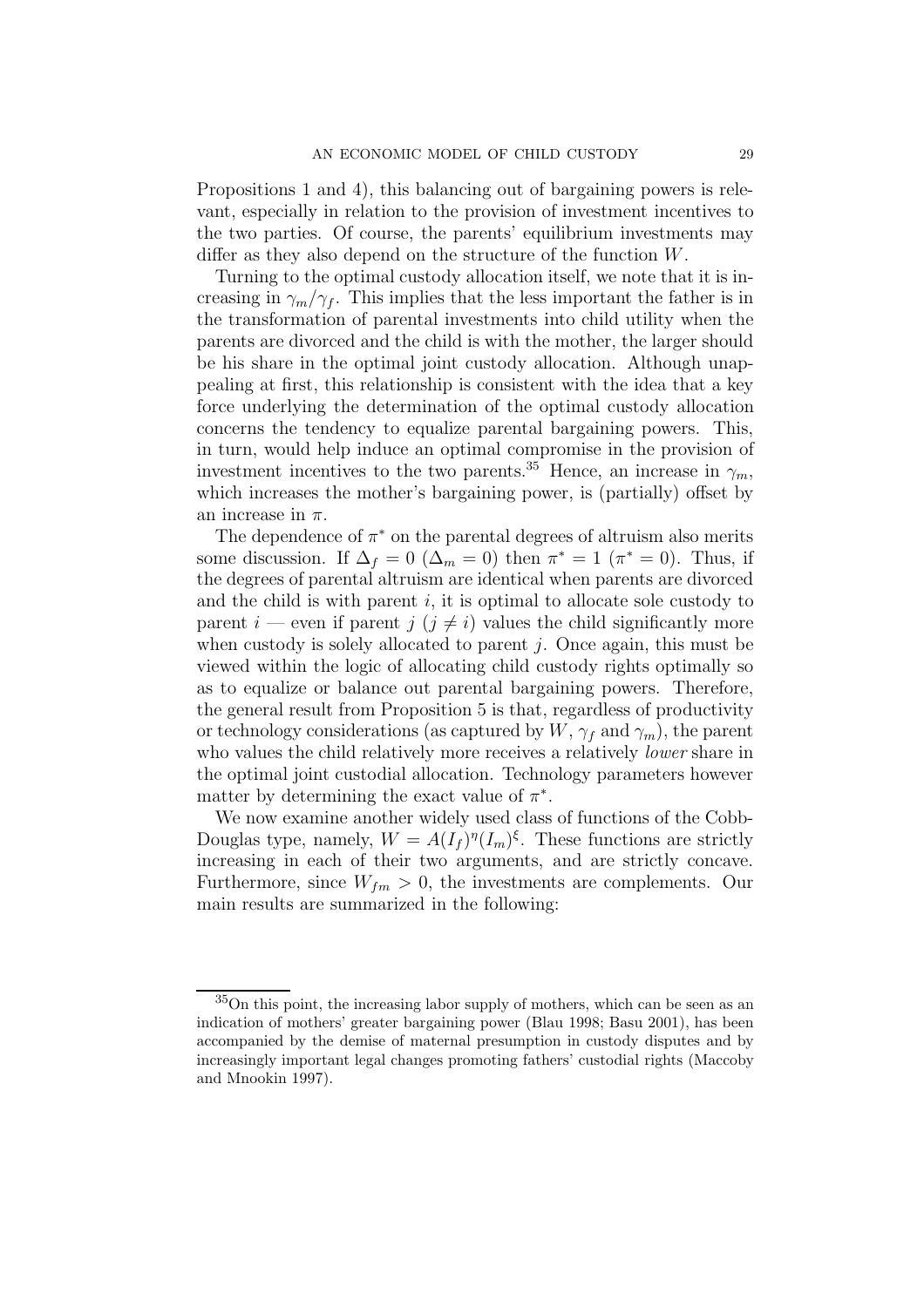Propositions 1 and 4), this balancing out of bargaining powers is relevant, especially in relation to the provision of investment incentives to the two parties. Of course, the parents' equilibrium investments may differ as they also depend on the structure of the function $W$.

Turning to the optimal custody allocation itself, we note that it is increasing in $\gamma_m/\gamma_f$. This implies that the less important the father is in the transformation of parental investments into child utility when the parents are divorced and the child is with the mother, the larger should be his share in the optimal joint custody allocation. Although unappealing at first, this relationship is consistent with the idea that a key force underlying the determination of the optimal custody allocation concerns the tendency to equalize parental bargaining powers. This, in turn, would help induce an optimal compromise in the provision of investment incentives to the two parents.[35] Hence, an increase in $\gamma_m$, which increases the mother's bargaining power, is (partially) offset by an increase in $\pi$.

The dependence of $\pi^*$ on the parental degrees of altruism also merits some discussion. If $\Delta_f = 0$ ($\Delta_m = 0$) then $\pi^* = 1$ ($\pi^* = 0$). Thus, if the degrees of parental altruism are identical when parents are divorced and the child is with parent $i$, it is optimal to allocate sole custody to parent $i$ — even if parent $j$ ($j \neq i$) values the child significantly more when custody is solely allocated to parent $j$. Once again, this must be viewed within the logic of allocating child custody rights optimally so as to equalize or balance out parental bargaining powers. Therefore, the general result from Proposition 5 is that, regardless of productivity or technology considerations (as captured by $W$, $\gamma_f$ and $\gamma_m$), the parent who values the child relatively more receives a relatively *lower* share in the optimal joint custodial allocation. Technology parameters however matter by determining the exact value of $\pi^*$.

We now examine another widely used class of functions of the Cobb-Douglas type, namely, $W = A(I_f)^\eta(I_m)^\xi$. These functions are strictly increasing in each of their two arguments, and are strictly concave. Furthermore, since $W_{fm} > 0$, the investments are complements. Our main results are summarized in the following:

---

[35] On this point, the increasing labor supply of mothers, which can be seen as an indication of mothers' greater bargaining power (Blau 1998; Basu 2001), has been accompanied by the demise of maternal presumption in custody disputes and by increasingly important legal changes promoting fathers' custodial rights (Maccoby and Mnookin 1997).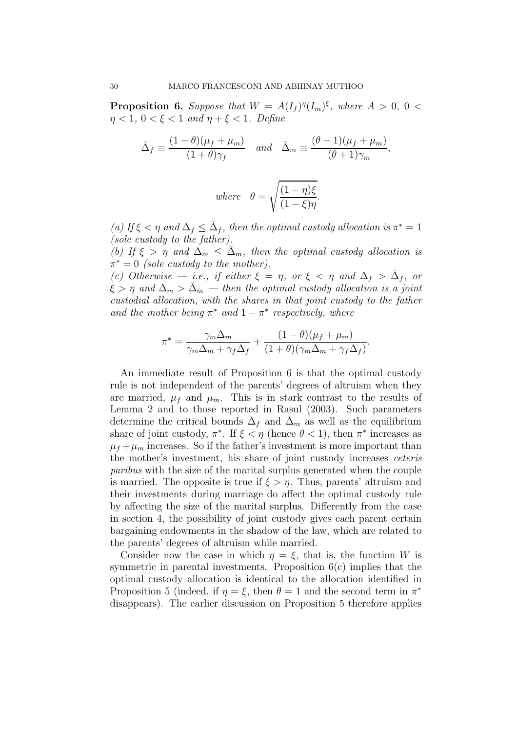**Proposition 6.** *Suppose that $W = A(I_f)^\eta (I_m)^\xi$, where $A > 0$, $0 < \eta < 1$, $0 < \xi < 1$ and $\eta + \xi < 1$. Define*

$$\bar{\Delta}_f \equiv \frac{(1-\theta)(\mu_f + \mu_m)}{(1+\theta)\gamma_f} \quad \textit{and} \quad \bar{\Delta}_m \equiv \frac{(\theta - 1)(\mu_f + \mu_m)}{(\theta+1)\gamma_m},$$

$$\textit{where} \quad \theta = \sqrt{\frac{(1-\eta)\xi}{(1-\xi)\eta}}.$$

*(a) If $\xi < \eta$ and $\Delta_f \leq \bar{\Delta}_f$, then the optimal custody allocation is $\pi^* = 1$ (sole custody to the father).*

*(b) If $\xi > \eta$ and $\Delta_m \leq \bar{\Delta}_m$, then the optimal custody allocation is $\pi^* = 0$ (sole custody to the mother).*

*(c) Otherwise — i.e., if either $\xi = \eta$, or $\xi < \eta$ and $\Delta_f > \bar{\Delta}_f$, or $\xi > \eta$ and $\Delta_m > \bar{\Delta}_m$ — then the optimal custody allocation is a joint custodial allocation, with the shares in that joint custody to the father and the mother being $\pi^*$ and $1 - \pi^*$ respectively, where*

$$\pi^* = \frac{\gamma_m \Delta_m}{\gamma_m \Delta_m + \gamma_f \Delta_f} + \frac{(1-\theta)(\mu_f + \mu_m)}{(1+\theta)(\gamma_m \Delta_m + \gamma_f \Delta_f)}.$$

An immediate result of Proposition 6 is that the optimal custody rule is not independent of the parents' degrees of altruism when they are married, $\mu_f$ and $\mu_m$. This is in stark contrast to the results of Lemma 2 and to those reported in Rasul (2003). Such parameters determine the critical bounds $\bar{\Delta}_f$ and $\bar{\Delta}_m$ as well as the equilibrium share of joint custody, $\pi^*$. If $\xi < \eta$ (hence $\theta < 1$), then $\pi^*$ increases as $\mu_f + \mu_m$ increases. So if the father's investment is more important than the mother's investment, his share of joint custody increases *ceteris paribus* with the size of the marital surplus generated when the couple is married. The opposite is true if $\xi > \eta$. Thus, parents' altruism and their investments during marriage do affect the optimal custody rule by affecting the size of the marital surplus. Differently from the case in section 4, the possibility of joint custody gives each parent certain bargaining endowments in the shadow of the law, which are related to the parents' degrees of altruism while married.

Consider now the case in which $\eta = \xi$, that is, the function $W$ is symmetric in parental investments. Proposition 6(c) implies that the optimal custody allocation is identical to the allocation identified in Proposition 5 (indeed, if $\eta = \xi$, then $\theta = 1$ and the second term in $\pi^*$ disappears). The earlier discussion on Proposition 5 therefore applies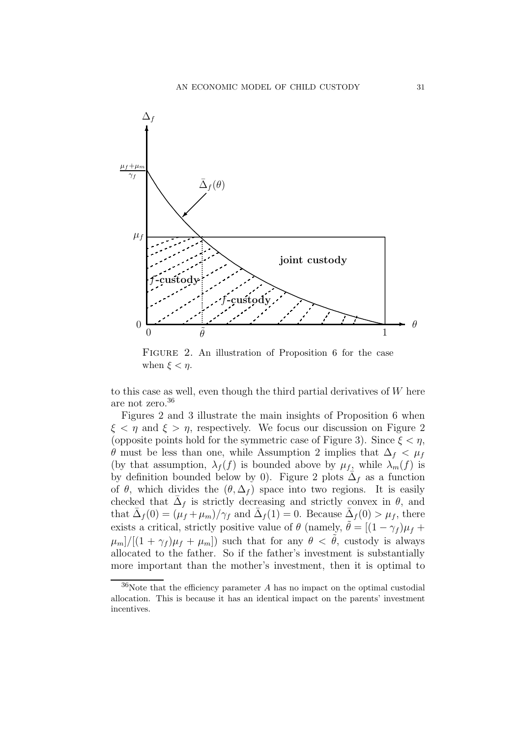FIGURE 2. An illustration of Proposition 6 for the case when $\xi < \eta$.

to this case as well, even though the third partial derivatives of $W$ here are not zero.[36]

Figures 2 and 3 illustrate the main insights of Proposition 6 when $\xi < \eta$ and $\xi > \eta$, respectively. We focus our discussion on Figure 2 (opposite points hold for the symmetric case of Figure 3). Since $\xi < \eta$, $\theta$ must be less than one, while Assumption 2 implies that $\Delta_f < \mu_f$ (by that assumption, $\lambda_f(f)$ is bounded above by $\mu_f$, while $\lambda_m(f)$ is by definition bounded below by 0). Figure 2 plots $\bar{\Delta}_f$ as a function of $\theta$, which divides the $(\theta, \Delta_f)$ space into two regions. It is easily checked that $\bar{\Delta}_f$ is strictly decreasing and strictly convex in $\theta$, and that $\bar{\Delta}_f(0) = (\mu_f + \mu_m)/\gamma_f$ and $\bar{\Delta}_f(1) = 0$. Because $\bar{\Delta}_f(0) > \mu_f$, there exists a critical, strictly positive value of $\theta$ (namely, $\tilde{\theta} = [(1-\gamma_f)\mu_f + \mu_m]/[(1+\gamma_f)\mu_f + \mu_m]$) such that for any $\theta < \tilde{\theta}$, custody is always allocated to the father. So if the father's investment is substantially more important than the mother's investment, then it is optimal to

[36] Note that the efficiency parameter $A$ has no impact on the optimal custodial allocation. This is because it has an identical impact on the parents' investment incentives.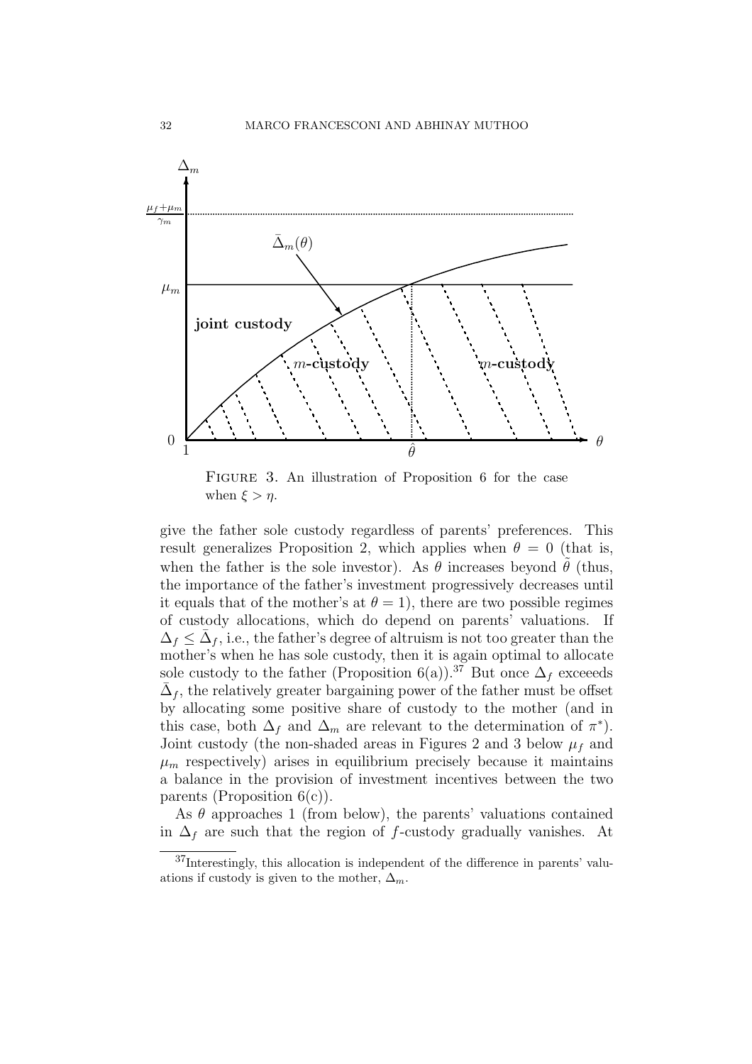FIGURE 3. An illustration of Proposition 6 for the case when $\xi > \eta$.

give the father sole custody regardless of parents' preferences. This result generalizes Proposition 2, which applies when $\theta = 0$ (that is, when the father is the sole investor). As $\theta$ increases beyond $\tilde{\theta}$ (thus, the importance of the father's investment progressively decreases until it equals that of the mother's at $\theta = 1$), there are two possible regimes of custody allocations, which do depend on parents' valuations. If $\Delta_f \leq \bar{\Delta}_f$, i.e., the father's degree of altruism is not too greater than the mother's when he has sole custody, then it is again optimal to allocate sole custody to the father (Proposition 6(a)).[37] But once $\Delta_f$ exceeeds $\bar{\Delta}_f$, the relatively greater bargaining power of the father must be offset by allocating some positive share of custody to the mother (and in this case, both $\Delta_f$ and $\Delta_m$ are relevant to the determination of $\pi^*$). Joint custody (the non-shaded areas in Figures 2 and 3 below $\mu_f$ and $\mu_m$ respectively) arises in equilibrium precisely because it maintains a balance in the provision of investment incentives between the two parents (Proposition 6(c)).

As $\theta$ approaches 1 (from below), the parents' valuations contained in $\Delta_f$ are such that the region of $f$-custody gradually vanishes. At

[37] Interestingly, this allocation is independent of the difference in parents' valuations if custody is given to the mother, $\Delta_m$.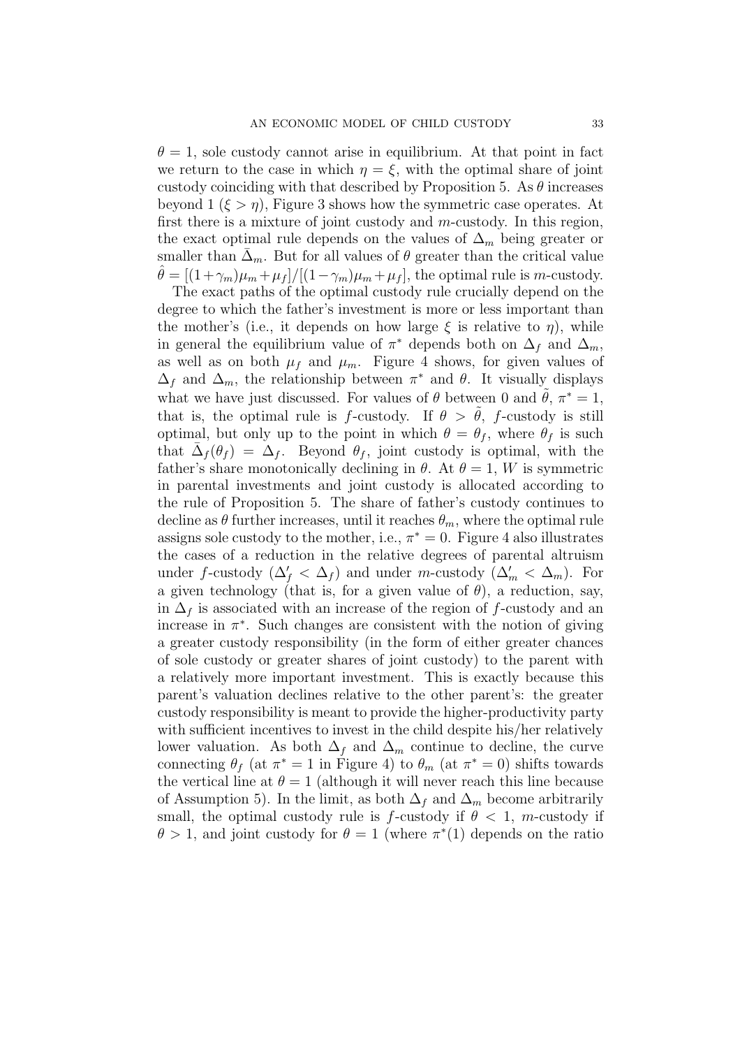$\theta = 1$, sole custody cannot arise in equilibrium. At that point in fact we return to the case in which $\eta = \xi$, with the optimal share of joint custody coinciding with that described by Proposition 5. As $\theta$ increases beyond 1 ($\xi > \eta$), Figure 3 shows how the symmetric case operates. At first there is a mixture of joint custody and $m$-custody. In this region, the exact optimal rule depends on the values of $\Delta_m$ being greater or smaller than $\bar{\Delta}_m$. But for all values of $\theta$ greater than the critical value $\hat{\theta} = [(1+\gamma_m)\mu_m + \mu_f]/[(1-\gamma_m)\mu_m + \mu_f]$, the optimal rule is $m$-custody.

The exact paths of the optimal custody rule crucially depend on the degree to which the father's investment is more or less important than the mother's (i.e., it depends on how large $\xi$ is relative to $\eta$), while in general the equilibrium value of $\pi^*$ depends both on $\Delta_f$ and $\Delta_m$, as well as on both $\mu_f$ and $\mu_m$. Figure 4 shows, for given values of $\Delta_f$ and $\Delta_m$, the relationship between $\pi^*$ and $\theta$. It visually displays what we have just discussed. For values of $\theta$ between 0 and $\tilde{\theta}$, $\pi^* = 1$, that is, the optimal rule is $f$-custody. If $\theta > \tilde{\theta}$, $f$-custody is still optimal, but only up to the point in which $\theta = \theta_f$, where $\theta_f$ is such that $\bar{\Delta}_f(\theta_f) = \Delta_f$. Beyond $\theta_f$, joint custody is optimal, with the father's share monotonically declining in $\theta$. At $\theta = 1$, $W$ is symmetric in parental investments and joint custody is allocated according to the rule of Proposition 5. The share of father's custody continues to decline as $\theta$ further increases, until it reaches $\theta_m$, where the optimal rule assigns sole custody to the mother, i.e., $\pi^* = 0$. Figure 4 also illustrates the cases of a reduction in the relative degrees of parental altruism under $f$-custody ($\Delta'_f < \Delta_f$) and under $m$-custody ($\Delta'_m < \Delta_m$). For a given technology (that is, for a given value of $\theta$), a reduction, say, in $\Delta_f$ is associated with an increase of the region of $f$-custody and an increase in $\pi^*$. Such changes are consistent with the notion of giving a greater custody responsibility (in the form of either greater chances of sole custody or greater shares of joint custody) to the parent with a relatively more important investment. This is exactly because this parent's valuation declines relative to the other parent's: the greater custody responsibility is meant to provide the higher-productivity party with sufficient incentives to invest in the child despite his/her relatively lower valuation. As both $\Delta_f$ and $\Delta_m$ continue to decline, the curve connecting $\theta_f$ (at $\pi^* = 1$ in Figure 4) to $\theta_m$ (at $\pi^* = 0$) shifts towards the vertical line at $\theta = 1$ (although it will never reach this line because of Assumption 5). In the limit, as both $\Delta_f$ and $\Delta_m$ become arbitrarily small, the optimal custody rule is $f$-custody if $\theta < 1$, $m$-custody if $\theta > 1$, and joint custody for $\theta = 1$ (where $\pi^*(1)$ depends on the ratio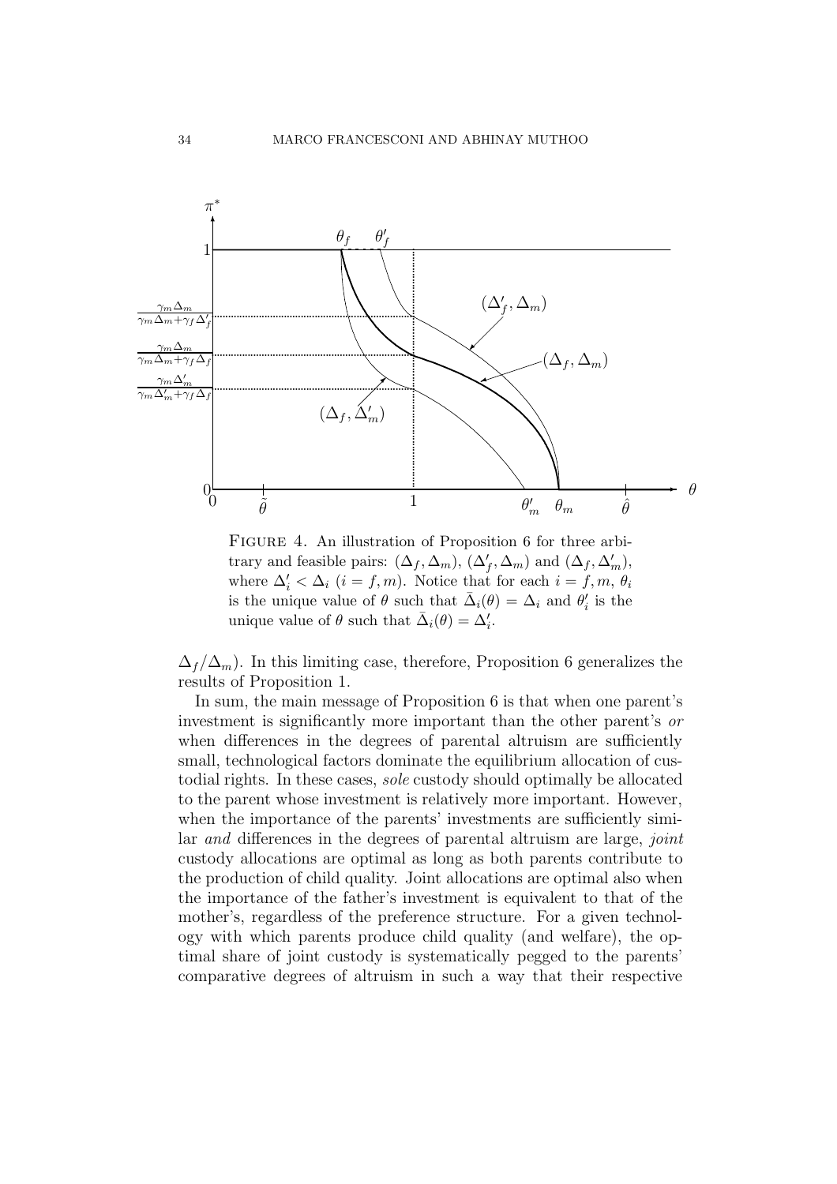FIGURE 4. An illustration of Proposition 6 for three arbitrary and feasible pairs: $(\Delta_f, \Delta_m)$, $(\Delta'_f, \Delta_m)$ and $(\Delta_f, \Delta'_m)$, where $\Delta'_i < \Delta_i$ $(i = f, m)$. Notice that for each $i = f, m$, $\theta_i$ is the unique value of $\theta$ such that $\bar{\Delta}_i(\theta) = \Delta_i$ and $\theta'_i$ is the unique value of $\theta$ such that $\bar{\Delta}_i(\theta) = \Delta'_i$.

$\Delta_f/\Delta_m$). In this limiting case, therefore, Proposition 6 generalizes the results of Proposition 1.

In sum, the main message of Proposition 6 is that when one parent's investment is significantly more important than the other parent's *or* when differences in the degrees of parental altruism are sufficiently small, technological factors dominate the equilibrium allocation of custodial rights. In these cases, *sole* custody should optimally be allocated to the parent whose investment is relatively more important. However, when the importance of the parents' investments are sufficiently similar *and* differences in the degrees of parental altruism are large, *joint* custody allocations are optimal as long as both parents contribute to the production of child quality. Joint allocations are optimal also when the importance of the father's investment is equivalent to that of the mother's, regardless of the preference structure. For a given technology with which parents produce child quality (and welfare), the optimal share of joint custody is systematically pegged to the parents' comparative degrees of altruism in such a way that their respective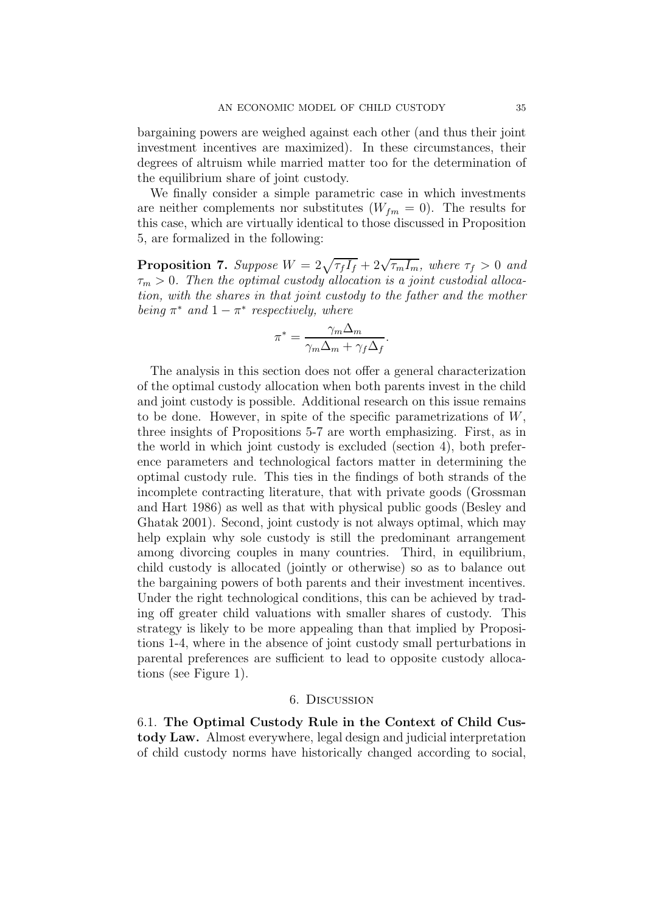bargaining powers are weighed against each other (and thus their joint investment incentives are maximized). In these circumstances, their degrees of altruism while married matter too for the determination of the equilibrium share of joint custody.

We finally consider a simple parametric case in which investments are neither complements nor substitutes ($W_{fm} = 0$). The results for this case, which are virtually identical to those discussed in Proposition 5, are formalized in the following:

**Proposition 7.** *Suppose $W = 2\sqrt{\tau_f I_f} + 2\sqrt{\tau_m I_m}$, where $\tau_f > 0$ and $\tau_m > 0$. Then the optimal custody allocation is a joint custodial allocation, with the shares in that joint custody to the father and the mother being $\pi^*$ and $1 - \pi^*$ respectively, where*

$$\pi^* = \frac{\gamma_m \Delta_m}{\gamma_m \Delta_m + \gamma_f \Delta_f}.$$

The analysis in this section does not offer a general characterization of the optimal custody allocation when both parents invest in the child and joint custody is possible. Additional research on this issue remains to be done. However, in spite of the specific parametrizations of $W$, three insights of Propositions 5-7 are worth emphasizing. First, as in the world in which joint custody is excluded (section 4), both preference parameters and technological factors matter in determining the optimal custody rule. This ties in the findings of both strands of the incomplete contracting literature, that with private goods (Grossman and Hart 1986) as well as that with physical public goods (Besley and Ghatak 2001). Second, joint custody is not always optimal, which may help explain why sole custody is still the predominant arrangement among divorcing couples in many countries. Third, in equilibrium, child custody is allocated (jointly or otherwise) so as to balance out the bargaining powers of both parents and their investment incentives. Under the right technological conditions, this can be achieved by trading off greater child valuations with smaller shares of custody. This strategy is likely to be more appealing than that implied by Propositions 1-4, where in the absence of joint custody small perturbations in parental preferences are sufficient to lead to opposite custody allocations (see Figure 1).

## 6. Discussion

### 6.1. The Optimal Custody Rule in the Context of Child Custody Law.

Almost everywhere, legal design and judicial interpretation of child custody norms have historically changed according to social,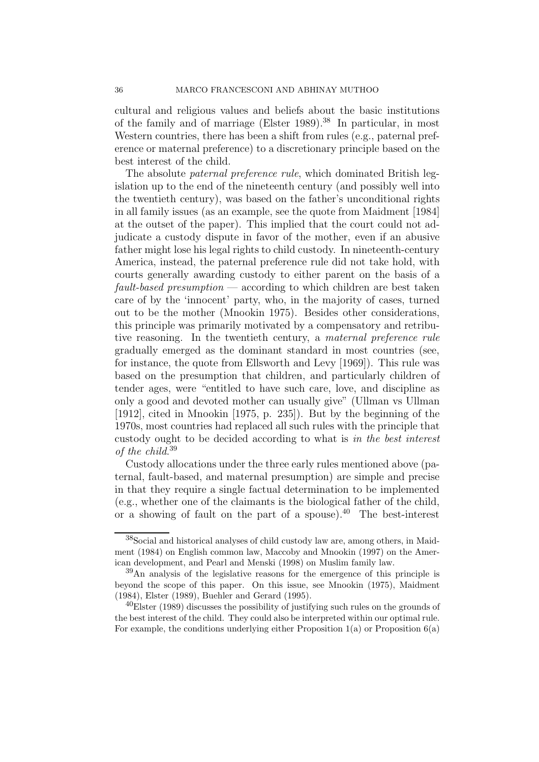cultural and religious values and beliefs about the basic institutions of the family and of marriage (Elster 1989).[38] In particular, in most Western countries, there has been a shift from rules (e.g., paternal preference or maternal preference) to a discretionary principle based on the best interest of the child.

The absolute *paternal preference rule*, which dominated British legislation up to the end of the nineteenth century (and possibly well into the twentieth century), was based on the father's unconditional rights in all family issues (as an example, see the quote from Maidment [1984] at the outset of the paper). This implied that the court could not adjudicate a custody dispute in favor of the mother, even if an abusive father might lose his legal rights to child custody. In nineteenth-century America, instead, the paternal preference rule did not take hold, with courts generally awarding custody to either parent on the basis of a *fault-based presumption* — according to which children are best taken care of by the 'innocent' party, who, in the majority of cases, turned out to be the mother (Mnookin 1975). Besides other considerations, this principle was primarily motivated by a compensatory and retributive reasoning. In the twentieth century, a *maternal preference rule* gradually emerged as the dominant standard in most countries (see, for instance, the quote from Ellsworth and Levy [1969]). This rule was based on the presumption that children, and particularly children of tender ages, were "entitled to have such care, love, and discipline as only a good and devoted mother can usually give" (Ullman vs Ullman [1912], cited in Mnookin [1975, p. 235]). But by the beginning of the 1970s, most countries had replaced all such rules with the principle that custody ought to be decided according to what is *in the best interest of the child*.[39]

Custody allocations under the three early rules mentioned above (paternal, fault-based, and maternal presumption) are simple and precise in that they require a single factual determination to be implemented (e.g., whether one of the claimants is the biological father of the child, or a showing of fault on the part of a spouse).[40] The best-interest

---

[38] Social and historical analyses of child custody law are, among others, in Maidment (1984) on English common law, Maccoby and Mnookin (1997) on the American development, and Pearl and Menski (1998) on Muslim family law.

[39] An analysis of the legislative reasons for the emergence of this principle is beyond the scope of this paper. On this issue, see Mnookin (1975), Maidment (1984), Elster (1989), Buehler and Gerard (1995).

[40] Elster (1989) discusses the possibility of justifying such rules on the grounds of the best interest of the child. They could also be interpreted within our optimal rule. For example, the conditions underlying either Proposition 1(a) or Proposition 6(a)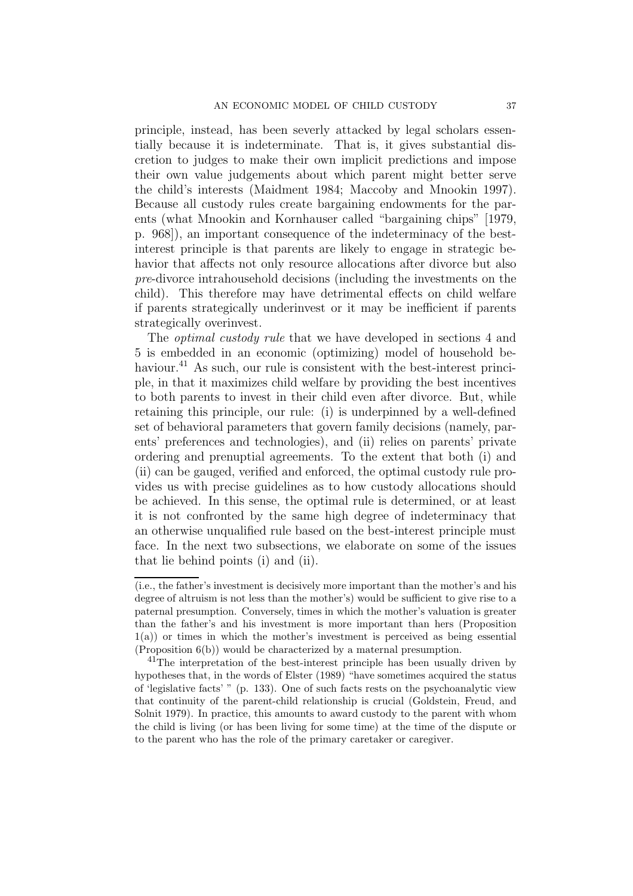principle, instead, has been severly attacked by legal scholars essentially because it is indeterminate. That is, it gives substantial discretion to judges to make their own implicit predictions and impose their own value judgements about which parent might better serve the child's interests (Maidment 1984; Maccoby and Mnookin 1997). Because all custody rules create bargaining endowments for the parents (what Mnookin and Kornhauser called "bargaining chips" [1979, p. 968]), an important consequence of the indeterminacy of the best-interest principle is that parents are likely to engage in strategic behavior that affects not only resource allocations after divorce but also *pre*-divorce intrahousehold decisions (including the investments on the child). This therefore may have detrimental effects on child welfare if parents strategically underinvest or it may be inefficient if parents strategically overinvest.

The *optimal custody rule* that we have developed in sections 4 and 5 is embedded in an economic (optimizing) model of household behaviour.[41] As such, our rule is consistent with the best-interest principle, in that it maximizes child welfare by providing the best incentives to both parents to invest in their child even after divorce. But, while retaining this principle, our rule: (i) is underpinned by a well-defined set of behavioral parameters that govern family decisions (namely, parents' preferences and technologies), and (ii) relies on parents' private ordering and prenuptial agreements. To the extent that both (i) and (ii) can be gauged, verified and enforced, the optimal custody rule provides us with precise guidelines as to how custody allocations should be achieved. In this sense, the optimal rule is determined, or at least it is not confronted by the same high degree of indeterminacy that an otherwise unqualified rule based on the best-interest principle must face. In the next two subsections, we elaborate on some of the issues that lie behind points (i) and (ii).

---

(i.e., the father's investment is decisively more important than the mother's and his degree of altruism is not less than the mother's) would be sufficient to give rise to a paternal presumption. Conversely, times in which the mother's valuation is greater than the father's and his investment is more important than hers (Proposition 1(a)) or times in which the mother's investment is perceived as being essential (Proposition 6(b)) would be characterized by a maternal presumption.

[41] The interpretation of the best-interest principle has been usually driven by hypotheses that, in the words of Elster (1989) "have sometimes acquired the status of 'legislative facts' " (p. 133). One of such facts rests on the psychoanalytic view that continuity of the parent-child relationship is crucial (Goldstein, Freud, and Solnit 1979). In practice, this amounts to award custody to the parent with whom the child is living (or has been living for some time) at the time of the dispute or to the parent who has the role of the primary caretaker or caregiver.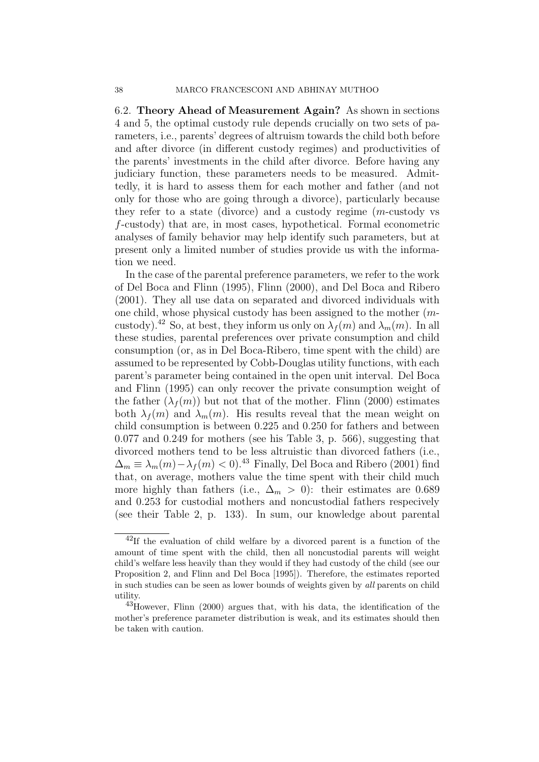### 6.2. **Theory Ahead of Measurement Again?**

As shown in sections 4 and 5, the optimal custody rule depends crucially on two sets of parameters, i.e., parents' degrees of altruism towards the child both before and after divorce (in different custody regimes) and productivities of the parents' investments in the child after divorce. Before having any judiciary function, these parameters needs to be measured. Admittedly, it is hard to assess them for each mother and father (and not only for those who are going through a divorce), particularly because they refer to a state (divorce) and a custody regime ($m$-custody vs $f$-custody) that are, in most cases, hypothetical. Formal econometric analyses of family behavior may help identify such parameters, but at present only a limited number of studies provide us with the information we need.

In the case of the parental preference parameters, we refer to the work of Del Boca and Flinn (1995), Flinn (2000), and Del Boca and Ribero (2001). They all use data on separated and divorced individuals with one child, whose physical custody has been assigned to the mother ($m$-custody).[42] So, at best, they inform us only on $\lambda_f(m)$ and $\lambda_m(m)$. In all these studies, parental preferences over private consumption and child consumption (or, as in Del Boca-Ribero, time spent with the child) are assumed to be represented by Cobb-Douglas utility functions, with each parent's parameter being contained in the open unit interval. Del Boca and Flinn (1995) can only recover the private consumption weight of the father ($\lambda_f(m)$) but not that of the mother. Flinn (2000) estimates both $\lambda_f(m)$ and $\lambda_m(m)$. His results reveal that the mean weight on child consumption is between 0.225 and 0.250 for fathers and between 0.077 and 0.249 for mothers (see his Table 3, p. 566), suggesting that divorced mothers tend to be less altruistic than divorced fathers (i.e., $\Delta_m \equiv \lambda_m(m) - \lambda_f(m) < 0$).[43] Finally, Del Boca and Ribero (2001) find that, on average, mothers value the time spent with their child much more highly than fathers (i.e., $\Delta_m > 0$): their estimates are 0.689 and 0.253 for custodial mothers and noncustodial fathers respecively (see their Table 2, p. 133). In sum, our knowledge about parental

---

[42] If the evaluation of child welfare by a divorced parent is a function of the amount of time spent with the child, then all noncustodial parents will weight child's welfare less heavily than they would if they had custody of the child (see our Proposition 2, and Flinn and Del Boca [1995]). Therefore, the estimates reported in such studies can be seen as lower bounds of weights given by *all* parents on child utility.

[43] However, Flinn (2000) argues that, with his data, the identification of the mother's preference parameter distribution is weak, and its estimates should then be taken with caution.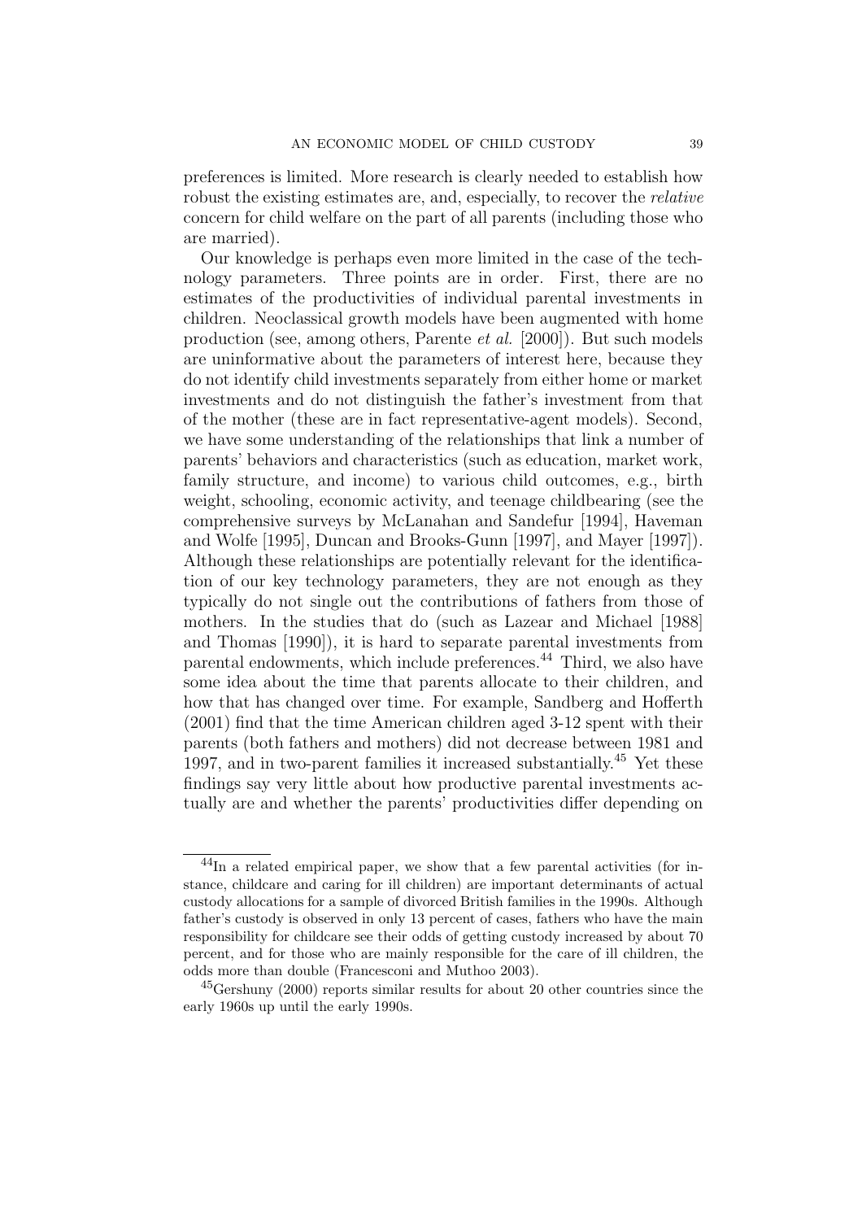preferences is limited. More research is clearly needed to establish how robust the existing estimates are, and, especially, to recover the *relative* concern for child welfare on the part of all parents (including those who are married).

Our knowledge is perhaps even more limited in the case of the technology parameters. Three points are in order. First, there are no estimates of the productivities of individual parental investments in children. Neoclassical growth models have been augmented with home production (see, among others, Parente *et al.* [2000]). But such models are uninformative about the parameters of interest here, because they do not identify child investments separately from either home or market investments and do not distinguish the father's investment from that of the mother (these are in fact representative-agent models). Second, we have some understanding of the relationships that link a number of parents' behaviors and characteristics (such as education, market work, family structure, and income) to various child outcomes, e.g., birth weight, schooling, economic activity, and teenage childbearing (see the comprehensive surveys by McLanahan and Sandefur [1994], Haveman and Wolfe [1995], Duncan and Brooks-Gunn [1997], and Mayer [1997]). Although these relationships are potentially relevant for the identification of our key technology parameters, they are not enough as they typically do not single out the contributions of fathers from those of mothers. In the studies that do (such as Lazear and Michael [1988] and Thomas [1990]), it is hard to separate parental investments from parental endowments, which include preferences.[44] Third, we also have some idea about the time that parents allocate to their children, and how that has changed over time. For example, Sandberg and Hofferth (2001) find that the time American children aged 3-12 spent with their parents (both fathers and mothers) did not decrease between 1981 and 1997, and in two-parent families it increased substantially.[45] Yet these findings say very little about how productive parental investments actually are and whether the parents' productivities differ depending on

[44] In a related empirical paper, we show that a few parental activities (for instance, childcare and caring for ill children) are important determinants of actual custody allocations for a sample of divorced British families in the 1990s. Although father's custody is observed in only 13 percent of cases, fathers who have the main responsibility for childcare see their odds of getting custody increased by about 70 percent, and for those who are mainly responsible for the care of ill children, the odds more than double (Francesconi and Muthoo 2003).

[45] Gershuny (2000) reports similar results for about 20 other countries since the early 1960s up until the early 1990s.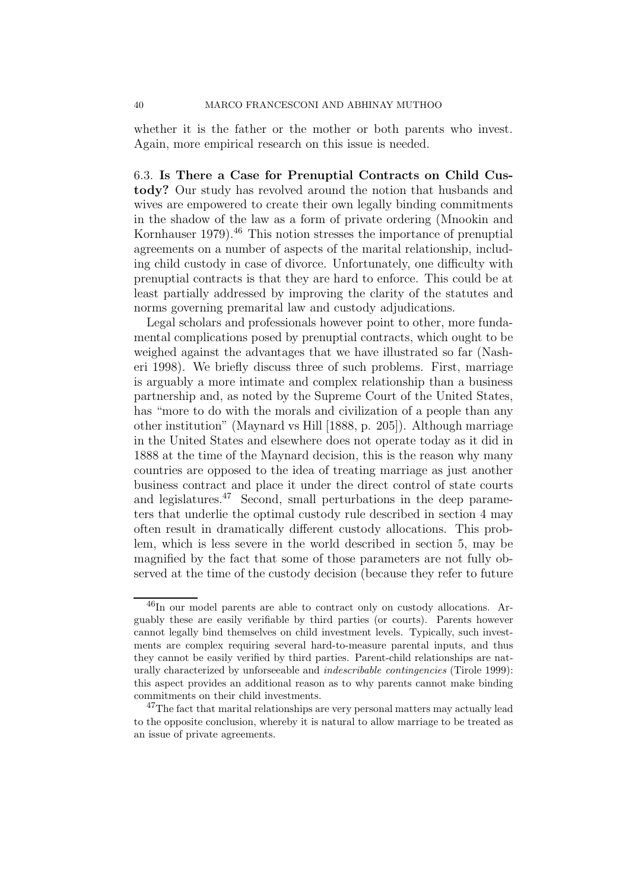whether it is the father or the mother or both parents who invest. Again, more empirical research on this issue is needed.

6.3. **Is There a Case for Prenuptial Contracts on Child Custody?** Our study has revolved around the notion that husbands and wives are empowered to create their own legally binding commitments in the shadow of the law as a form of private ordering (Mnookin and Kornhauser 1979).[46] This notion stresses the importance of prenuptial agreements on a number of aspects of the marital relationship, including child custody in case of divorce. Unfortunately, one difficulty with prenuptial contracts is that they are hard to enforce. This could be at least partially addressed by improving the clarity of the statutes and norms governing premarital law and custody adjudications.

Legal scholars and professionals however point to other, more fundamental complications posed by prenuptial contracts, which ought to be weighed against the advantages that we have illustrated so far (Nasheri 1998). We briefly discuss three of such problems. First, marriage is arguably a more intimate and complex relationship than a business partnership and, as noted by the Supreme Court of the United States, has "more to do with the morals and civilization of a people than any other institution" (Maynard vs Hill [1888, p. 205]). Although marriage in the United States and elsewhere does not operate today as it did in 1888 at the time of the Maynard decision, this is the reason why many countries are opposed to the idea of treating marriage as just another business contract and place it under the direct control of state courts and legislatures.[47] Second, small perturbations in the deep parameters that underlie the optimal custody rule described in section 4 may often result in dramatically different custody allocations. This problem, which is less severe in the world described in section 5, may be magnified by the fact that some of those parameters are not fully observed at the time of the custody decision (because they refer to future

---

[46] In our model parents are able to contract only on custody allocations. Arguably these are easily verifiable by third parties (or courts). Parents however cannot legally bind themselves on child investment levels. Typically, such investments are complex requiring several hard-to-measure parental inputs, and thus they cannot be easily verified by third parties. Parent-child relationships are naturally characterized by unforseeable and *indescribable contingencies* (Tirole 1999): this aspect provides an additional reason as to why parents cannot make binding commitments on their child investments.

[47] The fact that marital relationships are very personal matters may actually lead to the opposite conclusion, whereby it is natural to allow marriage to be treated as an issue of private agreements.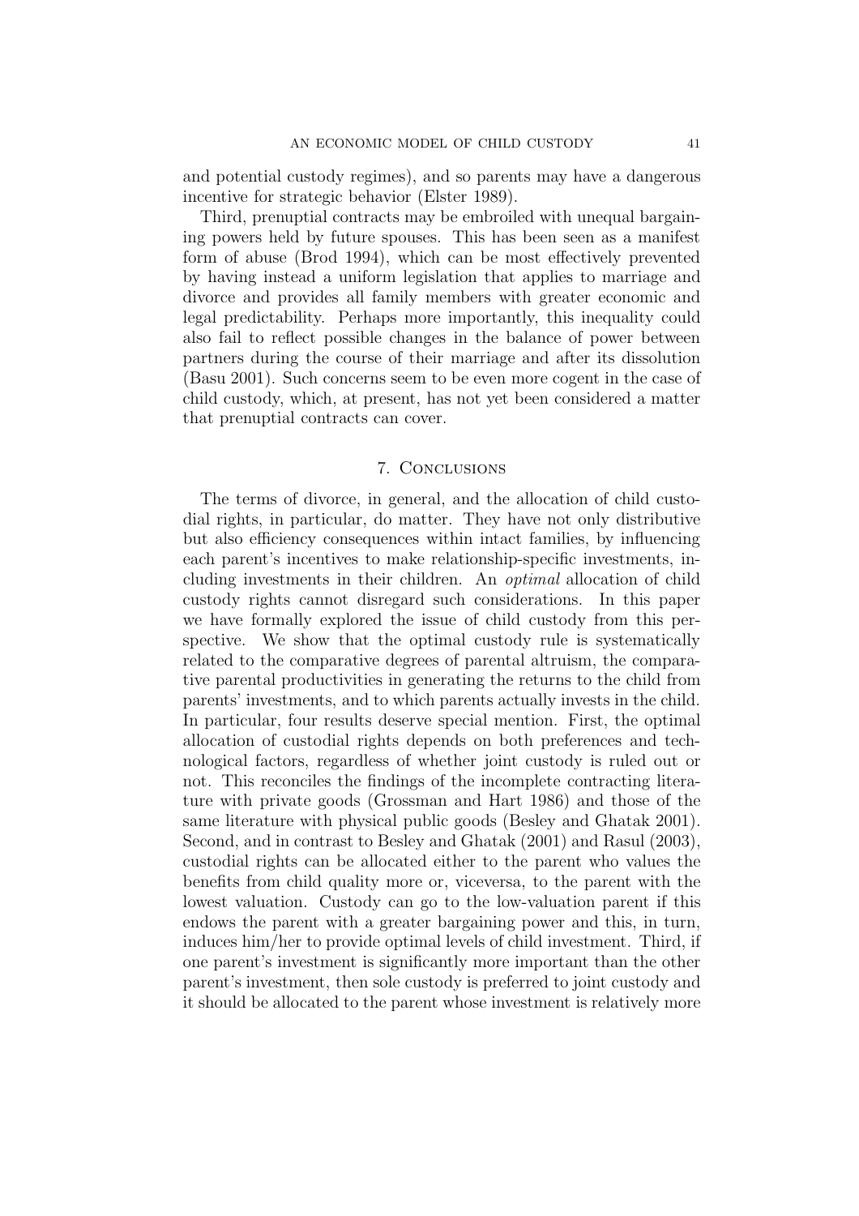and potential custody regimes), and so parents may have a dangerous incentive for strategic behavior (Elster 1989).

Third, prenuptial contracts may be embroiled with unequal bargaining powers held by future spouses. This has been seen as a manifest form of abuse (Brod 1994), which can be most effectively prevented by having instead a uniform legislation that applies to marriage and divorce and provides all family members with greater economic and legal predictability. Perhaps more importantly, this inequality could also fail to reflect possible changes in the balance of power between partners during the course of their marriage and after its dissolution (Basu 2001). Such concerns seem to be even more cogent in the case of child custody, which, at present, has not yet been considered a matter that prenuptial contracts can cover.

## 7. Conclusions

The terms of divorce, in general, and the allocation of child custodial rights, in particular, do matter. They have not only distributive but also efficiency consequences within intact families, by influencing each parent's incentives to make relationship-specific investments, including investments in their children. An *optimal* allocation of child custody rights cannot disregard such considerations. In this paper we have formally explored the issue of child custody from this perspective. We show that the optimal custody rule is systematically related to the comparative degrees of parental altruism, the comparative parental productivities in generating the returns to the child from parents' investments, and to which parents actually invests in the child. In particular, four results deserve special mention. First, the optimal allocation of custodial rights depends on both preferences and technological factors, regardless of whether joint custody is ruled out or not. This reconciles the findings of the incomplete contracting literature with private goods (Grossman and Hart 1986) and those of the same literature with physical public goods (Besley and Ghatak 2001). Second, and in contrast to Besley and Ghatak (2001) and Rasul (2003), custodial rights can be allocated either to the parent who values the benefits from child quality more or, viceversa, to the parent with the lowest valuation. Custody can go to the low-valuation parent if this endows the parent with a greater bargaining power and this, in turn, induces him/her to provide optimal levels of child investment. Third, if one parent's investment is significantly more important than the other parent's investment, then sole custody is preferred to joint custody and it should be allocated to the parent whose investment is relatively more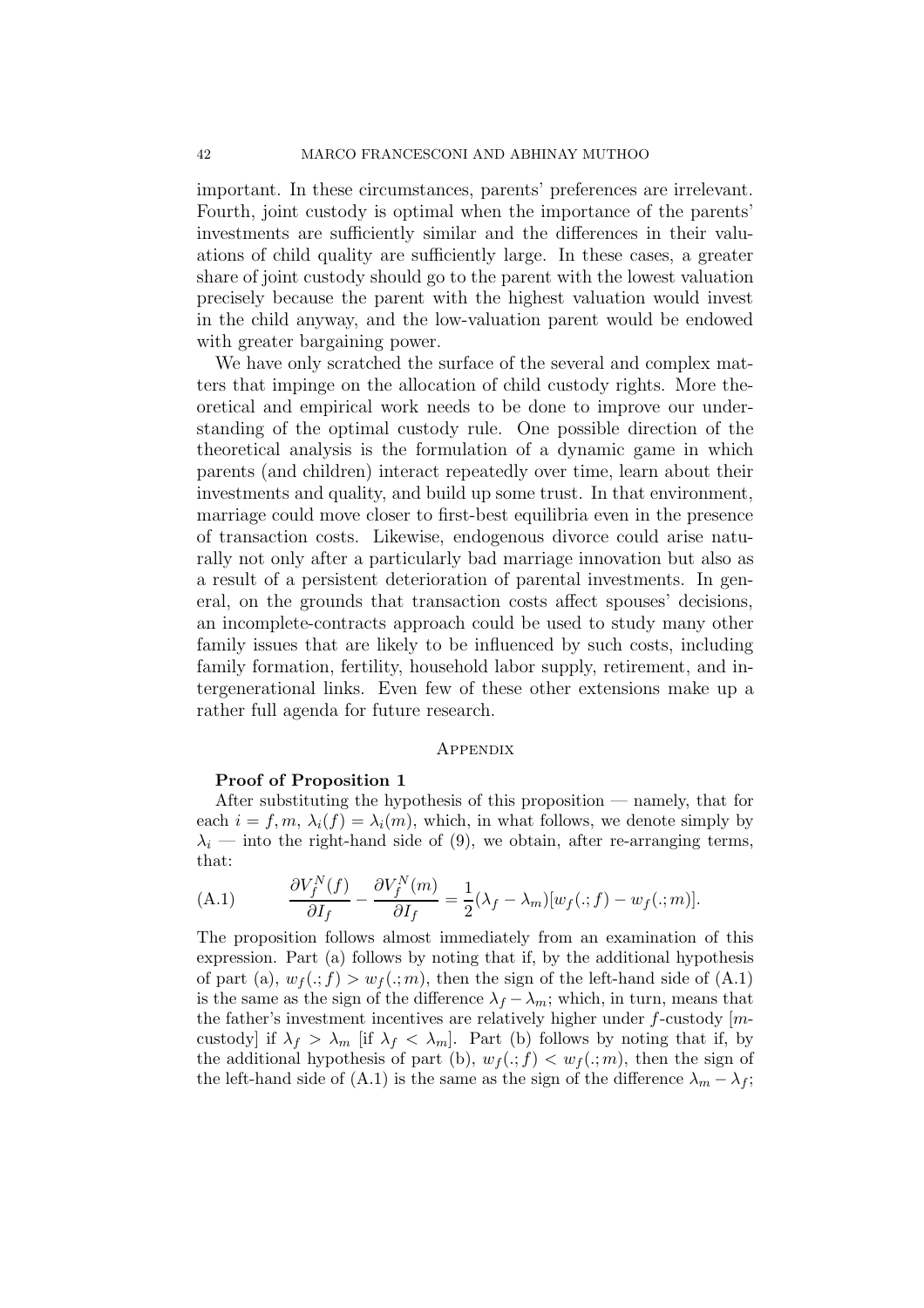important. In these circumstances, parents' preferences are irrelevant. Fourth, joint custody is optimal when the importance of the parents' investments are sufficiently similar and the differences in their valuations of child quality are sufficiently large. In these cases, a greater share of joint custody should go to the parent with the lowest valuation precisely because the parent with the highest valuation would invest in the child anyway, and the low-valuation parent would be endowed with greater bargaining power.

We have only scratched the surface of the several and complex matters that impinge on the allocation of child custody rights. More theoretical and empirical work needs to be done to improve our understanding of the optimal custody rule. One possible direction of the theoretical analysis is the formulation of a dynamic game in which parents (and children) interact repeatedly over time, learn about their investments and quality, and build up some trust. In that environment, marriage could move closer to first-best equilibria even in the presence of transaction costs. Likewise, endogenous divorce could arise naturally not only after a particularly bad marriage innovation but also as a result of a persistent deterioration of parental investments. In general, on the grounds that transaction costs affect spouses' decisions, an incomplete-contracts approach could be used to study many other family issues that are likely to be influenced by such costs, including family formation, fertility, household labor supply, retirement, and intergenerational links. Even few of these other extensions make up a rather full agenda for future research.

## Appendix

**Proof of Proposition 1**

After substituting the hypothesis of this proposition — namely, that for each $i = f, m$, $\lambda_i(f) = \lambda_i(m)$, which, in what follows, we denote simply by $\lambda_i$ — into the right-hand side of (9), we obtain, after re-arranging terms, that:

$$\text{(A.1)} \qquad \frac{\partial V_f^N(f)}{\partial I_f} - \frac{\partial V_f^N(m)}{\partial I_f} = \frac{1}{2}(\lambda_f - \lambda_m)[w_f(.;f) - w_f(.;m)].$$

The proposition follows almost immediately from an examination of this expression. Part (a) follows by noting that if, by the additional hypothesis of part (a), $w_f(.;f) > w_f(.;m)$, then the sign of the left-hand side of (A.1) is the same as the sign of the difference $\lambda_f - \lambda_m$; which, in turn, means that the father's investment incentives are relatively higher under $f$-custody [$m$-custody] if $\lambda_f > \lambda_m$ [if $\lambda_f < \lambda_m$]. Part (b) follows by noting that if, by the additional hypothesis of part (b), $w_f(.;f) < w_f(.;m)$, then the sign of the left-hand side of (A.1) is the same as the sign of the difference $\lambda_m - \lambda_f$;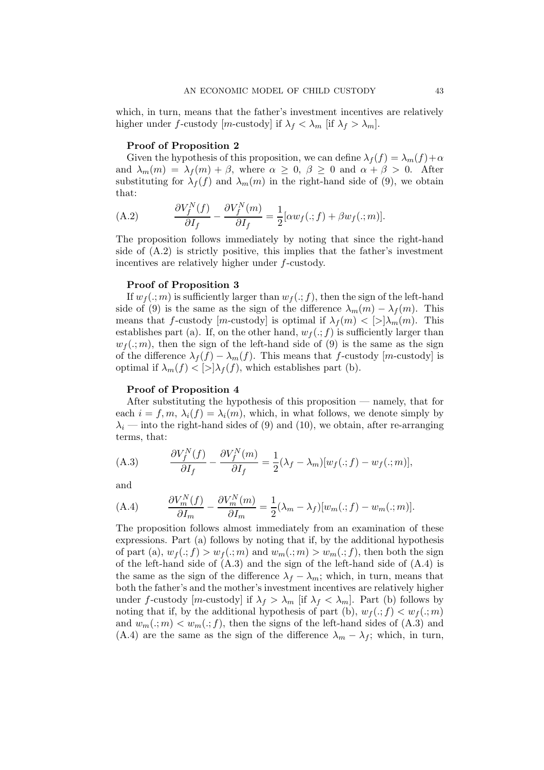which, in turn, means that the father's investment incentives are relatively higher under $f$-custody [$m$-custody] if $\lambda_f < \lambda_m$ [if $\lambda_f > \lambda_m$].

**Proof of Proposition 2**

Given the hypothesis of this proposition, we can define $\lambda_f(f) = \lambda_m(f) + \alpha$ and $\lambda_m(m) = \lambda_f(m) + \beta$, where $\alpha \geq 0$, $\beta \geq 0$ and $\alpha + \beta > 0$. After substituting for $\lambda_f(f)$ and $\lambda_m(m)$ in the right-hand side of (9), we obtain that:

$$\text{(A.2)} \qquad \frac{\partial V_f^N(f)}{\partial I_f} - \frac{\partial V_f^N(m)}{\partial I_f} = \frac{1}{2}[\alpha w_f(.;f) + \beta w_f(.;m)].$$

The proposition follows immediately by noting that since the right-hand side of (A.2) is strictly positive, this implies that the father's investment incentives are relatively higher under $f$-custody.

**Proof of Proposition 3**

If $w_f(.;m)$ is sufficiently larger than $w_f(.;f)$, then the sign of the left-hand side of (9) is the same as the sign of the difference $\lambda_m(m) - \lambda_f(m)$. This means that $f$-custody [$m$-custody] is optimal if $\lambda_f(m) < [>] \lambda_m(m)$. This establishes part (a). If, on the other hand, $w_f(.;f)$ is sufficiently larger than $w_f(.;m)$, then the sign of the left-hand side of (9) is the same as the sign of the difference $\lambda_f(f) - \lambda_m(f)$. This means that $f$-custody [$m$-custody] is optimal if $\lambda_m(f) < [>] \lambda_f(f)$, which establishes part (b).

**Proof of Proposition 4**

After substituting the hypothesis of this proposition — namely, that for each $i = f, m$, $\lambda_i(f) = \lambda_i(m)$, which, in what follows, we denote simply by $\lambda_i$ — into the right-hand sides of (9) and (10), we obtain, after re-arranging terms, that:

$$\text{(A.3)} \qquad \frac{\partial V_f^N(f)}{\partial I_f} - \frac{\partial V_f^N(m)}{\partial I_f} = \frac{1}{2}(\lambda_f - \lambda_m)[w_f(.;f) - w_f(.;m)],$$

and

$$\text{(A.4)} \qquad \frac{\partial V_m^N(f)}{\partial I_m} - \frac{\partial V_m^N(m)}{\partial I_m} = \frac{1}{2}(\lambda_m - \lambda_f)[w_m(.;f) - w_m(.;m)].$$

The proposition follows almost immediately from an examination of these expressions. Part (a) follows by noting that if, by the additional hypothesis of part (a), $w_f(.;f) > w_f(.;m)$ and $w_m(.;m) > w_m(.;f)$, then both the sign of the left-hand side of (A.3) and the sign of the left-hand side of (A.4) is the same as the sign of the difference $\lambda_f - \lambda_m$; which, in turn, means that both the father's and the mother's investment incentives are relatively higher under $f$-custody [$m$-custody] if $\lambda_f > \lambda_m$ [if $\lambda_f < \lambda_m$]. Part (b) follows by noting that if, by the additional hypothesis of part (b), $w_f(.;f) < w_f(.;m)$ and $w_m(.;m) < w_m(.;f)$, then the signs of the left-hand sides of (A.3) and (A.4) are the same as the sign of the difference $\lambda_m - \lambda_f$; which, in turn,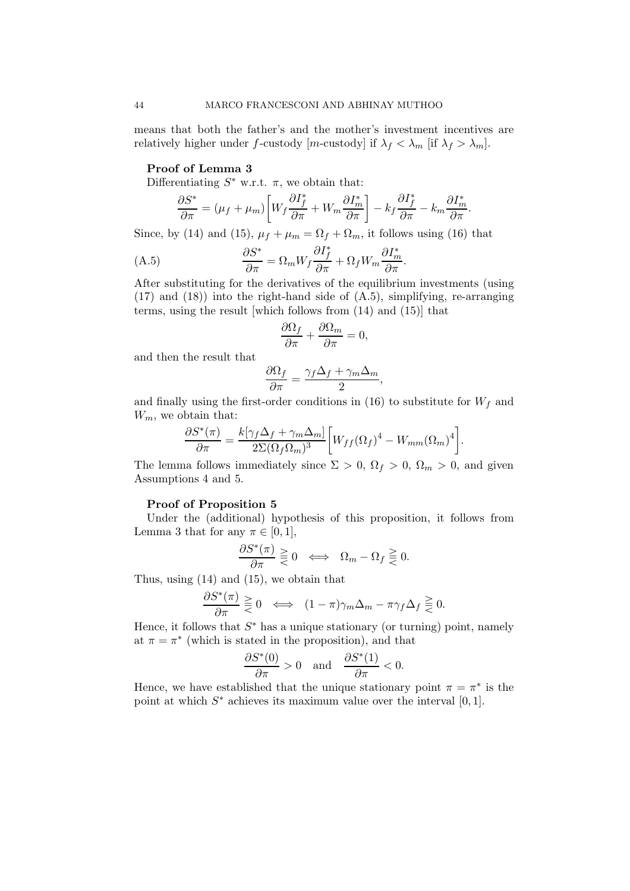means that both the father's and the mother's investment incentives are relatively higher under $f$-custody [$m$-custody] if $\lambda_f < \lambda_m$ [if $\lambda_f > \lambda_m$].

**Proof of Lemma 3**

Differentiating $S^*$ w.r.t. $\pi$, we obtain that:

$$\frac{\partial S^*}{\partial \pi} = (\mu_f + \mu_m)\left[W_f \frac{\partial I_f^*}{\partial \pi} + W_m \frac{\partial I_m^*}{\partial \pi}\right] - k_f \frac{\partial I_f^*}{\partial \pi} - k_m \frac{\partial I_m^*}{\partial \pi}.$$

Since, by (14) and (15), $\mu_f + \mu_m = \Omega_f + \Omega_m$, it follows using (16) that

$$\frac{\partial S^*}{\partial \pi} = \Omega_m W_f \frac{\partial I_f^*}{\partial \pi} + \Omega_f W_m \frac{\partial I_m^*}{\partial \pi}. \tag{A.5}$$

After substituting for the derivatives of the equilibrium investments (using (17) and (18)) into the right-hand side of (A.5), simplifying, re-arranging terms, using the result [which follows from (14) and (15)] that

$$\frac{\partial \Omega_f}{\partial \pi} + \frac{\partial \Omega_m}{\partial \pi} = 0,$$

and then the result that

$$\frac{\partial \Omega_f}{\partial \pi} = \frac{\gamma_f \Delta_f + \gamma_m \Delta_m}{2},$$

and finally using the first-order conditions in (16) to substitute for $W_f$ and $W_m$, we obtain that:

$$\frac{\partial S^*(\pi)}{\partial \pi} = \frac{k[\gamma_f \Delta_f + \gamma_m \Delta_m]}{2\Sigma(\Omega_f \Omega_m)^3}\left[W_{ff}(\Omega_f)^4 - W_{mm}(\Omega_m)^4\right].$$

The lemma follows immediately since $\Sigma > 0$, $\Omega_f > 0$, $\Omega_m > 0$, and given Assumptions 4 and 5.

**Proof of Proposition 5**

Under the (additional) hypothesis of this proposition, it follows from Lemma 3 that for any $\pi \in [0, 1]$,

$$\frac{\partial S^*(\pi)}{\partial \pi} \gtreqless 0 \iff \Omega_m - \Omega_f \gtreqless 0.$$

Thus, using (14) and (15), we obtain that

$$\frac{\partial S^*(\pi)}{\partial \pi} \gtreqless 0 \iff (1 - \pi)\gamma_m \Delta_m - \pi \gamma_f \Delta_f \gtreqless 0.$$

Hence, it follows that $S^*$ has a unique stationary (or turning) point, namely at $\pi = \pi^*$ (which is stated in the proposition), and that

$$\frac{\partial S^*(0)}{\partial \pi} > 0 \quad \text{and} \quad \frac{\partial S^*(1)}{\partial \pi} < 0.$$

Hence, we have established that the unique stationary point $\pi = \pi^*$ is the point at which $S^*$ achieves its maximum value over the interval $[0, 1]$.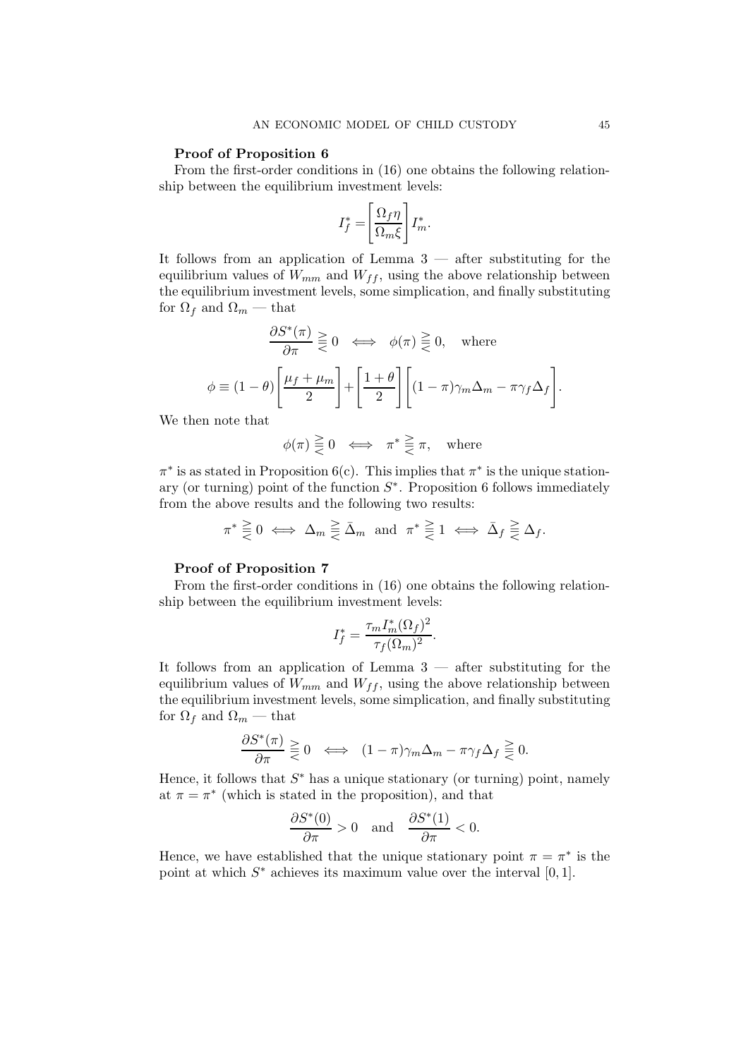**Proof of Proposition 6**

From the first-order conditions in (16) one obtains the following relationship between the equilibrium investment levels:

$$I_f^* = \left[\frac{\Omega_f \eta}{\Omega_m \xi}\right] I_m^*.$$

It follows from an application of Lemma 3 — after substituting for the equilibrium values of $W_{mm}$ and $W_{ff}$, using the above relationship between the equilibrium investment levels, some simplication, and finally substituting for $\Omega_f$ and $\Omega_m$ — that

$$\frac{\partial S^*(\pi)}{\partial \pi} \gtreqqless 0 \iff \phi(\pi) \gtreqqless 0, \quad \text{where}$$

$$\phi \equiv (1-\theta)\left[\frac{\mu_f + \mu_m}{2}\right] + \left[\frac{1+\theta}{2}\right]\left[(1-\pi)\gamma_m \Delta_m - \pi \gamma_f \Delta_f\right].$$

We then note that

$$\phi(\pi) \gtreqqless 0 \iff \pi^* \gtreqqless \pi, \quad \text{where}$$

$\pi^*$ is as stated in Proposition 6(c). This implies that $\pi^*$ is the unique stationary (or turning) point of the function $S^*$. Proposition 6 follows immediately from the above results and the following two results:

$$\pi^* \gtreqqless 0 \iff \Delta_m \gtreqqless \bar{\Delta}_m \ \text{ and } \ \pi^* \gtreqqless 1 \iff \bar{\Delta}_f \gtreqqless \Delta_f.$$

**Proof of Proposition 7**

From the first-order conditions in (16) one obtains the following relationship between the equilibrium investment levels:

$$I_f^* = \frac{\tau_m I_m^* (\Omega_f)^2}{\tau_f (\Omega_m)^2}.$$

It follows from an application of Lemma 3 — after substituting for the equilibrium values of $W_{mm}$ and $W_{ff}$, using the above relationship between the equilibrium investment levels, some simplication, and finally substituting for $\Omega_f$ and $\Omega_m$ — that

$$\frac{\partial S^*(\pi)}{\partial \pi} \gtreqqless 0 \iff (1-\pi)\gamma_m \Delta_m - \pi \gamma_f \Delta_f \gtreqqless 0.$$

Hence, it follows that $S^*$ has a unique stationary (or turning) point, namely at $\pi = \pi^*$ (which is stated in the proposition), and that

$$\frac{\partial S^*(0)}{\partial \pi} > 0 \quad \text{and} \quad \frac{\partial S^*(1)}{\partial \pi} < 0.$$

Hence, we have established that the unique stationary point $\pi = \pi^*$ is the point at which $S^*$ achieves its maximum value over the interval $[0, 1]$.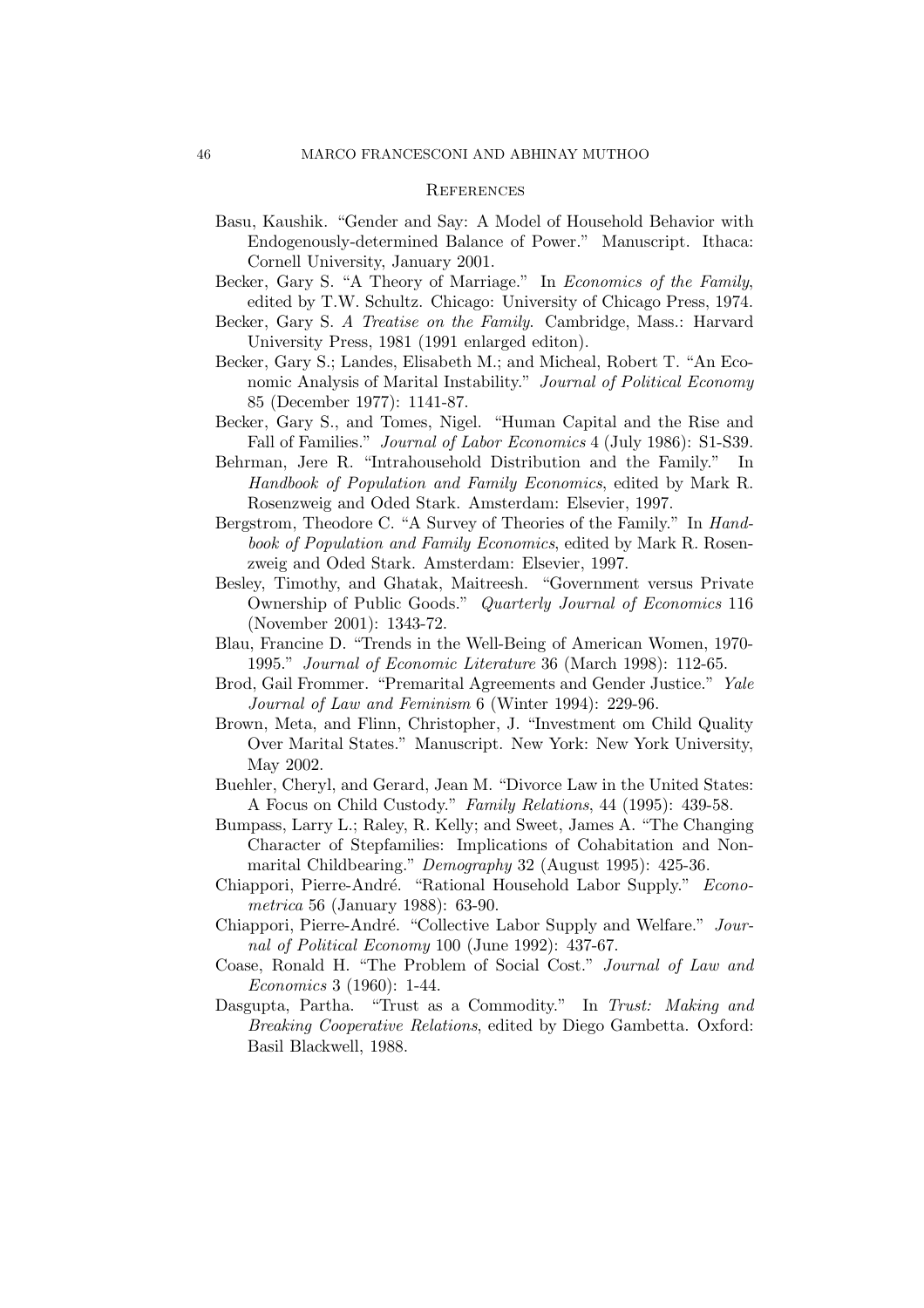## References

Basu, Kaushik. "Gender and Say: A Model of Household Behavior with Endogenously-determined Balance of Power." Manuscript. Ithaca: Cornell University, January 2001.

Becker, Gary S. "A Theory of Marriage." In *Economics of the Family*, edited by T.W. Schultz. Chicago: University of Chicago Press, 1974.

Becker, Gary S. *A Treatise on the Family*. Cambridge, Mass.: Harvard University Press, 1981 (1991 enlarged editon).

Becker, Gary S.; Landes, Elisabeth M.; and Micheal, Robert T. "An Economic Analysis of Marital Instability." *Journal of Political Economy* 85 (December 1977): 1141-87.

Becker, Gary S., and Tomes, Nigel. "Human Capital and the Rise and Fall of Families." *Journal of Labor Economics* 4 (July 1986): S1-S39.

Behrman, Jere R. "Intrahousehold Distribution and the Family." In *Handbook of Population and Family Economics*, edited by Mark R. Rosenzweig and Oded Stark. Amsterdam: Elsevier, 1997.

Bergstrom, Theodore C. "A Survey of Theories of the Family." In *Handbook of Population and Family Economics*, edited by Mark R. Rosenzweig and Oded Stark. Amsterdam: Elsevier, 1997.

Besley, Timothy, and Ghatak, Maitreesh. "Government versus Private Ownership of Public Goods." *Quarterly Journal of Economics* 116 (November 2001): 1343-72.

Blau, Francine D. "Trends in the Well-Being of American Women, 1970-1995." *Journal of Economic Literature* 36 (March 1998): 112-65.

Brod, Gail Frommer. "Premarital Agreements and Gender Justice." *Yale Journal of Law and Feminism* 6 (Winter 1994): 229-96.

Brown, Meta, and Flinn, Christopher, J. "Investment om Child Quality Over Marital States." Manuscript. New York: New York University, May 2002.

Buehler, Cheryl, and Gerard, Jean M. "Divorce Law in the United States: A Focus on Child Custody." *Family Relations*, 44 (1995): 439-58.

Bumpass, Larry L.; Raley, R. Kelly; and Sweet, James A. "The Changing Character of Stepfamilies: Implications of Cohabitation and Nonmarital Childbearing." *Demography* 32 (August 1995): 425-36.

Chiappori, Pierre-André. "Rational Household Labor Supply." *Econometrica* 56 (January 1988): 63-90.

Chiappori, Pierre-André. "Collective Labor Supply and Welfare." *Journal of Political Economy* 100 (June 1992): 437-67.

Coase, Ronald H. "The Problem of Social Cost." *Journal of Law and Economics* 3 (1960): 1-44.

Dasgupta, Partha. "Trust as a Commodity." In *Trust: Making and Breaking Cooperative Relations*, edited by Diego Gambetta. Oxford: Basil Blackwell, 1988.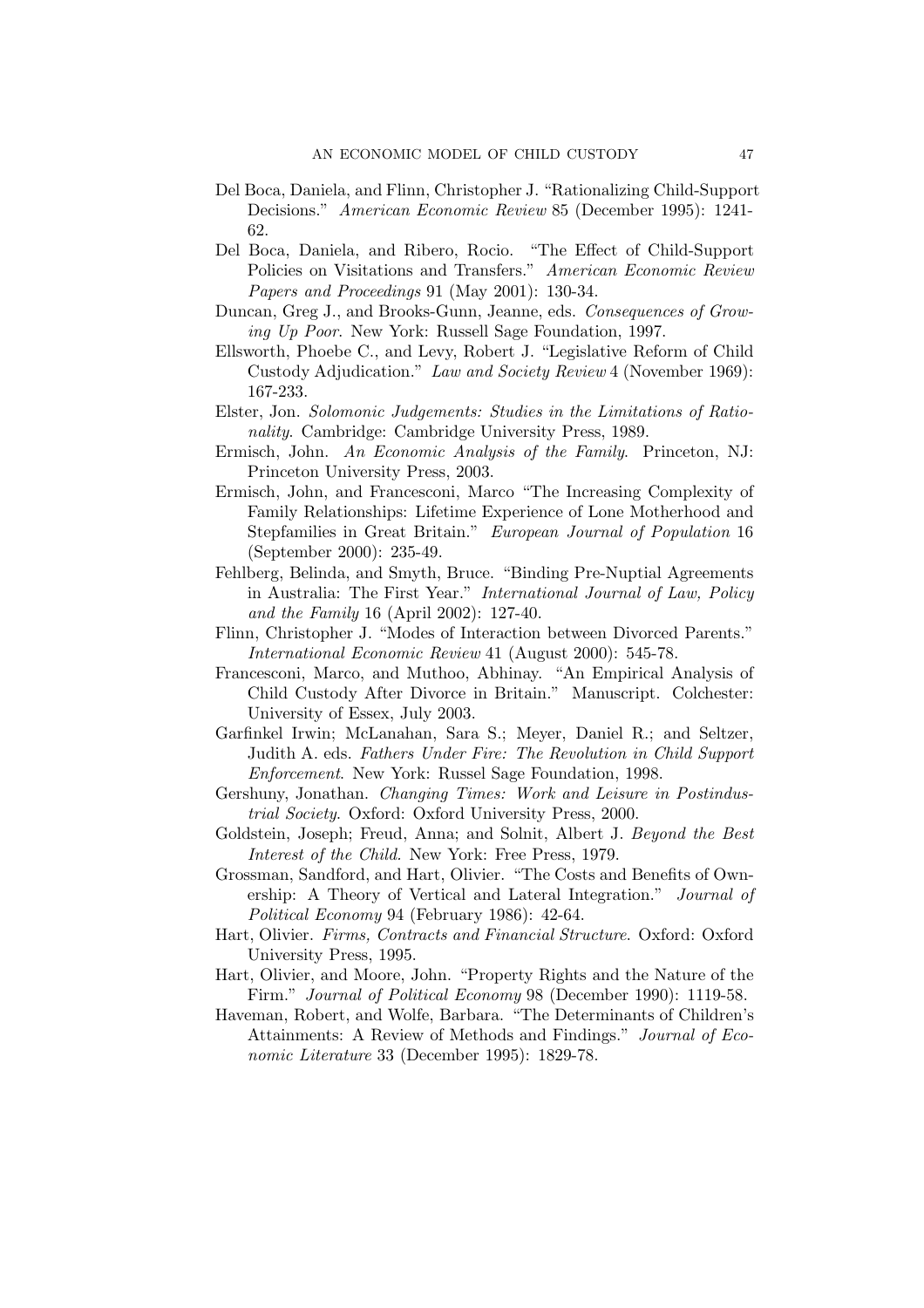Del Boca, Daniela, and Flinn, Christopher J. "Rationalizing Child-Support Decisions." *American Economic Review* 85 (December 1995): 1241-62.

Del Boca, Daniela, and Ribero, Rocio. "The Effect of Child-Support Policies on Visitations and Transfers." *American Economic Review Papers and Proceedings* 91 (May 2001): 130-34.

Duncan, Greg J., and Brooks-Gunn, Jeanne, eds. *Consequences of Growing Up Poor*. New York: Russell Sage Foundation, 1997.

Ellsworth, Phoebe C., and Levy, Robert J. "Legislative Reform of Child Custody Adjudication." *Law and Society Review* 4 (November 1969): 167-233.

Elster, Jon. *Solomonic Judgements: Studies in the Limitations of Rationality*. Cambridge: Cambridge University Press, 1989.

Ermisch, John. *An Economic Analysis of the Family*. Princeton, NJ: Princeton University Press, 2003.

Ermisch, John, and Francesconi, Marco "The Increasing Complexity of Family Relationships: Lifetime Experience of Lone Motherhood and Stepfamilies in Great Britain." *European Journal of Population* 16 (September 2000): 235-49.

Fehlberg, Belinda, and Smyth, Bruce. "Binding Pre-Nuptial Agreements in Australia: The First Year." *International Journal of Law, Policy and the Family* 16 (April 2002): 127-40.

Flinn, Christopher J. "Modes of Interaction between Divorced Parents." *International Economic Review* 41 (August 2000): 545-78.

Francesconi, Marco, and Muthoo, Abhinay. "An Empirical Analysis of Child Custody After Divorce in Britain." Manuscript. Colchester: University of Essex, July 2003.

Garfinkel Irwin; McLanahan, Sara S.; Meyer, Daniel R.; and Seltzer, Judith A. eds. *Fathers Under Fire: The Revolution in Child Support Enforcement*. New York: Russel Sage Foundation, 1998.

Gershuny, Jonathan. *Changing Times: Work and Leisure in Postindustrial Society*. Oxford: Oxford University Press, 2000.

Goldstein, Joseph; Freud, Anna; and Solnit, Albert J. *Beyond the Best Interest of the Child.* New York: Free Press, 1979.

Grossman, Sandford, and Hart, Olivier. "The Costs and Benefits of Ownership: A Theory of Vertical and Lateral Integration." *Journal of Political Economy* 94 (February 1986): 42-64.

Hart, Olivier. *Firms, Contracts and Financial Structure*. Oxford: Oxford University Press, 1995.

Hart, Olivier, and Moore, John. "Property Rights and the Nature of the Firm." *Journal of Political Economy* 98 (December 1990): 1119-58.

Haveman, Robert, and Wolfe, Barbara. "The Determinants of Children's Attainments: A Review of Methods and Findings." *Journal of Economic Literature* 33 (December 1995): 1829-78.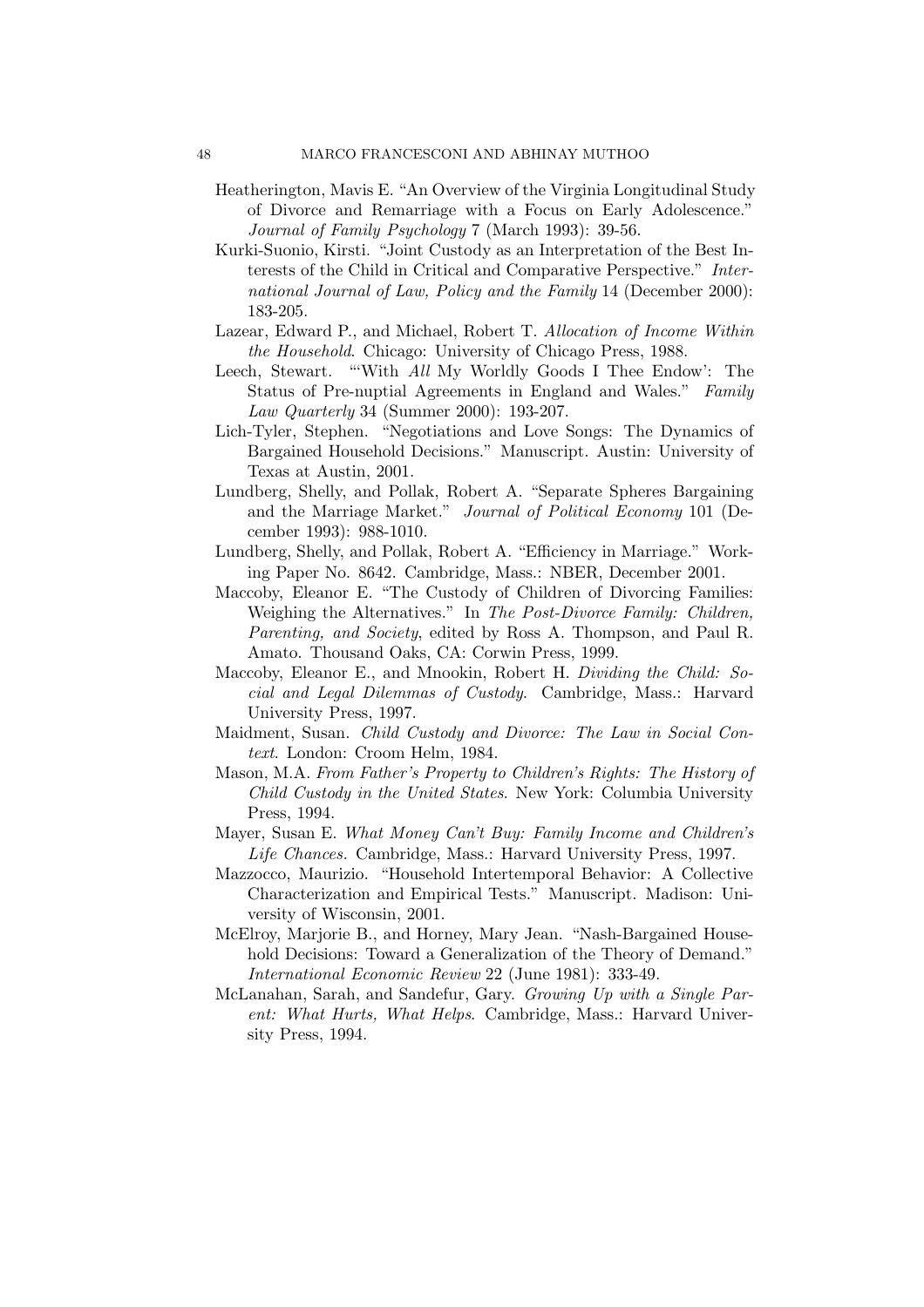Heatherington, Mavis E. "An Overview of the Virginia Longitudinal Study of Divorce and Remarriage with a Focus on Early Adolescence." *Journal of Family Psychology* 7 (March 1993): 39-56.

Kurki-Suonio, Kirsti. "Joint Custody as an Interpretation of the Best Interests of the Child in Critical and Comparative Perspective." *International Journal of Law, Policy and the Family* 14 (December 2000): 183-205.

Lazear, Edward P., and Michael, Robert T. *Allocation of Income Within the Household*. Chicago: University of Chicago Press, 1988.

Leech, Stewart. "'With *All* My Worldly Goods I Thee Endow': The Status of Pre-nuptial Agreements in England and Wales." *Family Law Quarterly* 34 (Summer 2000): 193-207.

Lich-Tyler, Stephen. "Negotiations and Love Songs: The Dynamics of Bargained Household Decisions." Manuscript. Austin: University of Texas at Austin, 2001.

Lundberg, Shelly, and Pollak, Robert A. "Separate Spheres Bargaining and the Marriage Market." *Journal of Political Economy* 101 (December 1993): 988-1010.

Lundberg, Shelly, and Pollak, Robert A. "Efficiency in Marriage." Working Paper No. 8642. Cambridge, Mass.: NBER, December 2001.

Maccoby, Eleanor E. "The Custody of Children of Divorcing Families: Weighing the Alternatives." In *The Post-Divorce Family: Children, Parenting, and Society*, edited by Ross A. Thompson, and Paul R. Amato. Thousand Oaks, CA: Corwin Press, 1999.

Maccoby, Eleanor E., and Mnookin, Robert H. *Dividing the Child: Social and Legal Dilemmas of Custody*. Cambridge, Mass.: Harvard University Press, 1997.

Maidment, Susan. *Child Custody and Divorce: The Law in Social Context*. London: Croom Helm, 1984.

Mason, M.A. *From Father's Property to Children's Rights: The History of Child Custody in the United States*. New York: Columbia University Press, 1994.

Mayer, Susan E. *What Money Can't Buy: Family Income and Children's Life Chances.* Cambridge, Mass.: Harvard University Press, 1997.

Mazzocco, Maurizio. "Household Intertemporal Behavior: A Collective Characterization and Empirical Tests." Manuscript. Madison: University of Wisconsin, 2001.

McElroy, Marjorie B., and Horney, Mary Jean. "Nash-Bargained Household Decisions: Toward a Generalization of the Theory of Demand." *International Economic Review* 22 (June 1981): 333-49.

McLanahan, Sarah, and Sandefur, Gary. *Growing Up with a Single Parent: What Hurts, What Helps.* Cambridge, Mass.: Harvard University Press, 1994.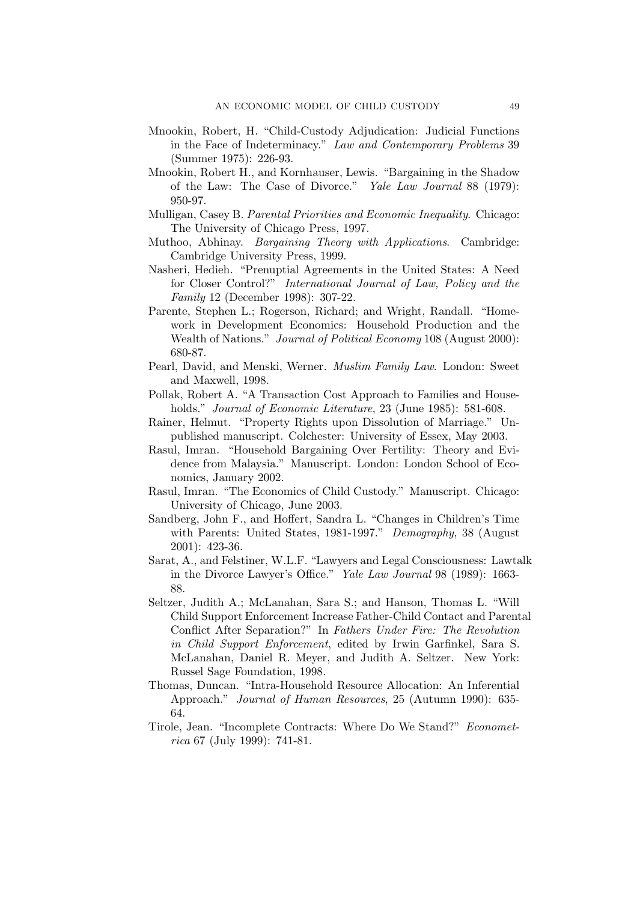Mnookin, Robert, H. "Child-Custody Adjudication: Judicial Functions in the Face of Indeterminacy." *Law and Contemporary Problems* 39 (Summer 1975): 226-93.

Mnookin, Robert H., and Kornhauser, Lewis. "Bargaining in the Shadow of the Law: The Case of Divorce." *Yale Law Journal* 88 (1979): 950-97.

Mulligan, Casey B. *Parental Priorities and Economic Inequality*. Chicago: The University of Chicago Press, 1997.

Muthoo, Abhinay. *Bargaining Theory with Applications*. Cambridge: Cambridge University Press, 1999.

Nasheri, Hedieh. "Prenuptial Agreements in the United States: A Need for Closer Control?" *International Journal of Law, Policy and the Family* 12 (December 1998): 307-22.

Parente, Stephen L.; Rogerson, Richard; and Wright, Randall. "Homework in Development Economics: Household Production and the Wealth of Nations." *Journal of Political Economy* 108 (August 2000): 680-87.

Pearl, David, and Menski, Werner. *Muslim Family Law*. London: Sweet and Maxwell, 1998.

Pollak, Robert A. "A Transaction Cost Approach to Families and Households." *Journal of Economic Literature*, 23 (June 1985): 581-608.

Rainer, Helmut. "Property Rights upon Dissolution of Marriage." Unpublished manuscript. Colchester: University of Essex, May 2003.

Rasul, Imran. "Household Bargaining Over Fertility: Theory and Evidence from Malaysia." Manuscript. London: London School of Economics, January 2002.

Rasul, Imran. "The Economics of Child Custody." Manuscript. Chicago: University of Chicago, June 2003.

Sandberg, John F., and Hoffert, Sandra L. "Changes in Children's Time with Parents: United States, 1981-1997." *Demography*, 38 (August 2001): 423-36.

Sarat, A., and Felstiner, W.L.F. "Lawyers and Legal Consciousness: Lawtalk in the Divorce Lawyer's Office." *Yale Law Journal* 98 (1989): 1663-88.

Seltzer, Judith A.; McLanahan, Sara S.; and Hanson, Thomas L. "Will Child Support Enforcement Increase Father-Child Contact and Parental Conflict After Separation?" In *Fathers Under Fire: The Revolution in Child Support Enforcement*, edited by Irwin Garfinkel, Sara S. McLanahan, Daniel R. Meyer, and Judith A. Seltzer. New York: Russel Sage Foundation, 1998.

Thomas, Duncan. "Intra-Household Resource Allocation: An Inferential Approach." *Journal of Human Resources*, 25 (Autumn 1990): 635-64.

Tirole, Jean. "Incomplete Contracts: Where Do We Stand?" *Econometrica* 67 (July 1999): 741-81.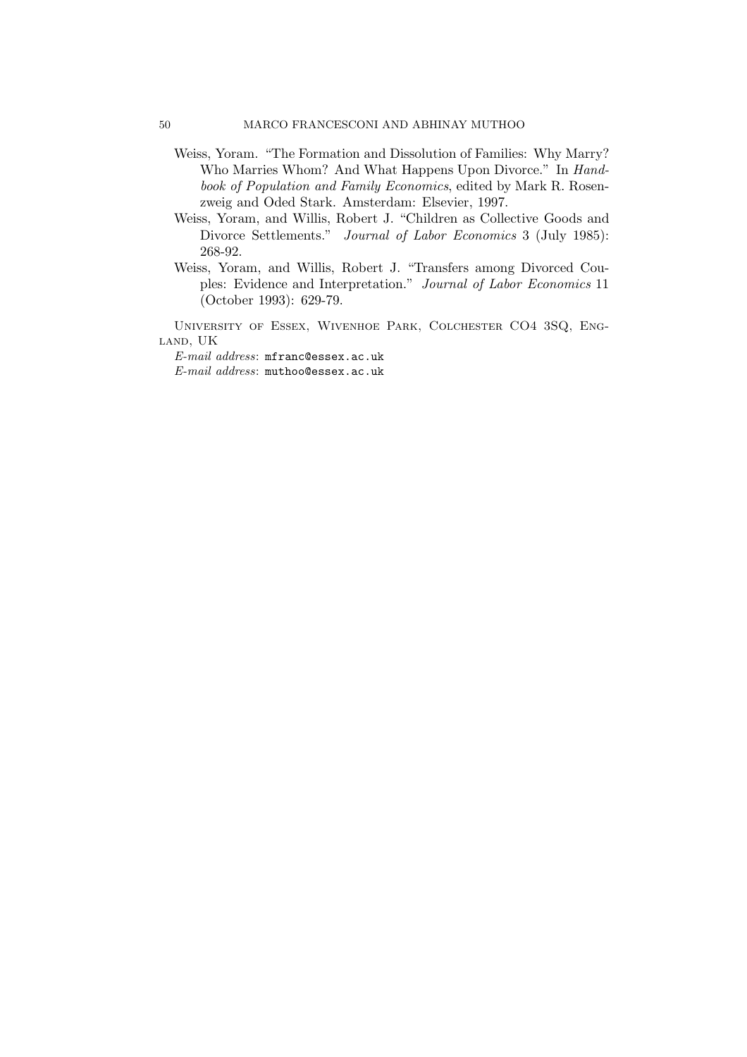Weiss, Yoram. "The Formation and Dissolution of Families: Why Marry? Who Marries Whom? And What Happens Upon Divorce." In *Handbook of Population and Family Economics*, edited by Mark R. Rosenzweig and Oded Stark. Amsterdam: Elsevier, 1997.

Weiss, Yoram, and Willis, Robert J. "Children as Collective Goods and Divorce Settlements." *Journal of Labor Economics* 3 (July 1985): 268-92.

Weiss, Yoram, and Willis, Robert J. "Transfers among Divorced Couples: Evidence and Interpretation." *Journal of Labor Economics* 11 (October 1993): 629-79.

University of Essex, Wivenhoe Park, Colchester CO4 3SQ, England, UK

*E-mail address*: mfranc@essex.ac.uk

*E-mail address*: muthoo@essex.ac.uk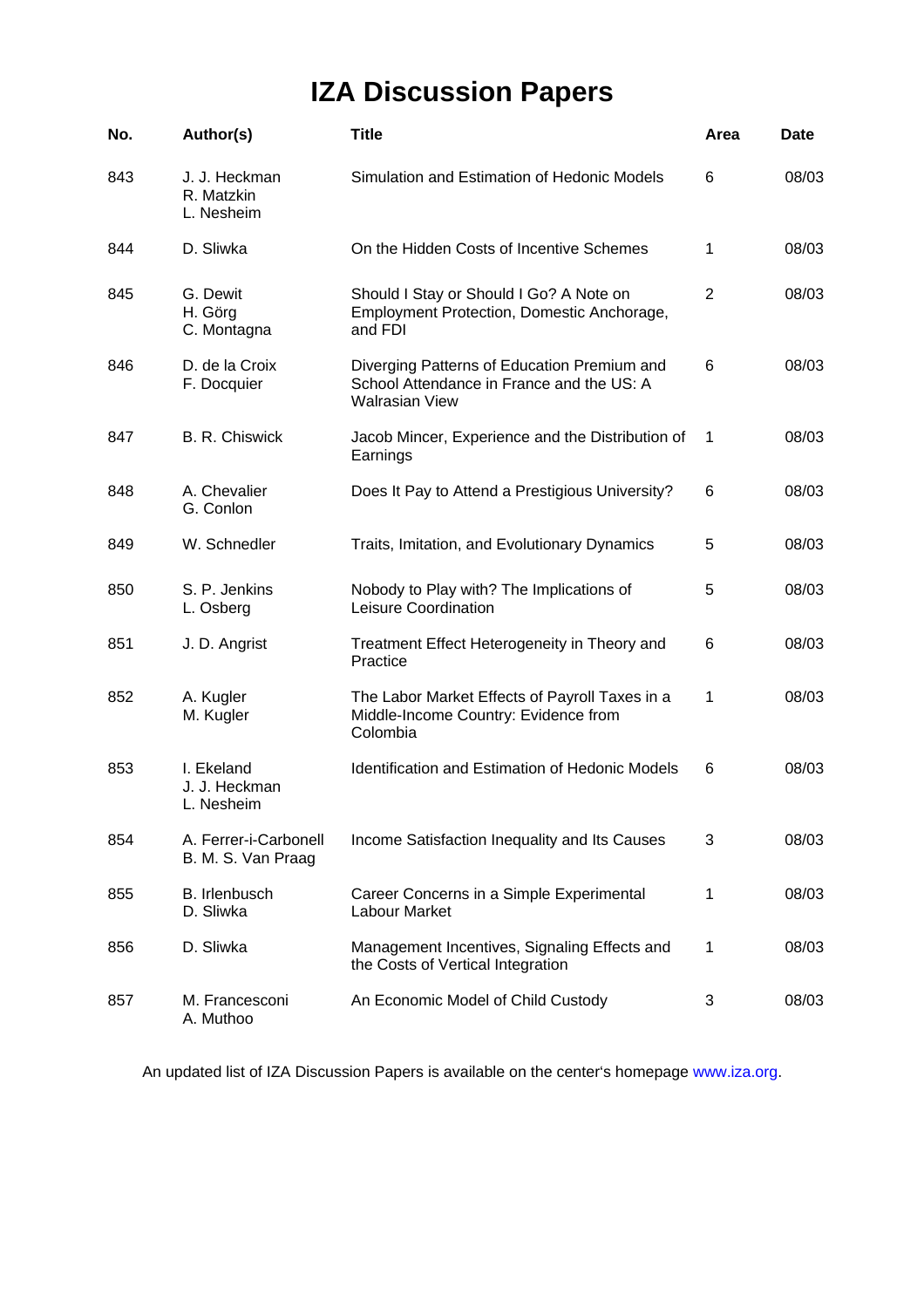# IZA Discussion Papers

| No. | Author(s) | Title | Area | Date |
|---|---|---|---|---|
| 843 | J. J. Heckman<br>R. Matzkin<br>L. Nesheim | Simulation and Estimation of Hedonic Models | 6 | 08/03 |
| 844 | D. Sliwka | On the Hidden Costs of Incentive Schemes | 1 | 08/03 |
| 845 | G. Dewit<br>H. Görg<br>C. Montagna | Should I Stay or Should I Go? A Note on Employment Protection, Domestic Anchorage, and FDI | 2 | 08/03 |
| 846 | D. de la Croix<br>F. Docquier | Diverging Patterns of Education Premium and School Attendance in France and the US: A Walrasian View | 6 | 08/03 |
| 847 | B. R. Chiswick | Jacob Mincer, Experience and the Distribution of Earnings | 1 | 08/03 |
| 848 | A. Chevalier<br>G. Conlon | Does It Pay to Attend a Prestigious University? | 6 | 08/03 |
| 849 | W. Schnedler | Traits, Imitation, and Evolutionary Dynamics | 5 | 08/03 |
| 850 | S. P. Jenkins<br>L. Osberg | Nobody to Play with? The Implications of Leisure Coordination | 5 | 08/03 |
| 851 | J. D. Angrist | Treatment Effect Heterogeneity in Theory and Practice | 6 | 08/03 |
| 852 | A. Kugler<br>M. Kugler | The Labor Market Effects of Payroll Taxes in a Middle-Income Country: Evidence from Colombia | 1 | 08/03 |
| 853 | I. Ekeland<br>J. J. Heckman<br>L. Nesheim | Identification and Estimation of Hedonic Models | 6 | 08/03 |
| 854 | A. Ferrer-i-Carbonell<br>B. M. S. Van Praag | Income Satisfaction Inequality and Its Causes | 3 | 08/03 |
| 855 | B. Irlenbusch<br>D. Sliwka | Career Concerns in a Simple Experimental Labour Market | 1 | 08/03 |
| 856 | D. Sliwka | Management Incentives, Signaling Effects and the Costs of Vertical Integration | 1 | 08/03 |
| 857 | M. Francesconi<br>A. Muthoo | An Economic Model of Child Custody | 3 | 08/03 |

An updated list of IZA Discussion Papers is available on the center's homepage www.iza.org.